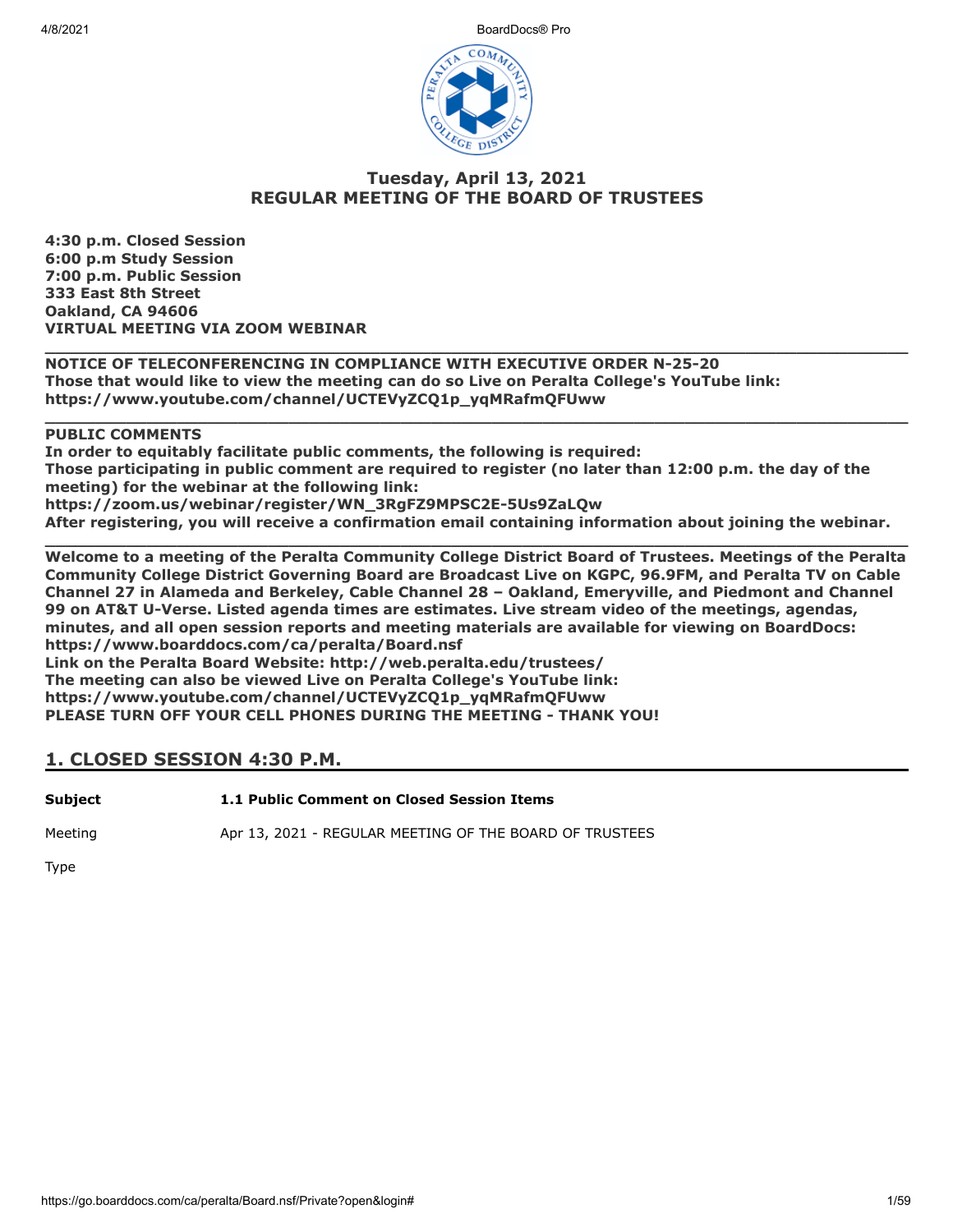## Tuesday, April 13, 2021
## REGULAR MEETING OF THE BOARD OF TRUSTEES

**4:30 p.m. Closed Session**
**6:00 p.m Study Session**
**7:00 p.m. Public Session**
**333 East 8th Street**
**Oakland, CA 94606**
**VIRTUAL MEETING VIA ZOOM WEBINAR**

---

**NOTICE OF TELECONFERENCING IN COMPLIANCE WITH EXECUTIVE ORDER N-25-20**
**Those that would like to view the meeting can do so Live on Peralta College's YouTube link:**
**https://www.youtube.com/channel/UCTEVyZCQ1p_yqMRafmQFUww**

---

**PUBLIC COMMENTS**
**In order to equitably facilitate public comments, the following is required:**
**Those participating in public comment are required to register (no later than 12:00 p.m. the day of the meeting) for the webinar at the following link:**
**https://zoom.us/webinar/register/WN_3RgFZ9MPSC2E-5Us9ZaLQw**
**After registering, you will receive a confirmation email containing information about joining the webinar.**

---

**Welcome to a meeting of the Peralta Community College District Board of Trustees. Meetings of the Peralta Community College District Governing Board are Broadcast Live on KGPC, 96.9FM, and Peralta TV on Cable Channel 27 in Alameda and Berkeley, Cable Channel 28 – Oakland, Emeryville, and Piedmont and Channel 99 on AT&T U-Verse. Listed agenda times are estimates. Live stream video of the meetings, agendas, minutes, and all open session reports and meeting materials are available for viewing on BoardDocs: https://www.boarddocs.com/ca/peralta/Board.nsf**
**Link on the Peralta Board Website: http://web.peralta.edu/trustees/**
**The meeting can also be viewed Live on Peralta College's YouTube link:**
**https://www.youtube.com/channel/UCTEVyZCQ1p_yqMRafmQFUww**
**PLEASE TURN OFF YOUR CELL PHONES DURING THE MEETING - THANK YOU!**

## 1. CLOSED SESSION 4:30 P.M.

**Subject** **1.1 Public Comment on Closed Session Items**

Meeting Apr 13, 2021 - REGULAR MEETING OF THE BOARD OF TRUSTEES

Type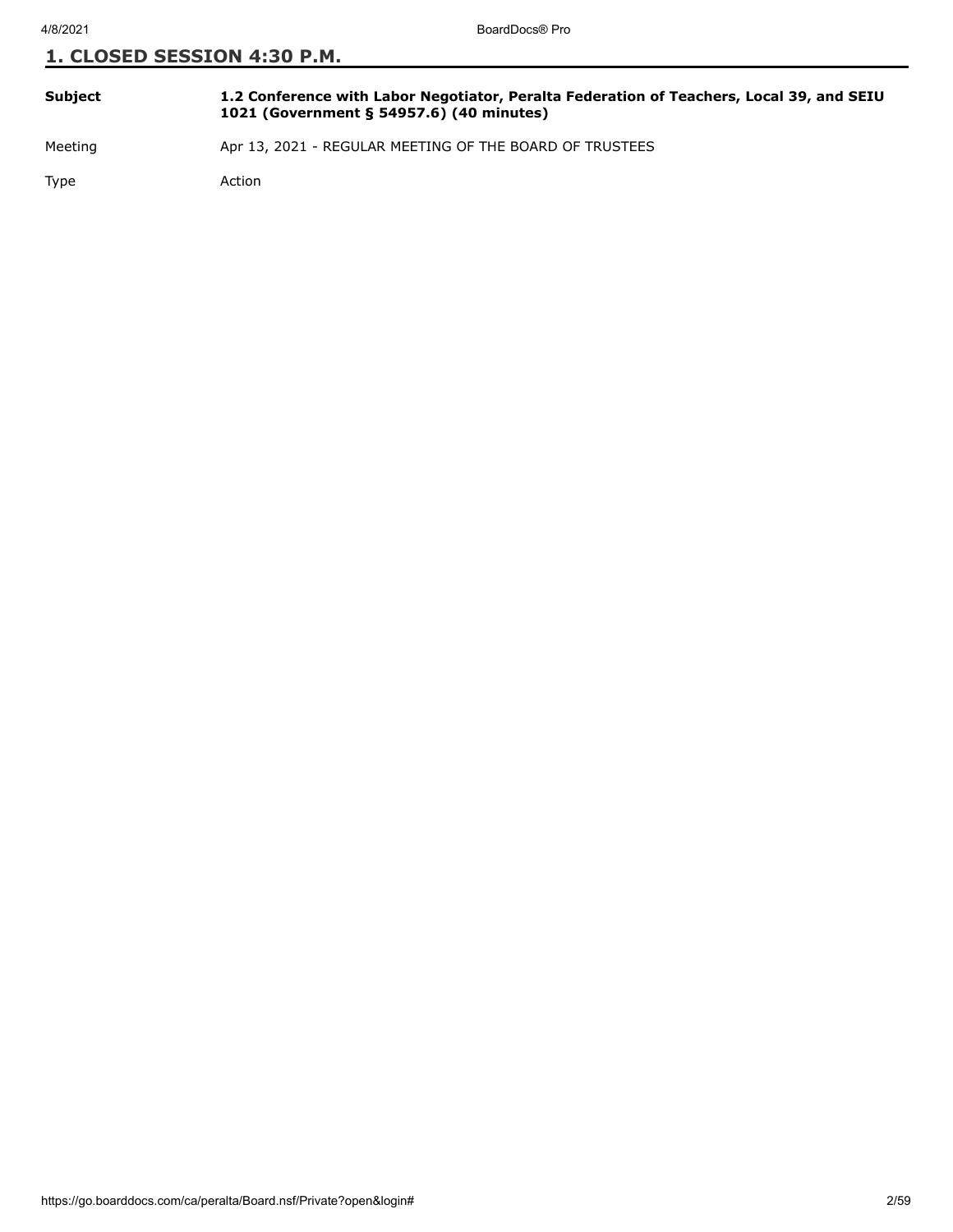## 1. CLOSED SESSION 4:30 P.M.

| | |
|---|---|
| **Subject** | **1.2 Conference with Labor Negotiator, Peralta Federation of Teachers, Local 39, and SEIU 1021 (Government § 54957.6) (40 minutes)** |
| Meeting | Apr 13, 2021 - REGULAR MEETING OF THE BOARD OF TRUSTEES |
| Type | Action |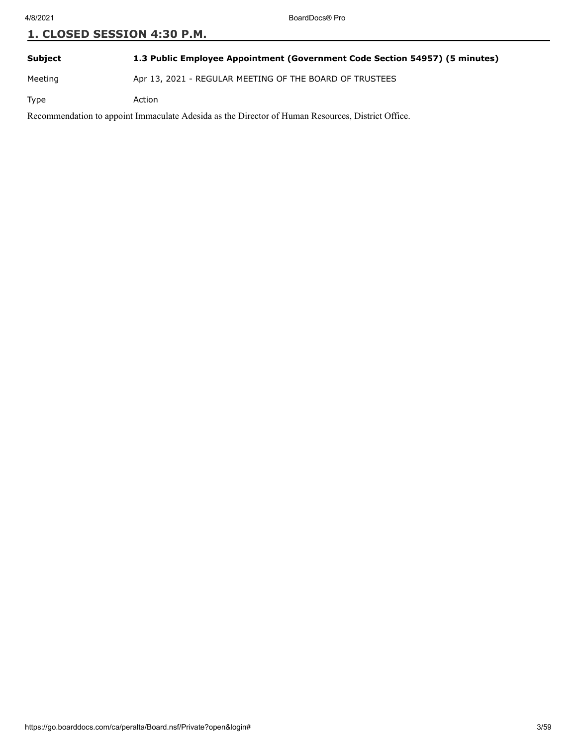## 1. CLOSED SESSION 4:30 P.M.

| | |
|---|---|
| **Subject** | **1.3 Public Employee Appointment (Government Code Section 54957) (5 minutes)** |
| Meeting | Apr 13, 2021 - REGULAR MEETING OF THE BOARD OF TRUSTEES |
| Type | Action |

Recommendation to appoint Immaculate Adesida as the Director of Human Resources, District Office.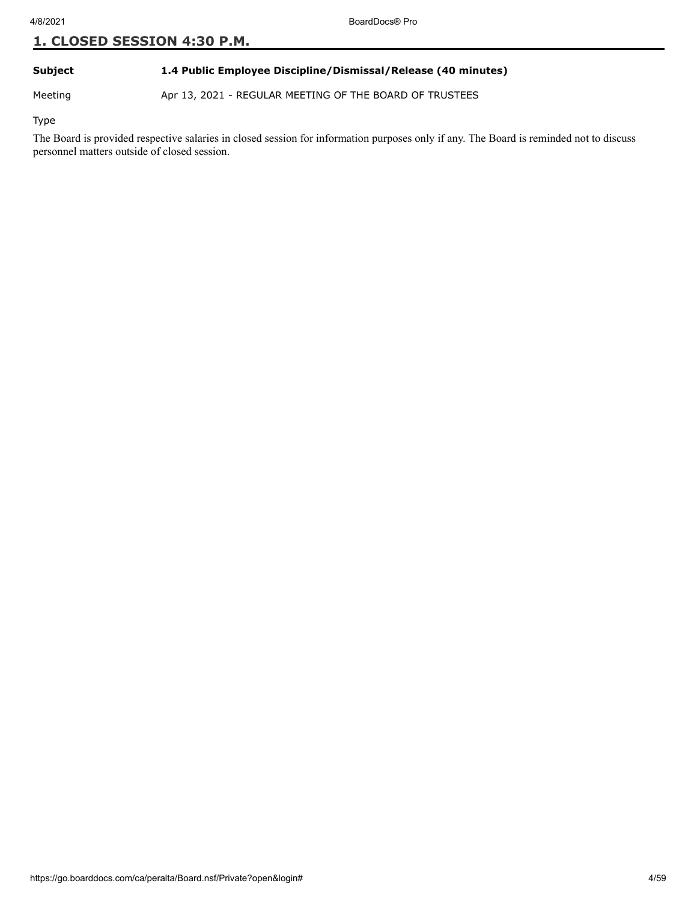## 1. CLOSED SESSION 4:30 P.M.

| | |
|---|---|
| **Subject** | **1.4 Public Employee Discipline/Dismissal/Release (40 minutes)** |
| Meeting | Apr 13, 2021 - REGULAR MEETING OF THE BOARD OF TRUSTEES |
| Type | |

The Board is provided respective salaries in closed session for information purposes only if any. The Board is reminded not to discuss personnel matters outside of closed session.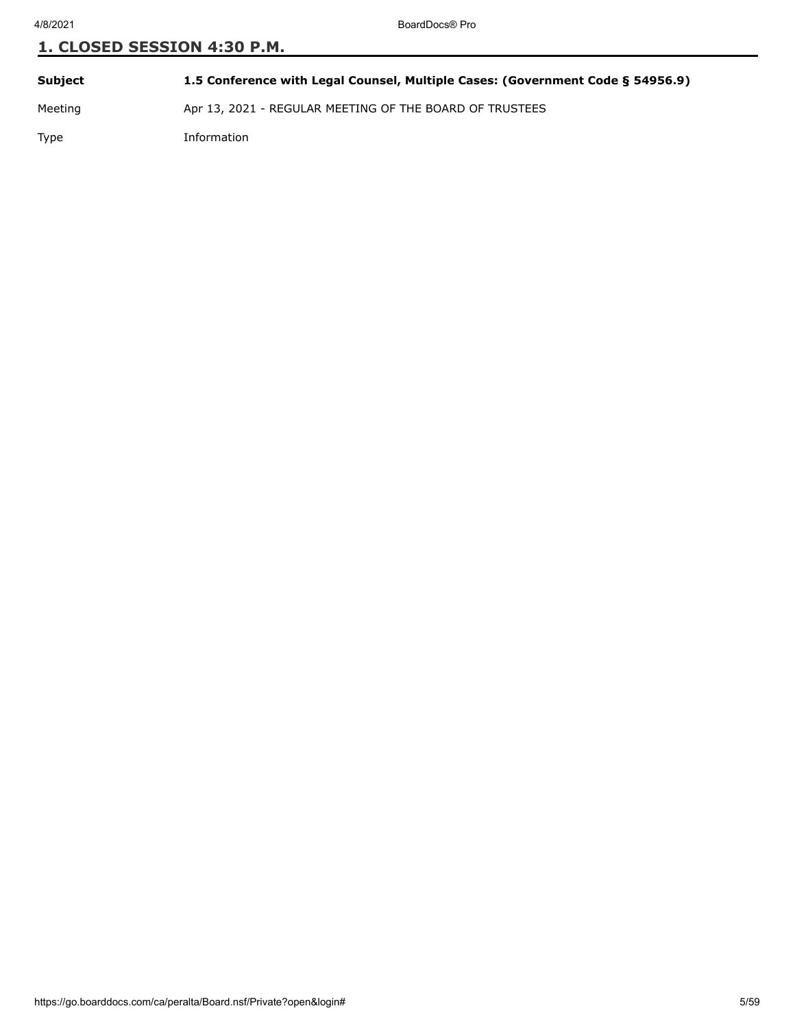## 1. CLOSED SESSION 4:30 P.M.

| | |
|---|---|
| **Subject** | **1.5 Conference with Legal Counsel, Multiple Cases: (Government Code § 54956.9)** |
| Meeting | Apr 13, 2021 - REGULAR MEETING OF THE BOARD OF TRUSTEES |
| Type | Information |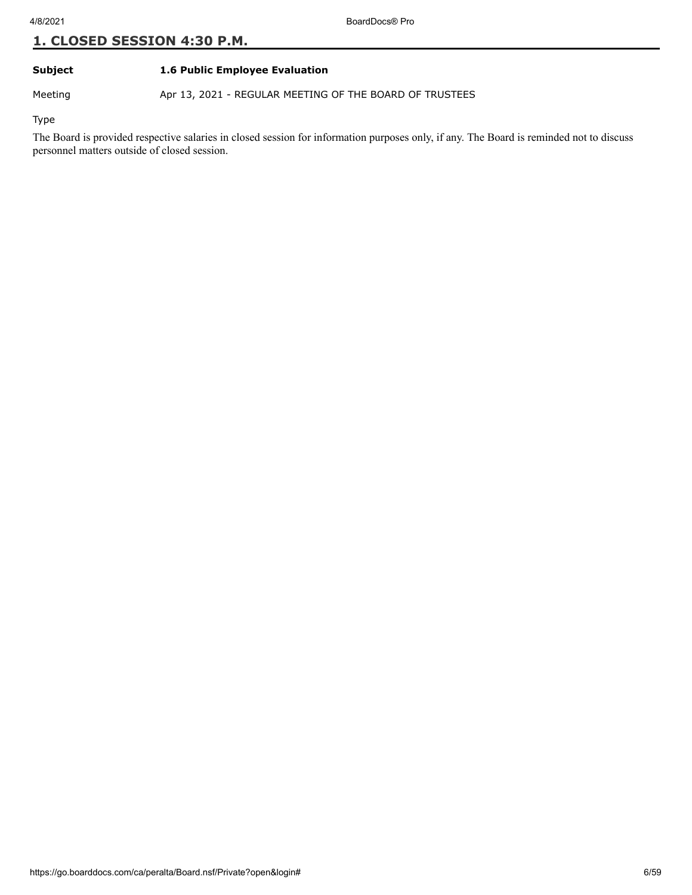## 1. CLOSED SESSION 4:30 P.M.

| | |
|---|---|
| **Subject** | **1.6 Public Employee Evaluation** |
| Meeting | Apr 13, 2021 - REGULAR MEETING OF THE BOARD OF TRUSTEES |
| Type | |

The Board is provided respective salaries in closed session for information purposes only, if any. The Board is reminded not to discuss personnel matters outside of closed session.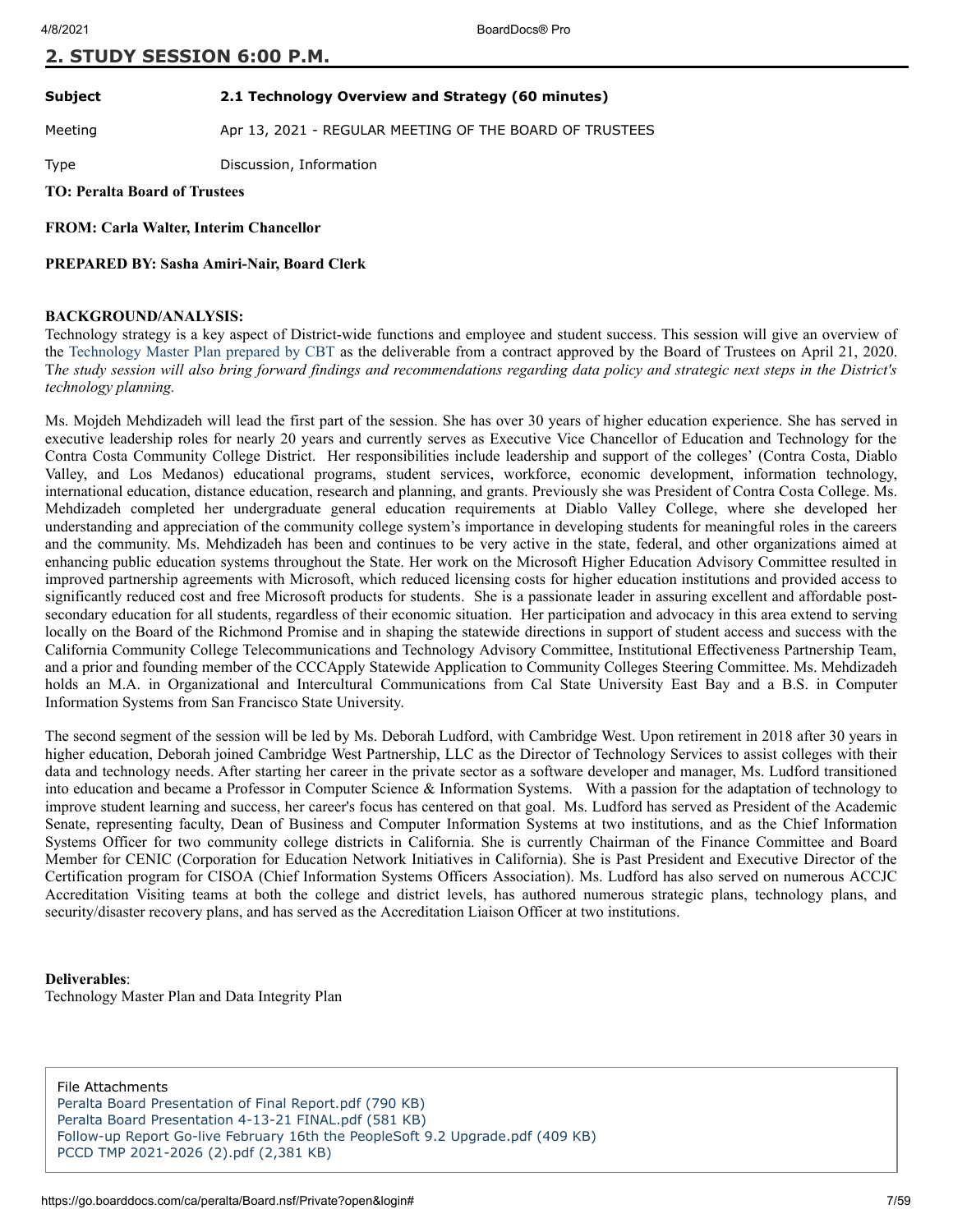## 2. STUDY SESSION 6:00 P.M.

| | |
|---|---|
| **Subject** | **2.1 Technology Overview and Strategy (60 minutes)** |
| Meeting | Apr 13, 2021 - REGULAR MEETING OF THE BOARD OF TRUSTEES |
| Type | Discussion, Information |

**TO: Peralta Board of Trustees**

**FROM: Carla Walter, Interim Chancellor**

**PREPARED BY: Sasha Amiri-Nair, Board Clerk**

**BACKGROUND/ANALYSIS:**
Technology strategy is a key aspect of District-wide functions and employee and student success. This session will give an overview of the Technology Master Plan prepared by CBT as the deliverable from a contract approved by the Board of Trustees on April 21, 2020. T*he study session will also bring forward findings and recommendations regarding data policy and strategic next steps in the District's technology planning.*

Ms. Mojdeh Mehdizadeh will lead the first part of the session. She has over 30 years of higher education experience. She has served in executive leadership roles for nearly 20 years and currently serves as Executive Vice Chancellor of Education and Technology for the Contra Costa Community College District. Her responsibilities include leadership and support of the colleges' (Contra Costa, Diablo Valley, and Los Medanos) educational programs, student services, workforce, economic development, information technology, international education, distance education, research and planning, and grants. Previously she was President of Contra Costa College. Ms. Mehdizadeh completed her undergraduate general education requirements at Diablo Valley College, where she developed her understanding and appreciation of the community college system's importance in developing students for meaningful roles in the careers and the community. Ms. Mehdizadeh has been and continues to be very active in the state, federal, and other organizations aimed at enhancing public education systems throughout the State. Her work on the Microsoft Higher Education Advisory Committee resulted in improved partnership agreements with Microsoft, which reduced licensing costs for higher education institutions and provided access to significantly reduced cost and free Microsoft products for students. She is a passionate leader in assuring excellent and affordable post-secondary education for all students, regardless of their economic situation. Her participation and advocacy in this area extend to serving locally on the Board of the Richmond Promise and in shaping the statewide directions in support of student access and success with the California Community College Telecommunications and Technology Advisory Committee, Institutional Effectiveness Partnership Team, and a prior and founding member of the CCCApply Statewide Application to Community Colleges Steering Committee. Ms. Mehdizadeh holds an M.A. in Organizational and Intercultural Communications from Cal State University East Bay and a B.S. in Computer Information Systems from San Francisco State University.

The second segment of the session will be led by Ms. Deborah Ludford, with Cambridge West. Upon retirement in 2018 after 30 years in higher education, Deborah joined Cambridge West Partnership, LLC as the Director of Technology Services to assist colleges with their data and technology needs. After starting her career in the private sector as a software developer and manager, Ms. Ludford transitioned into education and became a Professor in Computer Science & Information Systems. With a passion for the adaptation of technology to improve student learning and success, her career's focus has centered on that goal. Ms. Ludford has served as President of the Academic Senate, representing faculty, Dean of Business and Computer Information Systems at two institutions, and as the Chief Information Systems Officer for two community college districts in California. She is currently Chairman of the Finance Committee and Board Member for CENIC (Corporation for Education Network Initiatives in California). She is Past President and Executive Director of the Certification program for CISOA (Chief Information Systems Officers Association). Ms. Ludford has also served on numerous ACCJC Accreditation Visiting teams at both the college and district levels, has authored numerous strategic plans, technology plans, and security/disaster recovery plans, and has served as the Accreditation Liaison Officer at two institutions.

**Deliverables**:
Technology Master Plan and Data Integrity Plan

File Attachments
- Peralta Board Presentation of Final Report.pdf (790 KB)
- Peralta Board Presentation 4-13-21 FINAL.pdf (581 KB)
- Follow-up Report Go-live February 16th the PeopleSoft 9.2 Upgrade.pdf (409 KB)
- PCCD TMP 2021-2026 (2).pdf (2,381 KB)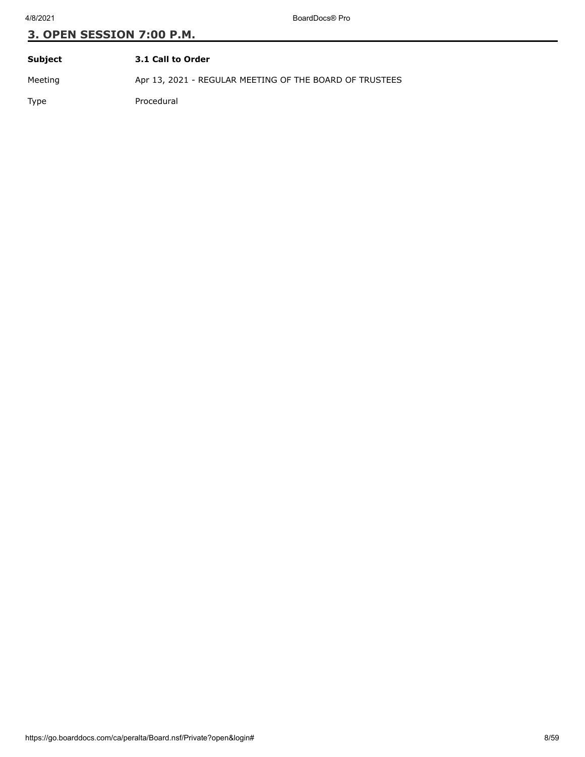## 3. OPEN SESSION 7:00 P.M.

| **Subject** | **3.1 Call to Order** |
|---|---|
| Meeting | Apr 13, 2021 - REGULAR MEETING OF THE BOARD OF TRUSTEES |
| Type | Procedural |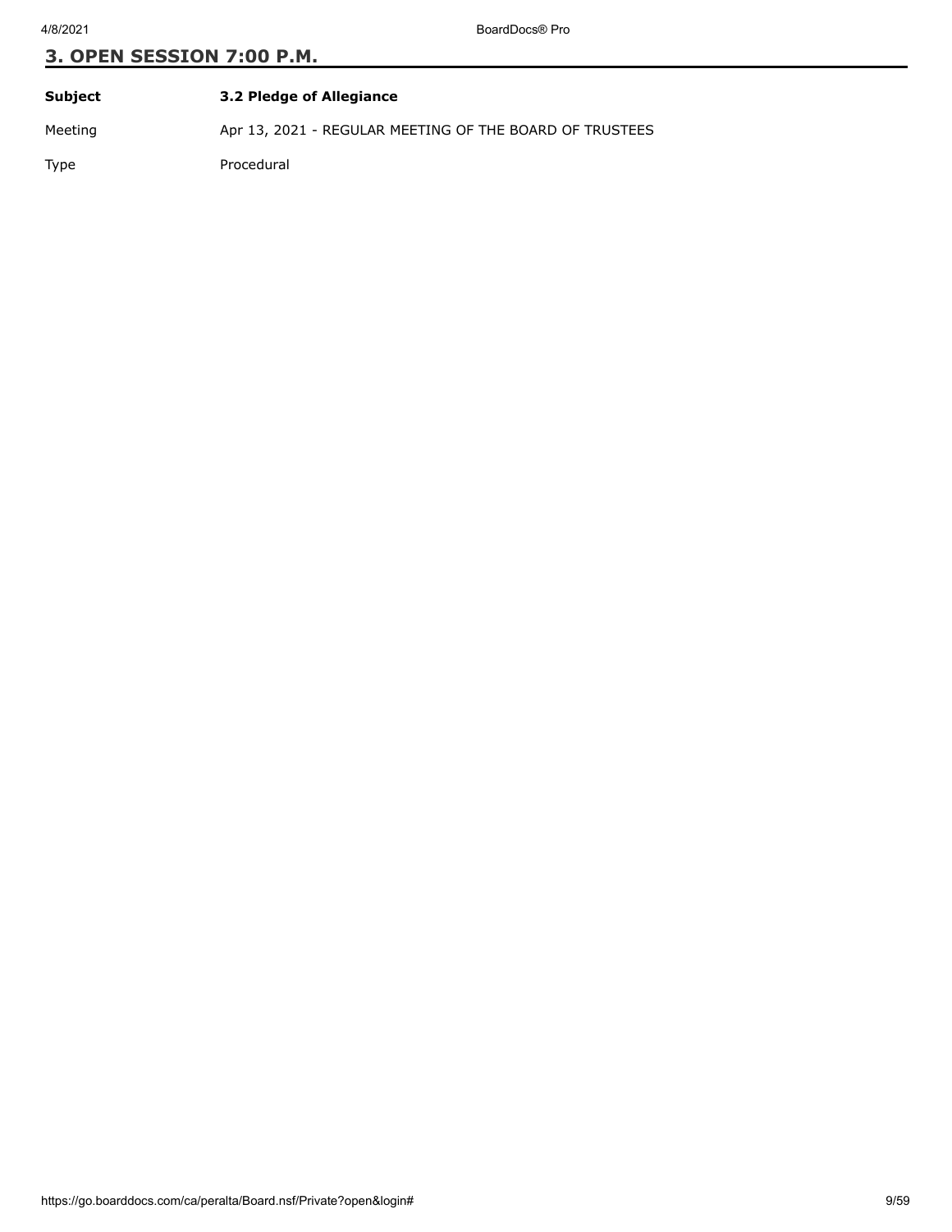## 3. OPEN SESSION 7:00 P.M.

| | |
|---|---|
| **Subject** | **3.2 Pledge of Allegiance** |
| Meeting | Apr 13, 2021 - REGULAR MEETING OF THE BOARD OF TRUSTEES |
| Type | Procedural |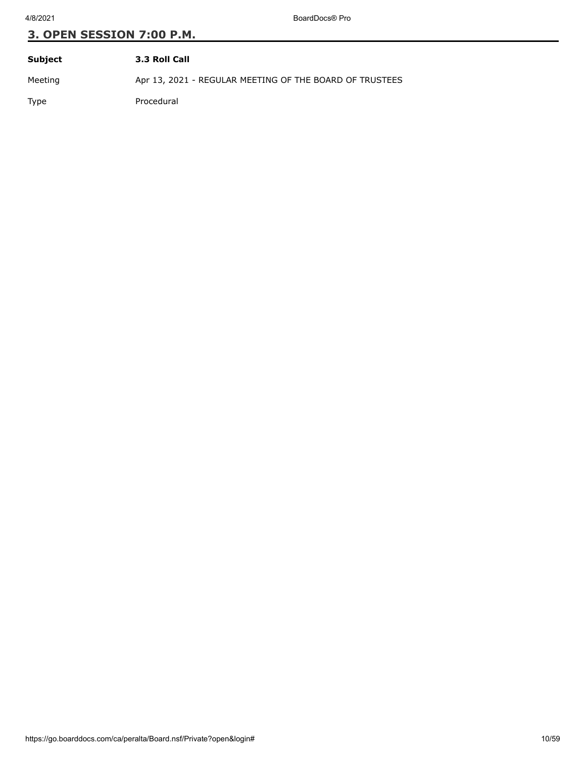## 3. OPEN SESSION 7:00 P.M.

| | |
|---|---|
| **Subject** | **3.3 Roll Call** |
| Meeting | Apr 13, 2021 - REGULAR MEETING OF THE BOARD OF TRUSTEES |
| Type | Procedural |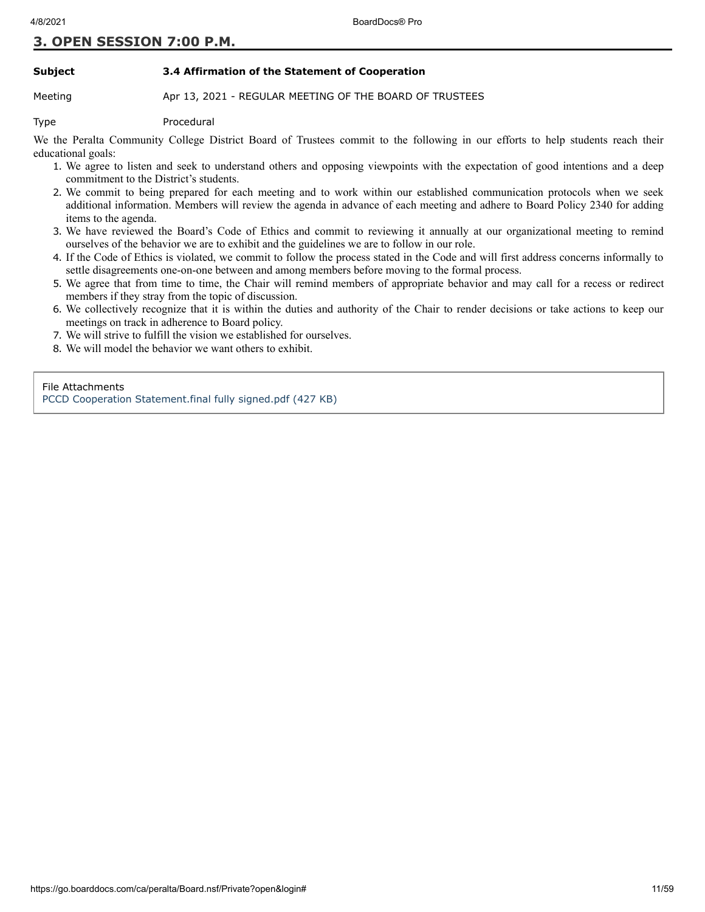## 3. OPEN SESSION 7:00 P.M.

**Subject** **3.4 Affirmation of the Statement of Cooperation**

Meeting Apr 13, 2021 - REGULAR MEETING OF THE BOARD OF TRUSTEES

Type Procedural

We the Peralta Community College District Board of Trustees commit to the following in our efforts to help students reach their educational goals:

1. We agree to listen and seek to understand others and opposing viewpoints with the expectation of good intentions and a deep commitment to the District's students.
2. We commit to being prepared for each meeting and to work within our established communication protocols when we seek additional information. Members will review the agenda in advance of each meeting and adhere to Board Policy 2340 for adding items to the agenda.
3. We have reviewed the Board's Code of Ethics and commit to reviewing it annually at our organizational meeting to remind ourselves of the behavior we are to exhibit and the guidelines we are to follow in our role.
4. If the Code of Ethics is violated, we commit to follow the process stated in the Code and will first address concerns informally to settle disagreements one-on-one between and among members before moving to the formal process.
5. We agree that from time to time, the Chair will remind members of appropriate behavior and may call for a recess or redirect members if they stray from the topic of discussion.
6. We collectively recognize that it is within the duties and authority of the Chair to render decisions or take actions to keep our meetings on track in adherence to Board policy.
7. We will strive to fulfill the vision we established for ourselves.
8. We will model the behavior we want others to exhibit.

File Attachments
PCCD Cooperation Statement.final fully signed.pdf (427 KB)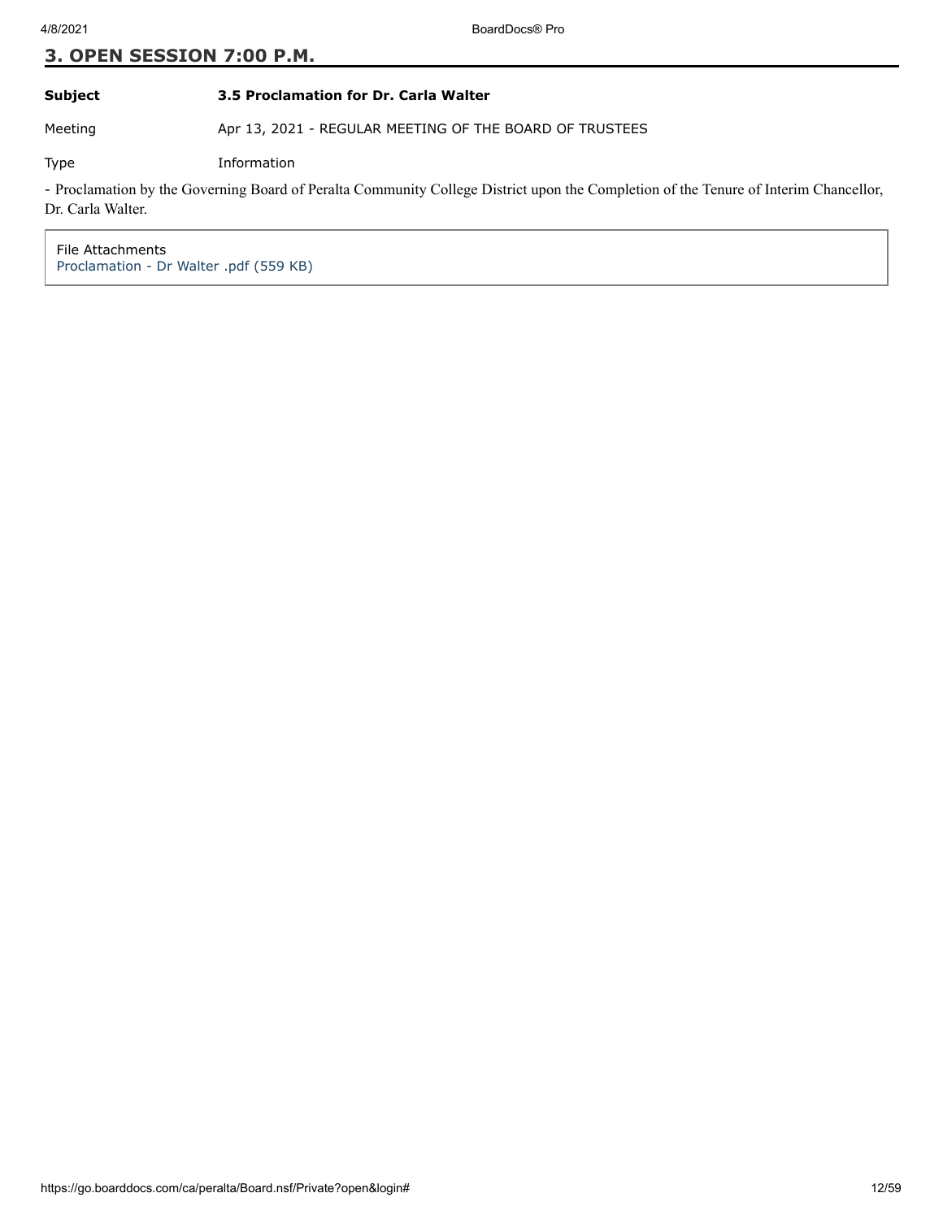## 3. OPEN SESSION 7:00 P.M.

| | |
|---|---|
| **Subject** | **3.5 Proclamation for Dr. Carla Walter** |
| Meeting | Apr 13, 2021 - REGULAR MEETING OF THE BOARD OF TRUSTEES |
| Type | Information |

- Proclamation by the Governing Board of Peralta Community College District upon the Completion of the Tenure of Interim Chancellor, Dr. Carla Walter.

File Attachments
Proclamation - Dr Walter .pdf (559 KB)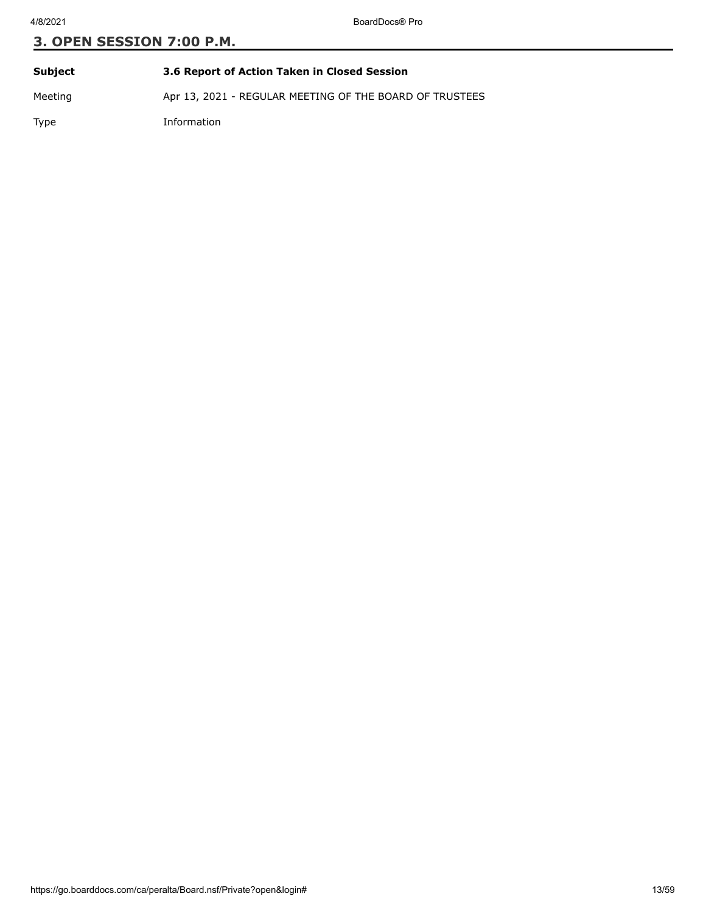## 3. OPEN SESSION 7:00 P.M.

| | |
|---|---|
| **Subject** | **3.6 Report of Action Taken in Closed Session** |
| Meeting | Apr 13, 2021 - REGULAR MEETING OF THE BOARD OF TRUSTEES |
| Type | Information |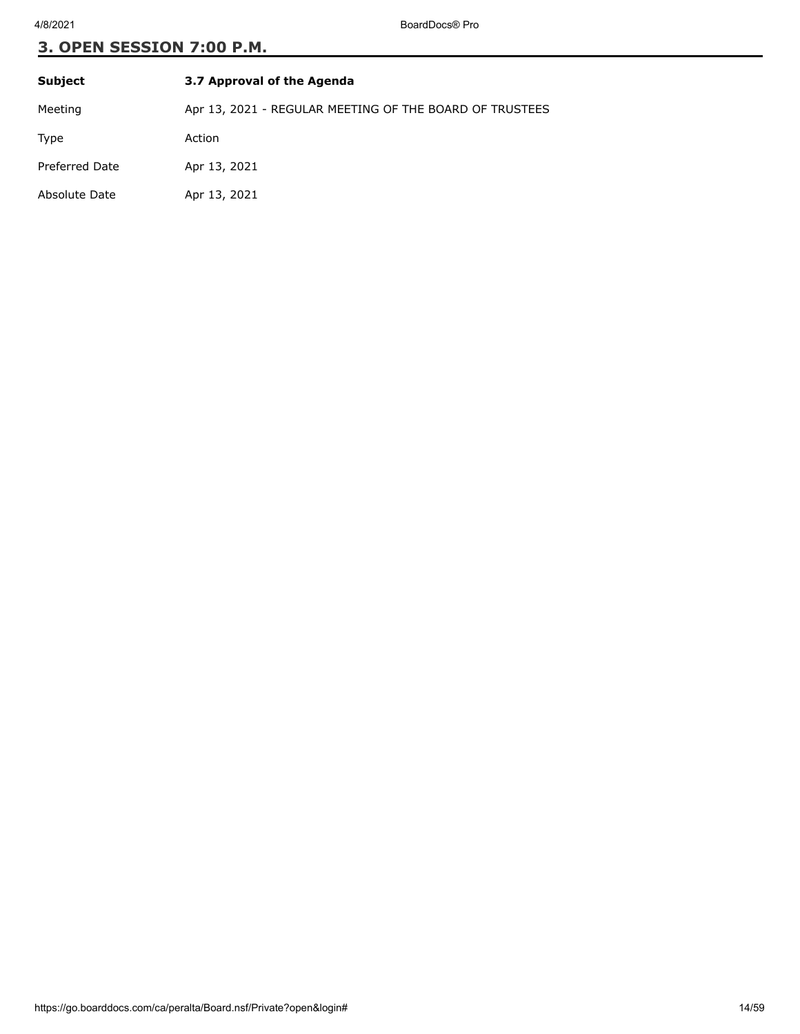## 3. OPEN SESSION 7:00 P.M.

| **Subject** | **3.7 Approval of the Agenda** |
|---|---|
| Meeting | Apr 13, 2021 - REGULAR MEETING OF THE BOARD OF TRUSTEES |
| Type | Action |
| Preferred Date | Apr 13, 2021 |
| Absolute Date | Apr 13, 2021 |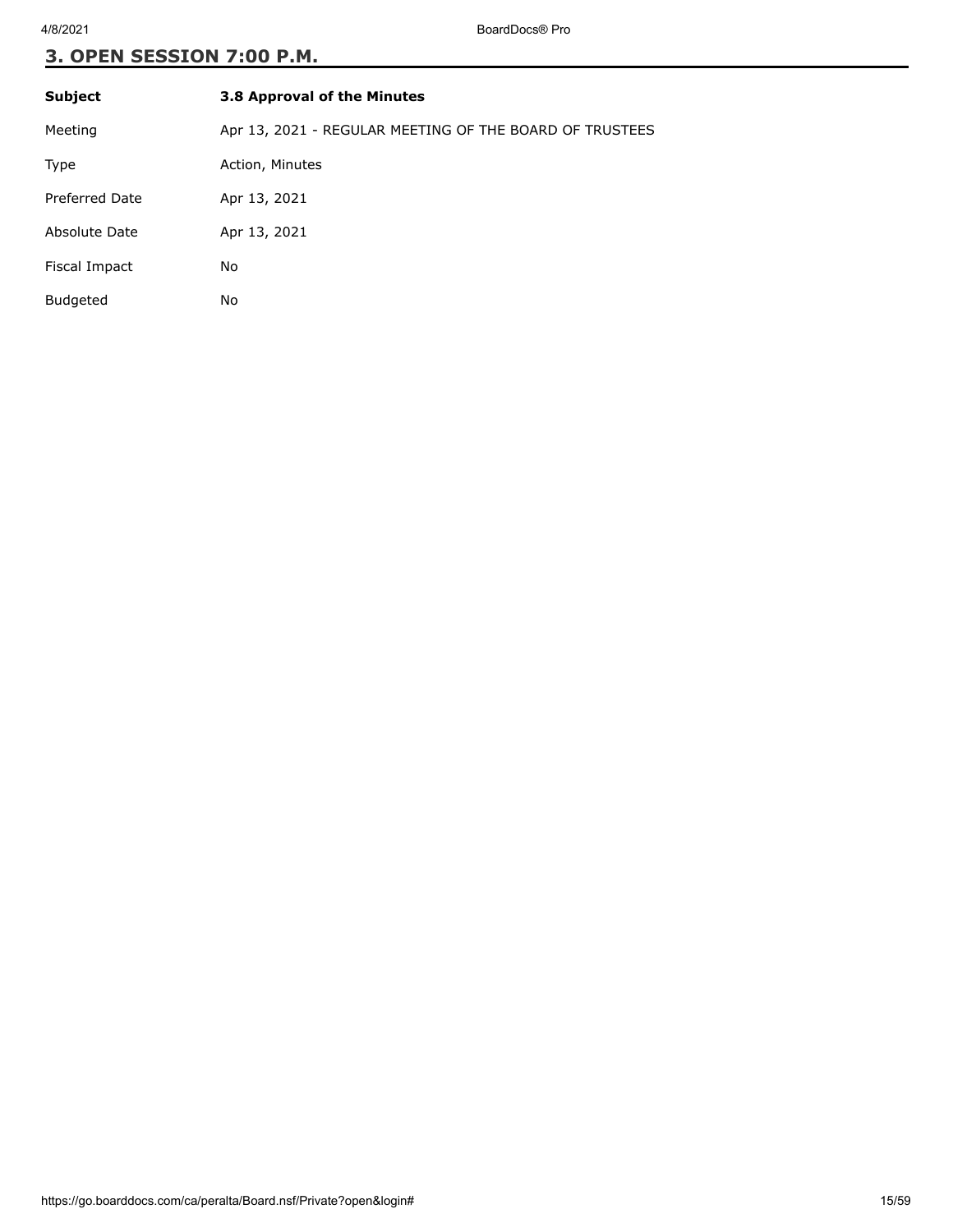## 3. OPEN SESSION 7:00 P.M.

| **Subject** | **3.8 Approval of the Minutes** |
|---|---|
| Meeting | Apr 13, 2021 - REGULAR MEETING OF THE BOARD OF TRUSTEES |
| Type | Action, Minutes |
| Preferred Date | Apr 13, 2021 |
| Absolute Date | Apr 13, 2021 |
| Fiscal Impact | No |
| Budgeted | No |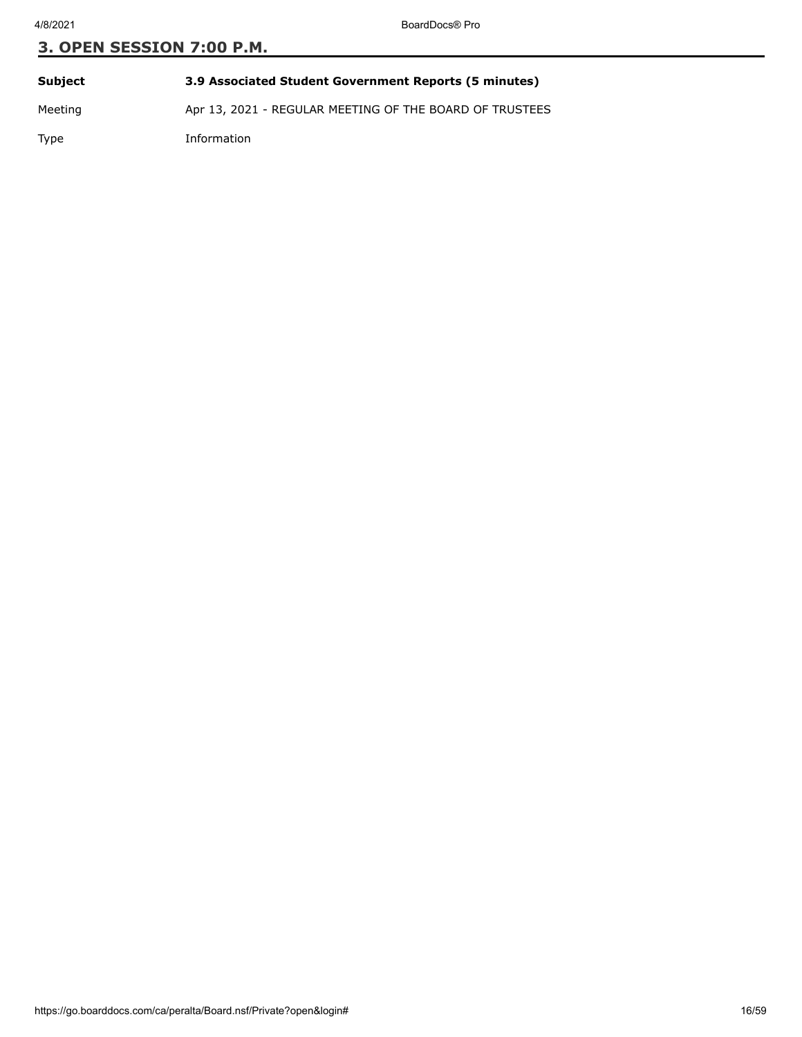## 3. OPEN SESSION 7:00 P.M.

| | |
|---|---|
| **Subject** | **3.9 Associated Student Government Reports (5 minutes)** |
| Meeting | Apr 13, 2021 - REGULAR MEETING OF THE BOARD OF TRUSTEES |
| Type | Information |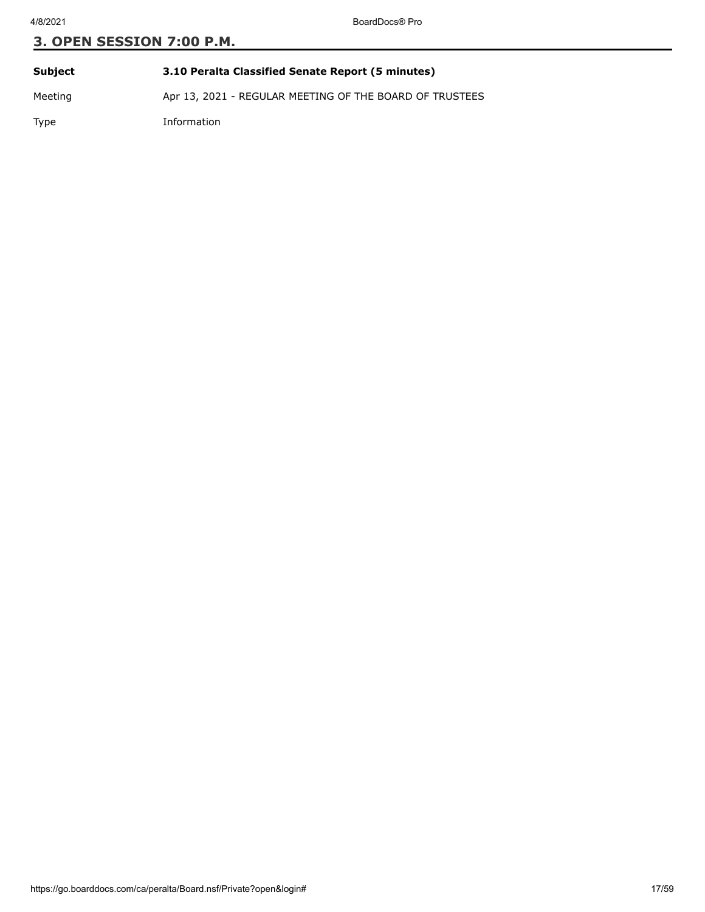## 3. OPEN SESSION 7:00 P.M.

| **Subject** | **3.10 Peralta Classified Senate Report (5 minutes)** |
| --- | --- |
| Meeting | Apr 13, 2021 - REGULAR MEETING OF THE BOARD OF TRUSTEES |
| Type | Information |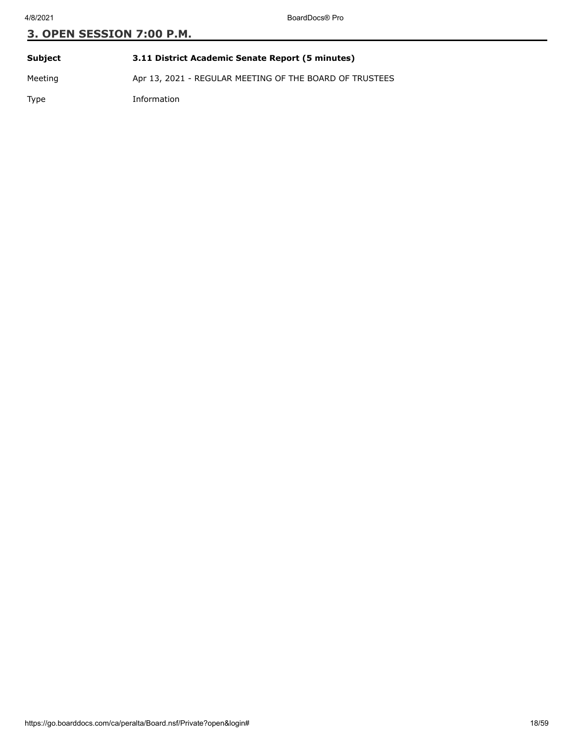## 3. OPEN SESSION 7:00 P.M.

| | |
|---|---|
| **Subject** | **3.11 District Academic Senate Report (5 minutes)** |
| Meeting | Apr 13, 2021 - REGULAR MEETING OF THE BOARD OF TRUSTEES |
| Type | Information |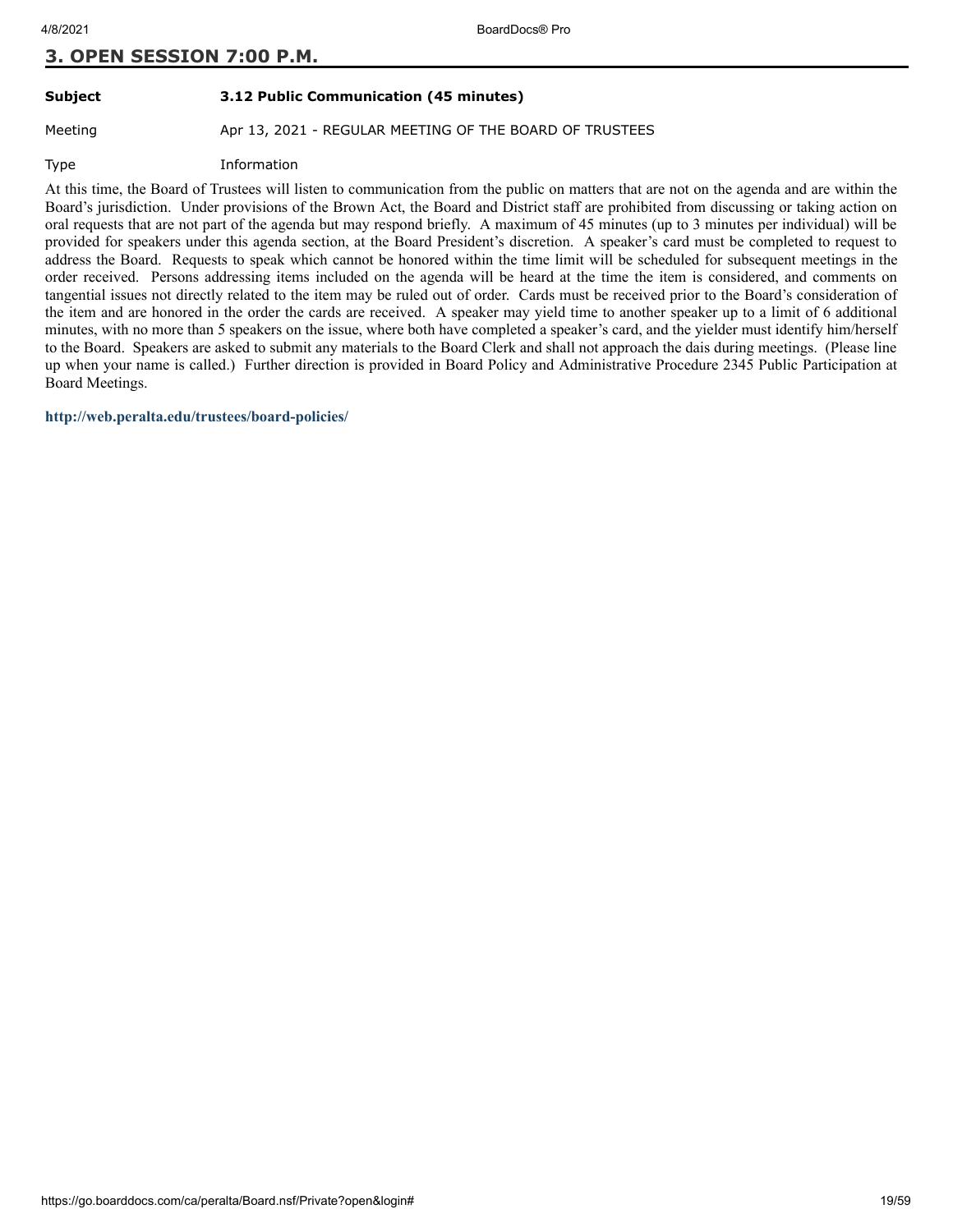## 3. OPEN SESSION 7:00 P.M.

| | |
|---|---|
| **Subject** | **3.12 Public Communication (45 minutes)** |
| Meeting | Apr 13, 2021 - REGULAR MEETING OF THE BOARD OF TRUSTEES |
| Type | Information |

At this time, the Board of Trustees will listen to communication from the public on matters that are not on the agenda and are within the Board's jurisdiction. Under provisions of the Brown Act, the Board and District staff are prohibited from discussing or taking action on oral requests that are not part of the agenda but may respond briefly. A maximum of 45 minutes (up to 3 minutes per individual) will be provided for speakers under this agenda section, at the Board President's discretion. A speaker's card must be completed to request to address the Board. Requests to speak which cannot be honored within the time limit will be scheduled for subsequent meetings in the order received. Persons addressing items included on the agenda will be heard at the time the item is considered, and comments on tangential issues not directly related to the item may be ruled out of order. Cards must be received prior to the Board's consideration of the item and are honored in the order the cards are received. A speaker may yield time to another speaker up to a limit of 6 additional minutes, with no more than 5 speakers on the issue, where both have completed a speaker's card, and the yielder must identify him/herself to the Board. Speakers are asked to submit any materials to the Board Clerk and shall not approach the dais during meetings. (Please line up when your name is called.) Further direction is provided in Board Policy and Administrative Procedure 2345 Public Participation at Board Meetings.

**http://web.peralta.edu/trustees/board-policies/**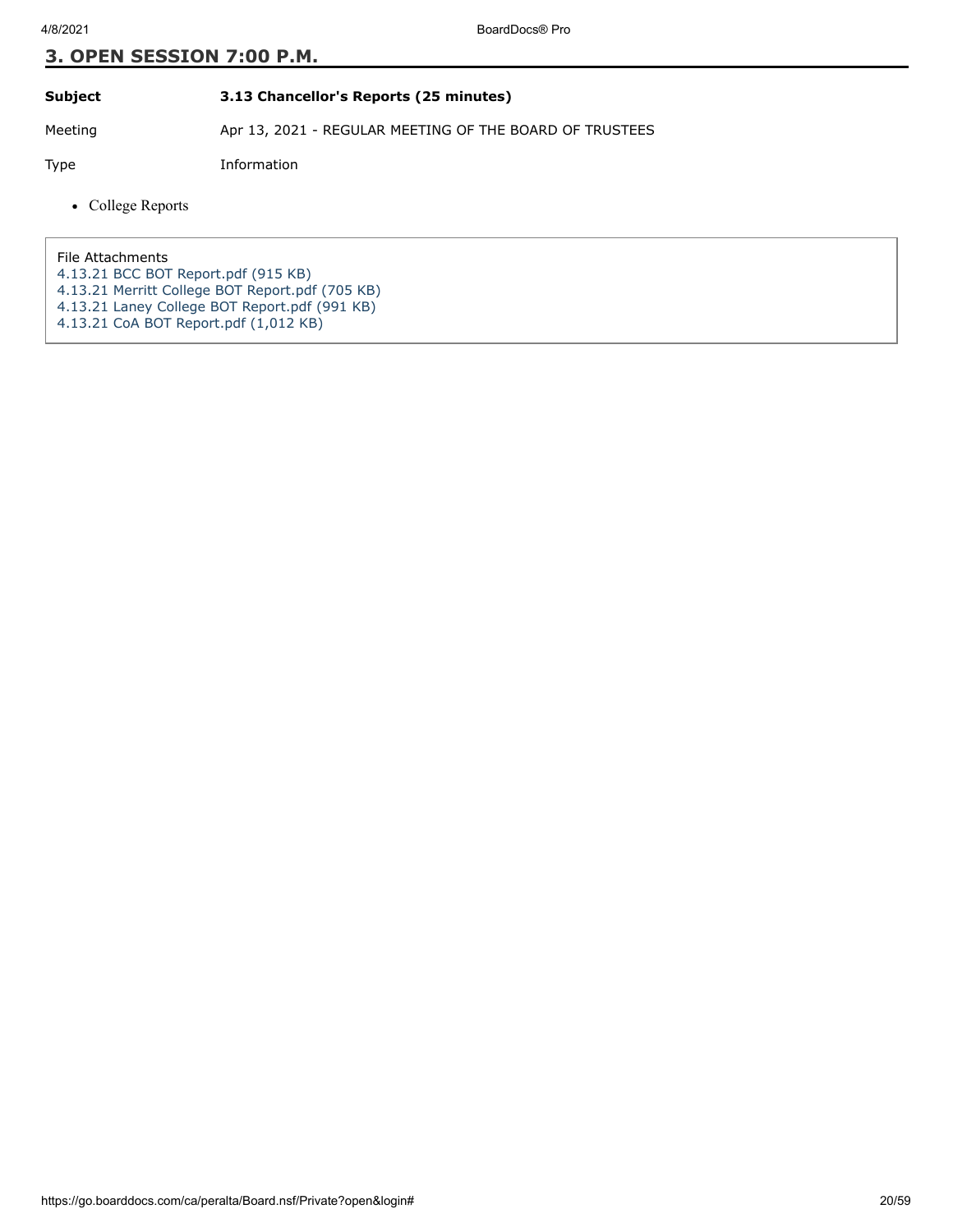## 3. OPEN SESSION 7:00 P.M.

| | |
|---|---|
| **Subject** | **3.13 Chancellor's Reports (25 minutes)** |
| Meeting | Apr 13, 2021 - REGULAR MEETING OF THE BOARD OF TRUSTEES |
| Type | Information |

- College Reports

File Attachments
4.13.21 BCC BOT Report.pdf (915 KB)
4.13.21 Merritt College BOT Report.pdf (705 KB)
4.13.21 Laney College BOT Report.pdf (991 KB)
4.13.21 CoA BOT Report.pdf (1,012 KB)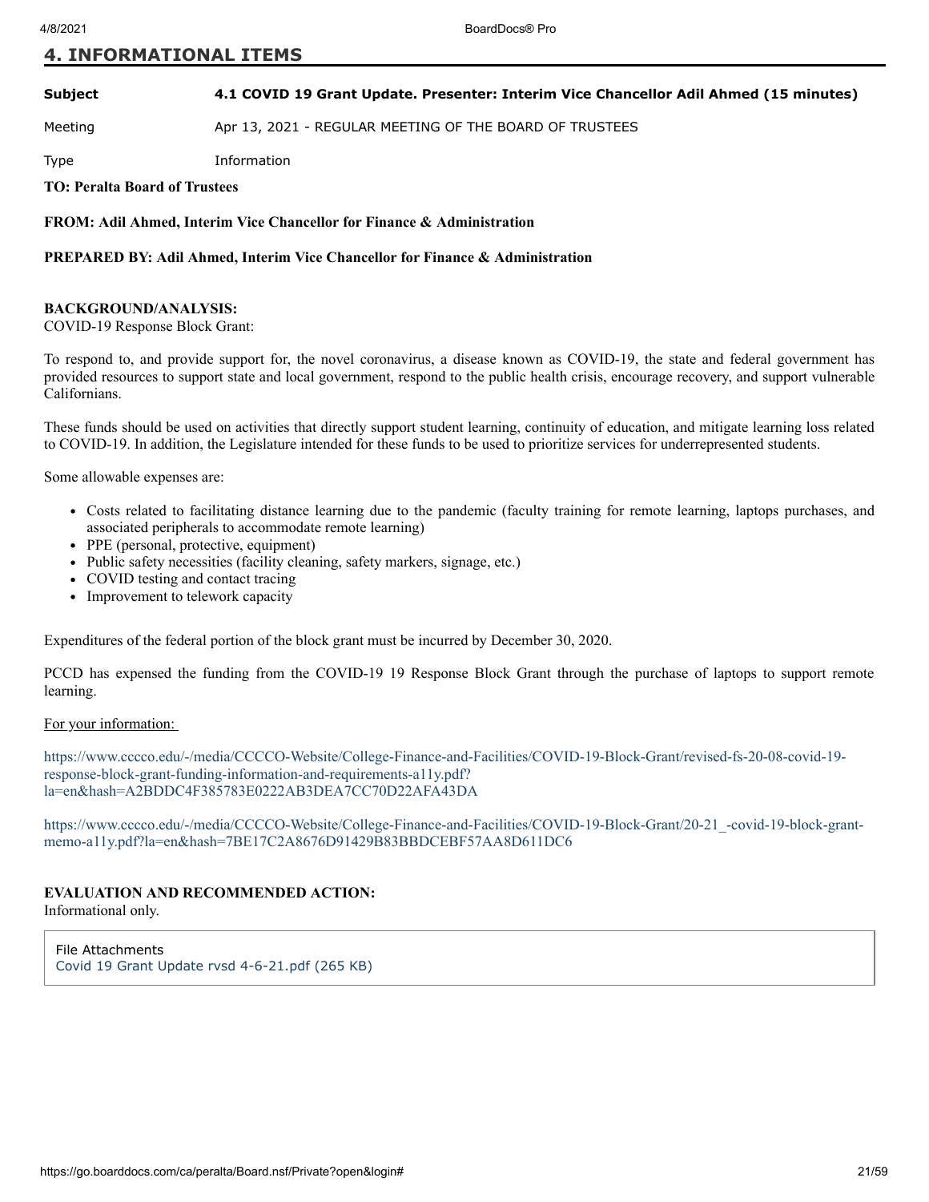# 4. INFORMATIONAL ITEMS

| | |
|---|---|
| **Subject** | **4.1 COVID 19 Grant Update. Presenter: Interim Vice Chancellor Adil Ahmed (15 minutes)** |
| Meeting | Apr 13, 2021 - REGULAR MEETING OF THE BOARD OF TRUSTEES |
| Type | Information |

**TO: Peralta Board of Trustees**

**FROM: Adil Ahmed, Interim Vice Chancellor for Finance & Administration**

**PREPARED BY: Adil Ahmed, Interim Vice Chancellor for Finance & Administration**

**BACKGROUND/ANALYSIS:**
COVID-19 Response Block Grant:

To respond to, and provide support for, the novel coronavirus, a disease known as COVID-19, the state and federal government has provided resources to support state and local government, respond to the public health crisis, encourage recovery, and support vulnerable Californians.

These funds should be used on activities that directly support student learning, continuity of education, and mitigate learning loss related to COVID-19. In addition, the Legislature intended for these funds to be used to prioritize services for underrepresented students.

Some allowable expenses are:

- Costs related to facilitating distance learning due to the pandemic (faculty training for remote learning, laptops purchases, and associated peripherals to accommodate remote learning)
- PPE (personal, protective, equipment)
- Public safety necessities (facility cleaning, safety markers, signage, etc.)
- COVID testing and contact tracing
- Improvement to telework capacity

Expenditures of the federal portion of the block grant must be incurred by December 30, 2020.

PCCD has expensed the funding from the COVID-19 19 Response Block Grant through the purchase of laptops to support remote learning.

For your information:

https://www.cccco.edu/-/media/CCCCO-Website/College-Finance-and-Facilities/COVID-19-Block-Grant/revised-fs-20-08-covid-19-response-block-grant-funding-information-and-requirements-a11y.pdf?la=en&hash=A2BDDC4F385783E0222AB3DEA7CC70D22AFA43DA

https://www.cccco.edu/-/media/CCCCO-Website/College-Finance-and-Facilities/COVID-19-Block-Grant/20-21_-covid-19-block-grant-memo-a11y.pdf?la=en&hash=7BE17C2A8676D91429B83BBDCEBF57AA8D611DC6

**EVALUATION AND RECOMMENDED ACTION:**
Informational only.

File Attachments
Covid 19 Grant Update rvsd 4-6-21.pdf (265 KB)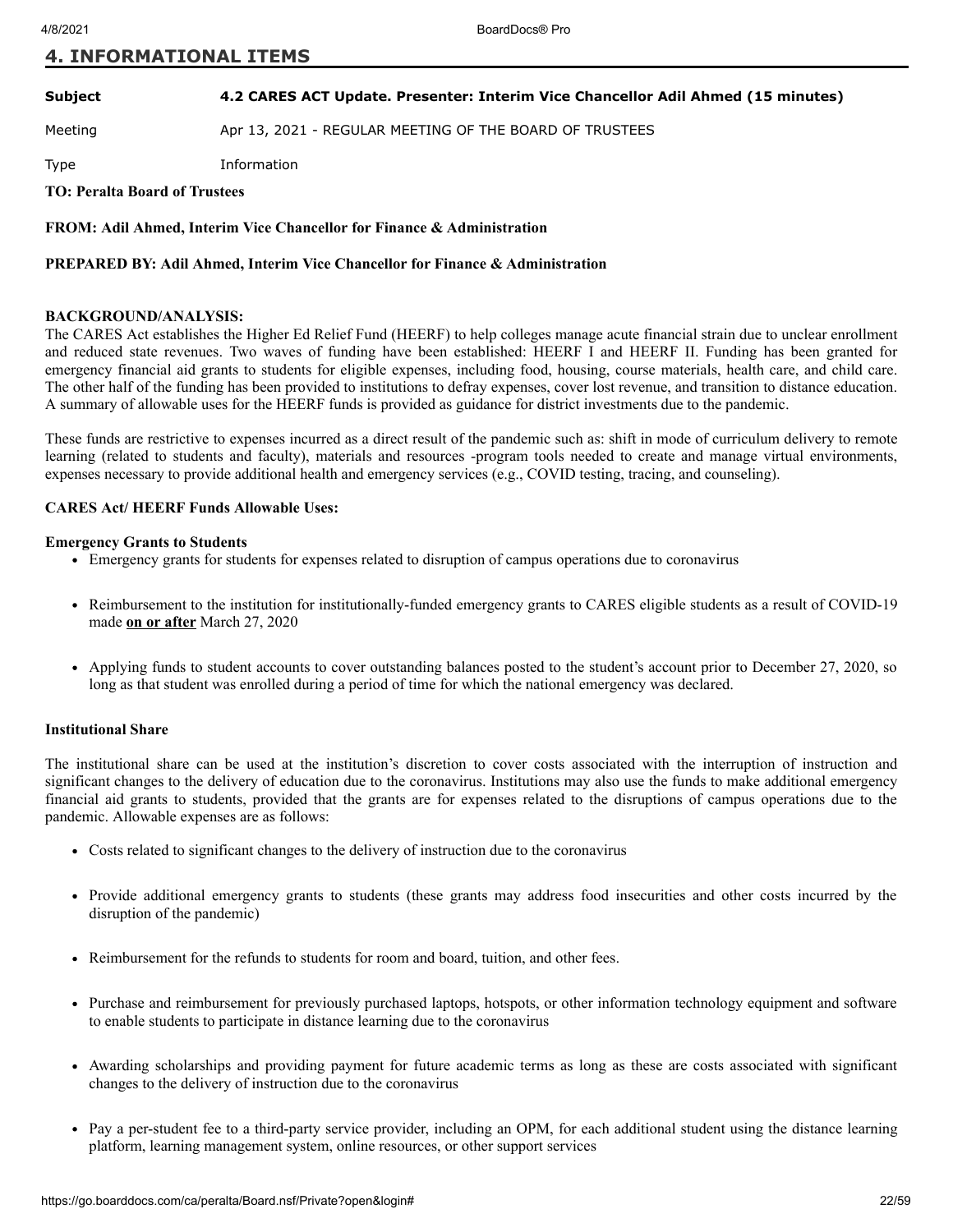## 4. INFORMATIONAL ITEMS

| | |
|---|---|
| **Subject** | **4.2 CARES ACT Update. Presenter: Interim Vice Chancellor Adil Ahmed (15 minutes)** |
| Meeting | Apr 13, 2021 - REGULAR MEETING OF THE BOARD OF TRUSTEES |
| Type | Information |

**TO: Peralta Board of Trustees**

**FROM: Adil Ahmed, Interim Vice Chancellor for Finance & Administration**

**PREPARED BY: Adil Ahmed, Interim Vice Chancellor for Finance & Administration**

**BACKGROUND/ANALYSIS:**

The CARES Act establishes the Higher Ed Relief Fund (HEERF) to help colleges manage acute financial strain due to unclear enrollment and reduced state revenues. Two waves of funding have been established: HEERF I and HEERF II. Funding has been granted for emergency financial aid grants to students for eligible expenses, including food, housing, course materials, health care, and child care. The other half of the funding has been provided to institutions to defray expenses, cover lost revenue, and transition to distance education. A summary of allowable uses for the HEERF funds is provided as guidance for district investments due to the pandemic.

These funds are restrictive to expenses incurred as a direct result of the pandemic such as: shift in mode of curriculum delivery to remote learning (related to students and faculty), materials and resources -program tools needed to create and manage virtual environments, expenses necessary to provide additional health and emergency services (e.g., COVID testing, tracing, and counseling).

**CARES Act/ HEERF Funds Allowable Uses:**

**Emergency Grants to Students**

- Emergency grants for students for expenses related to disruption of campus operations due to coronavirus
- Reimbursement to the institution for institutionally-funded emergency grants to CARES eligible students as a result of COVID-19 made **on or after** March 27, 2020
- Applying funds to student accounts to cover outstanding balances posted to the student's account prior to December 27, 2020, so long as that student was enrolled during a period of time for which the national emergency was declared.

**Institutional Share**

The institutional share can be used at the institution's discretion to cover costs associated with the interruption of instruction and significant changes to the delivery of education due to the coronavirus. Institutions may also use the funds to make additional emergency financial aid grants to students, provided that the grants are for expenses related to the disruptions of campus operations due to the pandemic. Allowable expenses are as follows:

- Costs related to significant changes to the delivery of instruction due to the coronavirus
- Provide additional emergency grants to students (these grants may address food insecurities and other costs incurred by the disruption of the pandemic)
- Reimbursement for the refunds to students for room and board, tuition, and other fees.
- Purchase and reimbursement for previously purchased laptops, hotspots, or other information technology equipment and software to enable students to participate in distance learning due to the coronavirus
- Awarding scholarships and providing payment for future academic terms as long as these are costs associated with significant changes to the delivery of instruction due to the coronavirus
- Pay a per-student fee to a third-party service provider, including an OPM, for each additional student using the distance learning platform, learning management system, online resources, or other support services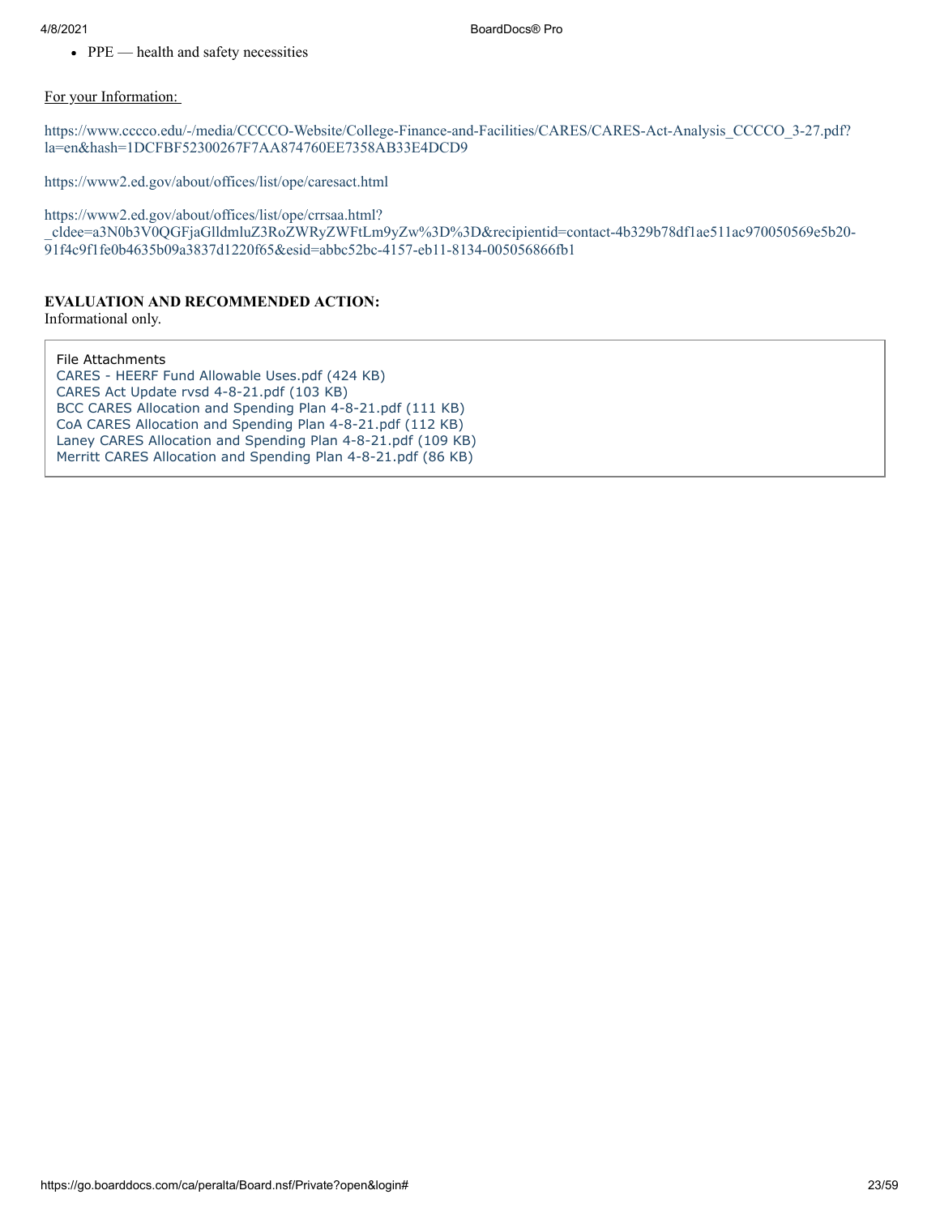- PPE — health and safety necessities

For your Information:

https://www.cccco.edu/-/media/CCCCO-Website/College-Finance-and-Facilities/CARES/CARES-Act-Analysis_CCCCO_3-27.pdf?la=en&hash=1DCFBF52300267F7AA874760EE7358AB33E4DCD9

https://www2.ed.gov/about/offices/list/ope/caresact.html

https://www2.ed.gov/about/offices/list/ope/crrsaa.html?_cldee=a3N0b3V0QGFjaGlldmluZ3RoZWRyZWFtLm9yZw%3D%3D&recipientid=contact-4b329b78df1ae511ac970050569e5b20-91f4c9f1fe0b4635b09a3837d1220f65&esid=abbc52bc-4157-eb11-8134-005056866fb1

**EVALUATION AND RECOMMENDED ACTION:**
Informational only.

File Attachments
CARES - HEERF Fund Allowable Uses.pdf (424 KB)
CARES Act Update rvsd 4-8-21.pdf (103 KB)
BCC CARES Allocation and Spending Plan 4-8-21.pdf (111 KB)
CoA CARES Allocation and Spending Plan 4-8-21.pdf (112 KB)
Laney CARES Allocation and Spending Plan 4-8-21.pdf (109 KB)
Merritt CARES Allocation and Spending Plan 4-8-21.pdf (86 KB)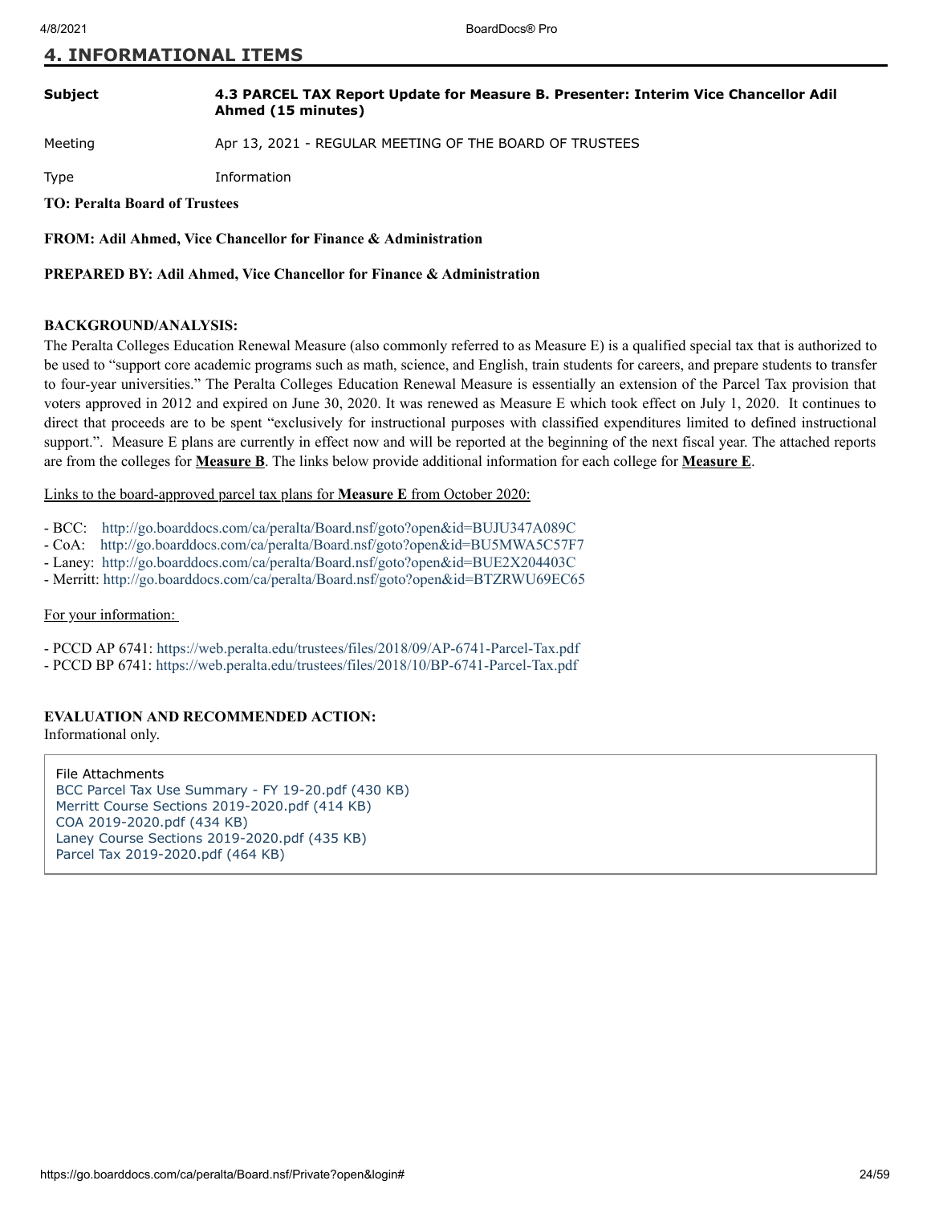## 4. INFORMATIONAL ITEMS

| | |
|---|---|
| **Subject** | **4.3 PARCEL TAX Report Update for Measure B. Presenter: Interim Vice Chancellor Adil Ahmed (15 minutes)** |
| Meeting | Apr 13, 2021 - REGULAR MEETING OF THE BOARD OF TRUSTEES |
| Type | Information |

**TO: Peralta Board of Trustees**

**FROM: Adil Ahmed, Vice Chancellor for Finance & Administration**

**PREPARED BY: Adil Ahmed, Vice Chancellor for Finance & Administration**

**BACKGROUND/ANALYSIS:**

The Peralta Colleges Education Renewal Measure (also commonly referred to as Measure E) is a qualified special tax that is authorized to be used to "support core academic programs such as math, science, and English, train students for careers, and prepare students to transfer to four-year universities." The Peralta Colleges Education Renewal Measure is essentially an extension of the Parcel Tax provision that voters approved in 2012 and expired on June 30, 2020. It was renewed as Measure E which took effect on July 1, 2020. It continues to direct that proceeds are to be spent "exclusively for instructional purposes with classified expenditures limited to defined instructional support.". Measure E plans are currently in effect now and will be reported at the beginning of the next fiscal year. The attached reports are from the colleges for **Measure B**. The links below provide additional information for each college for **Measure E**.

Links to the board-approved parcel tax plans for **Measure E** from October 2020:

- BCC: http://go.boarddocs.com/ca/peralta/Board.nsf/goto?open&id=BUJU347A089C
- CoA: http://go.boarddocs.com/ca/peralta/Board.nsf/goto?open&id=BU5MWA5C57F7
- Laney: http://go.boarddocs.com/ca/peralta/Board.nsf/goto?open&id=BUE2X204403C
- Merritt: http://go.boarddocs.com/ca/peralta/Board.nsf/goto?open&id=BTZRWU69EC65

For your information:

- PCCD AP 6741: https://web.peralta.edu/trustees/files/2018/09/AP-6741-Parcel-Tax.pdf
- PCCD BP 6741: https://web.peralta.edu/trustees/files/2018/10/BP-6741-Parcel-Tax.pdf

**EVALUATION AND RECOMMENDED ACTION:**

Informational only.

File Attachments

- BCC Parcel Tax Use Summary - FY 19-20.pdf (430 KB)
- Merritt Course Sections 2019-2020.pdf (414 KB)
- COA 2019-2020.pdf (434 KB)
- Laney Course Sections 2019-2020.pdf (435 KB)
- Parcel Tax 2019-2020.pdf (464 KB)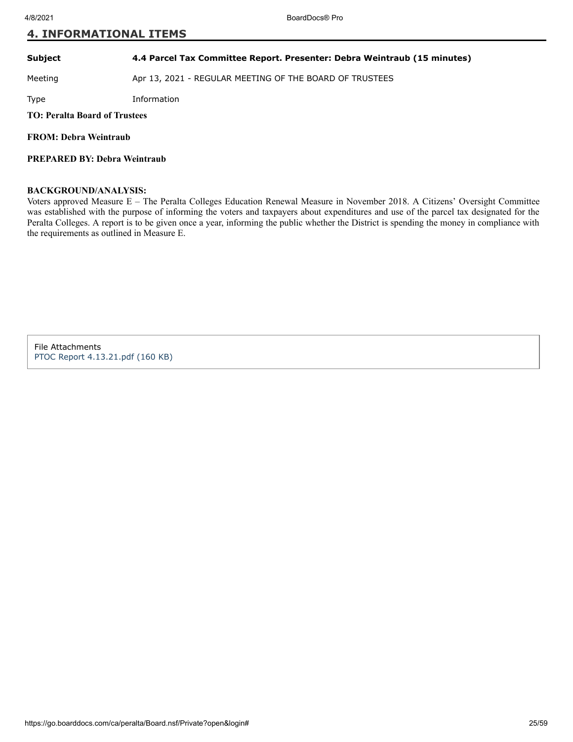## 4. INFORMATIONAL ITEMS

| | |
|---|---|
| **Subject** | **4.4 Parcel Tax Committee Report. Presenter: Debra Weintraub (15 minutes)** |
| Meeting | Apr 13, 2021 - REGULAR MEETING OF THE BOARD OF TRUSTEES |
| Type | Information |

**TO: Peralta Board of Trustees**

**FROM: Debra Weintraub**

**PREPARED BY: Debra Weintraub**

**BACKGROUND/ANALYSIS:**

Voters approved Measure E – The Peralta Colleges Education Renewal Measure in November 2018. A Citizens' Oversight Committee was established with the purpose of informing the voters and taxpayers about expenditures and use of the parcel tax designated for the Peralta Colleges. A report is to be given once a year, informing the public whether the District is spending the money in compliance with the requirements as outlined in Measure E.

File Attachments

PTOC Report 4.13.21.pdf (160 KB)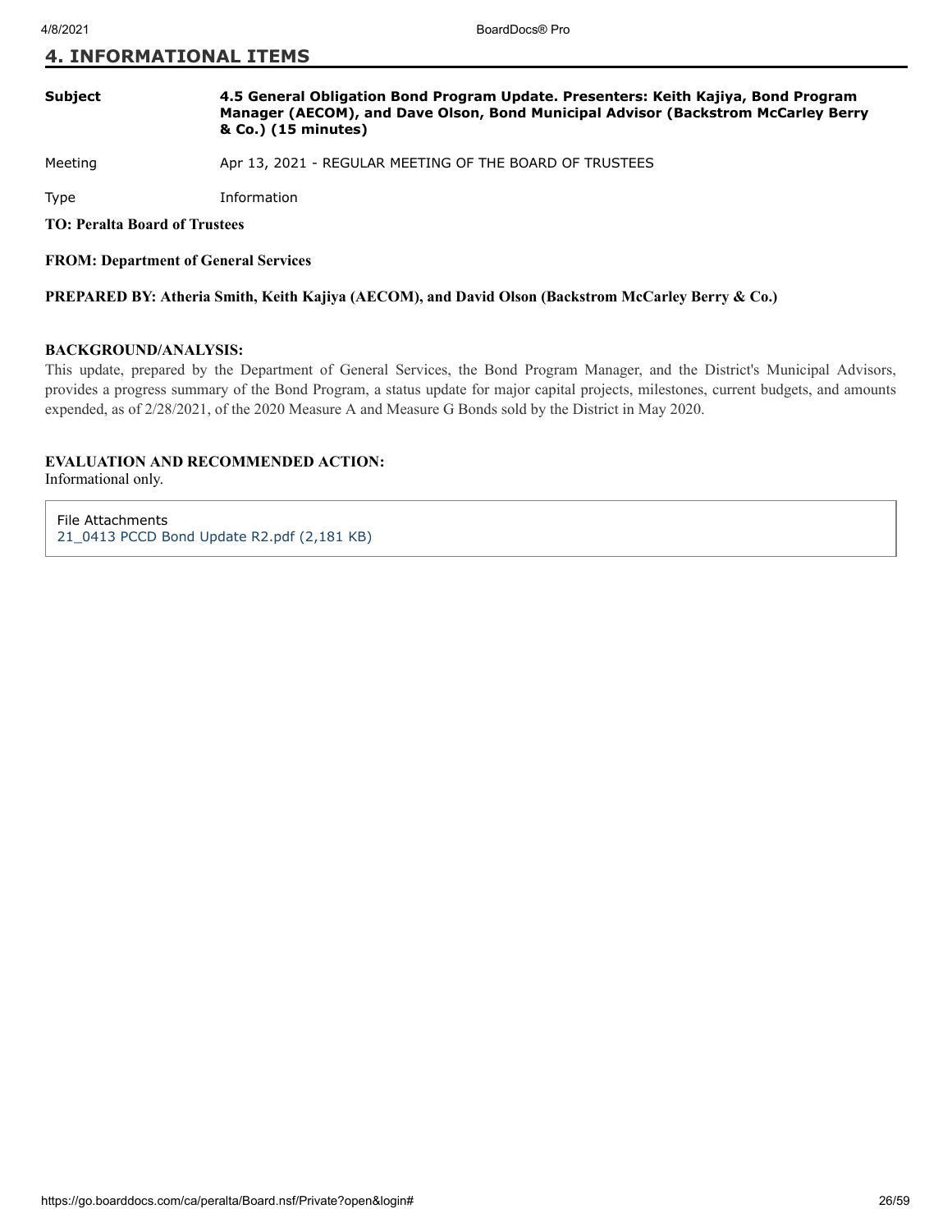## 4. INFORMATIONAL ITEMS

| | |
|---|---|
| **Subject** | **4.5 General Obligation Bond Program Update. Presenters: Keith Kajiya, Bond Program Manager (AECOM), and Dave Olson, Bond Municipal Advisor (Backstrom McCarley Berry & Co.) (15 minutes)** |
| Meeting | Apr 13, 2021 - REGULAR MEETING OF THE BOARD OF TRUSTEES |
| Type | Information |

**TO: Peralta Board of Trustees**

**FROM: Department of General Services**

**PREPARED BY: Atheria Smith, Keith Kajiya (AECOM), and David Olson (Backstrom McCarley Berry & Co.)**

**BACKGROUND/ANALYSIS:**

This update, prepared by the Department of General Services, the Bond Program Manager, and the District's Municipal Advisors, provides a progress summary of the Bond Program, a status update for major capital projects, milestones, current budgets, and amounts expended, as of 2/28/2021, of the 2020 Measure A and Measure G Bonds sold by the District in May 2020.

**EVALUATION AND RECOMMENDED ACTION:**

Informational only.

File Attachments
21_0413 PCCD Bond Update R2.pdf (2,181 KB)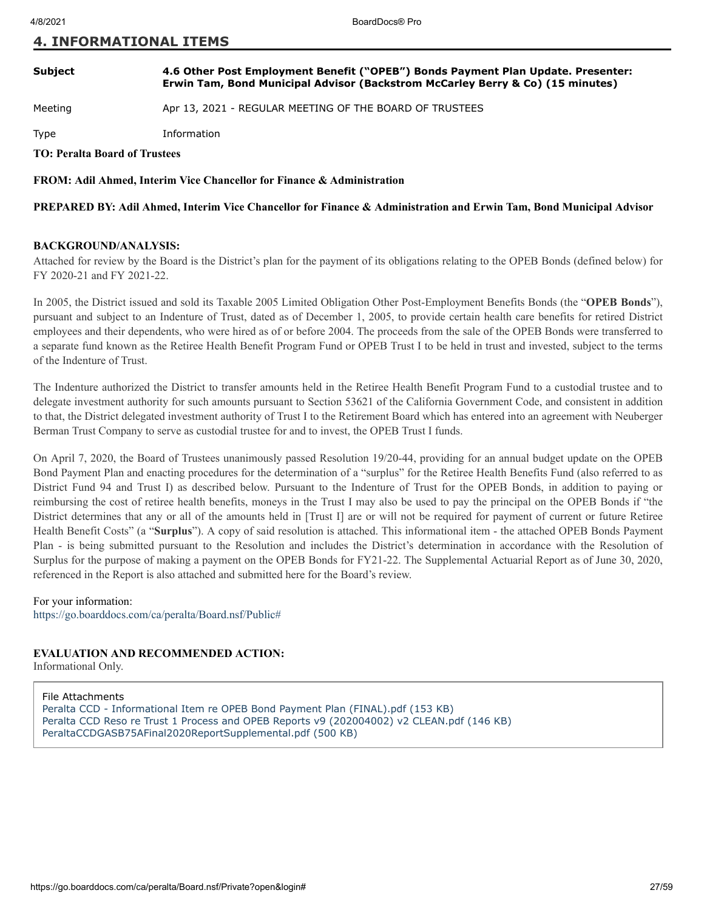## 4. INFORMATIONAL ITEMS

| | |
|---|---|
| **Subject** | **4.6 Other Post Employment Benefit ("OPEB") Bonds Payment Plan Update. Presenter: Erwin Tam, Bond Municipal Advisor (Backstrom McCarley Berry & Co) (15 minutes)** |
| Meeting | Apr 13, 2021 - REGULAR MEETING OF THE BOARD OF TRUSTEES |
| Type | Information |

**TO: Peralta Board of Trustees**

**FROM: Adil Ahmed, Interim Vice Chancellor for Finance & Administration**

**PREPARED BY: Adil Ahmed, Interim Vice Chancellor for Finance & Administration and Erwin Tam, Bond Municipal Advisor**

**BACKGROUND/ANALYSIS:**

Attached for review by the Board is the District's plan for the payment of its obligations relating to the OPEB Bonds (defined below) for FY 2020-21 and FY 2021-22.

In 2005, the District issued and sold its Taxable 2005 Limited Obligation Other Post-Employment Benefits Bonds (the "**OPEB Bonds**"), pursuant and subject to an Indenture of Trust, dated as of December 1, 2005, to provide certain health care benefits for retired District employees and their dependents, who were hired as of or before 2004. The proceeds from the sale of the OPEB Bonds were transferred to a separate fund known as the Retiree Health Benefit Program Fund or OPEB Trust I to be held in trust and invested, subject to the terms of the Indenture of Trust.

The Indenture authorized the District to transfer amounts held in the Retiree Health Benefit Program Fund to a custodial trustee and to delegate investment authority for such amounts pursuant to Section 53621 of the California Government Code, and consistent in addition to that, the District delegated investment authority of Trust I to the Retirement Board which has entered into an agreement with Neuberger Berman Trust Company to serve as custodial trustee for and to invest, the OPEB Trust I funds.

On April 7, 2020, the Board of Trustees unanimously passed Resolution 19/20-44, providing for an annual budget update on the OPEB Bond Payment Plan and enacting procedures for the determination of a "surplus" for the Retiree Health Benefits Fund (also referred to as District Fund 94 and Trust I) as described below. Pursuant to the Indenture of Trust for the OPEB Bonds, in addition to paying or reimbursing the cost of retiree health benefits, moneys in the Trust I may also be used to pay the principal on the OPEB Bonds if "the District determines that any or all of the amounts held in [Trust I] are or will not be required for payment of current or future Retiree Health Benefit Costs" (a "**Surplus**"). A copy of said resolution is attached. This informational item - the attached OPEB Bonds Payment Plan - is being submitted pursuant to the Resolution and includes the District's determination in accordance with the Resolution of Surplus for the purpose of making a payment on the OPEB Bonds for FY21-22. The Supplemental Actuarial Report as of June 30, 2020, referenced in the Report is also attached and submitted here for the Board's review.

For your information:
https://go.boarddocs.com/ca/peralta/Board.nsf/Public#

**EVALUATION AND RECOMMENDED ACTION:**

Informational Only.

File Attachments
Peralta CCD - Informational Item re OPEB Bond Payment Plan (FINAL).pdf (153 KB)
Peralta CCD Reso re Trust 1 Process and OPEB Reports v9 (202004002) v2 CLEAN.pdf (146 KB)
PeraltaCCDGASB75AFinal2020ReportSupplemental.pdf (500 KB)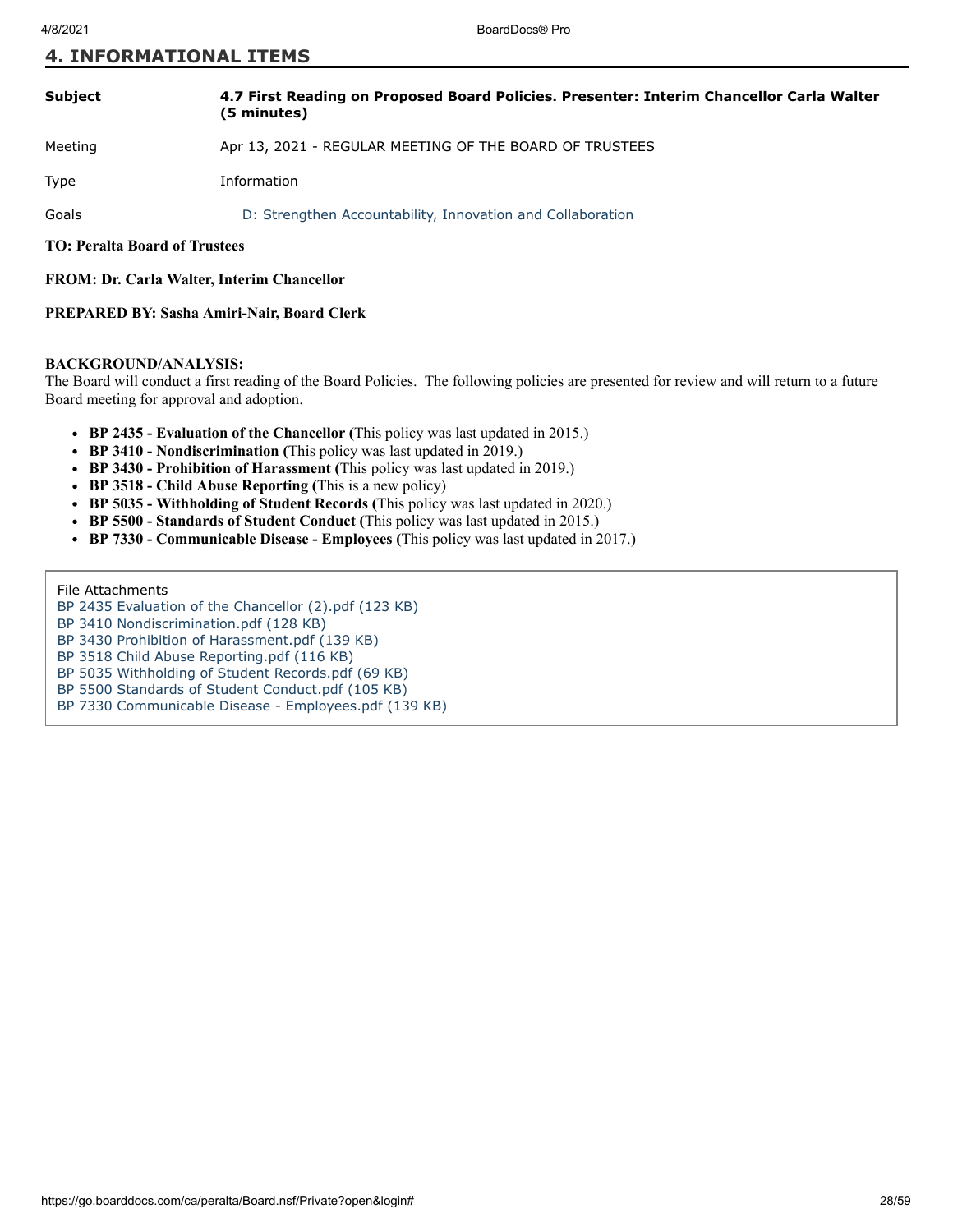## 4. INFORMATIONAL ITEMS

| | |
|---|---|
| **Subject** | **4.7 First Reading on Proposed Board Policies. Presenter: Interim Chancellor Carla Walter (5 minutes)** |
| Meeting | Apr 13, 2021 - REGULAR MEETING OF THE BOARD OF TRUSTEES |
| Type | Information |
| Goals | D: Strengthen Accountability, Innovation and Collaboration |

**TO: Peralta Board of Trustees**

**FROM: Dr. Carla Walter, Interim Chancellor**

**PREPARED BY: Sasha Amiri-Nair, Board Clerk**

**BACKGROUND/ANALYSIS:**

The Board will conduct a first reading of the Board Policies. The following policies are presented for review and will return to a future Board meeting for approval and adoption.

- **BP 2435 - Evaluation of the Chancellor (**This policy was last updated in 2015.)
- **BP 3410 - Nondiscrimination (**This policy was last updated in 2019.)
- **BP 3430 - Prohibition of Harassment (**This policy was last updated in 2019.)
- **BP 3518 - Child Abuse Reporting (**This is a new policy)
- **BP 5035 - Withholding of Student Records (**This policy was last updated in 2020.)
- **BP 5500 - Standards of Student Conduct (**This policy was last updated in 2015.)
- **BP 7330 - Communicable Disease - Employees (**This policy was last updated in 2017.)

File Attachments
BP 2435 Evaluation of the Chancellor (2).pdf (123 KB)
BP 3410 Nondiscrimination.pdf (128 KB)
BP 3430 Prohibition of Harassment.pdf (139 KB)
BP 3518 Child Abuse Reporting.pdf (116 KB)
BP 5035 Withholding of Student Records.pdf (69 KB)
BP 5500 Standards of Student Conduct.pdf (105 KB)
BP 7330 Communicable Disease - Employees.pdf (139 KB)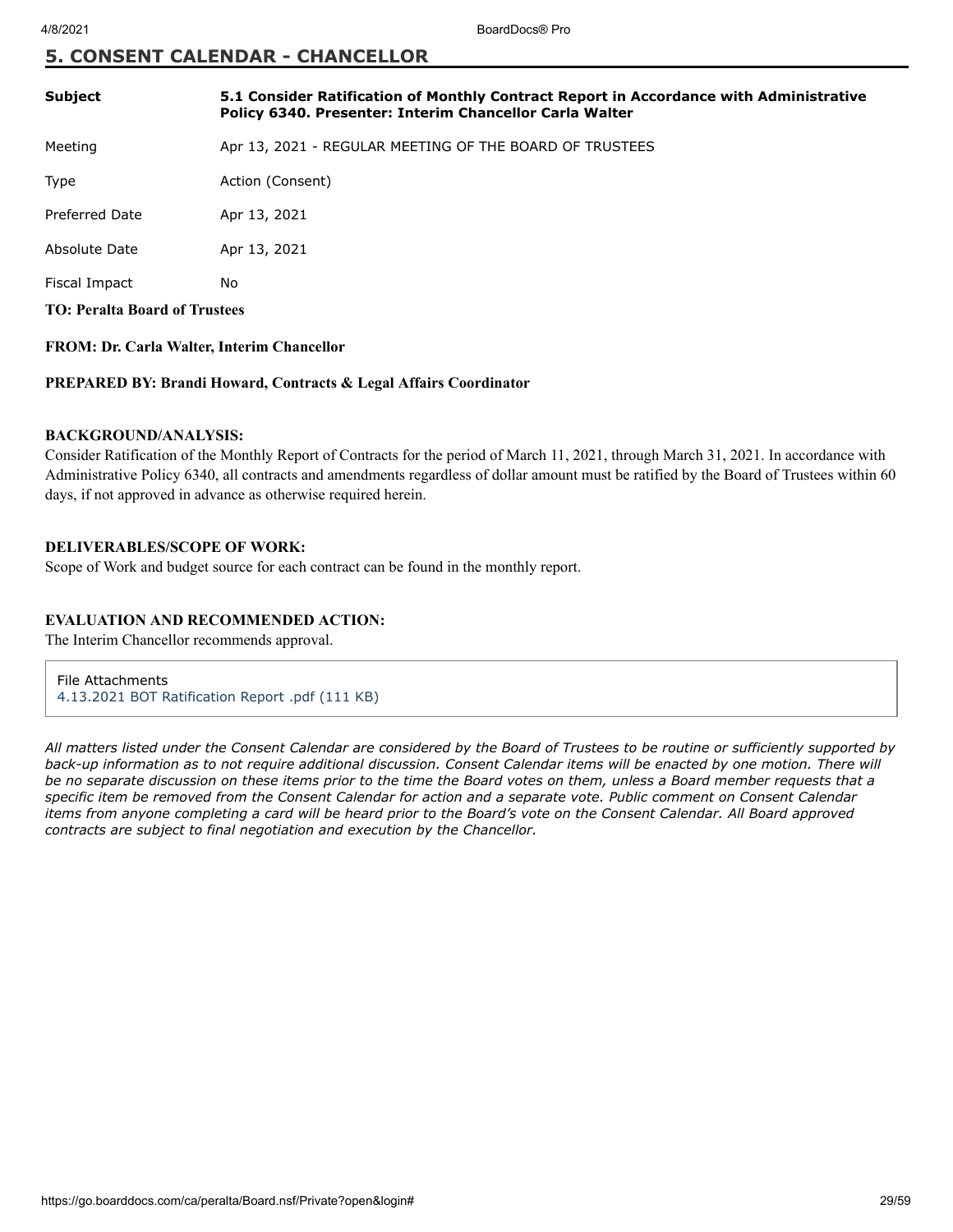## 5. CONSENT CALENDAR - CHANCELLOR

| | |
|---|---|
| **Subject** | **5.1 Consider Ratification of Monthly Contract Report in Accordance with Administrative Policy 6340. Presenter: Interim Chancellor Carla Walter** |
| Meeting | Apr 13, 2021 - REGULAR MEETING OF THE BOARD OF TRUSTEES |
| Type | Action (Consent) |
| Preferred Date | Apr 13, 2021 |
| Absolute Date | Apr 13, 2021 |
| Fiscal Impact | No |

**TO: Peralta Board of Trustees**

**FROM: Dr. Carla Walter, Interim Chancellor**

**PREPARED BY: Brandi Howard, Contracts & Legal Affairs Coordinator**

**BACKGROUND/ANALYSIS:**
Consider Ratification of the Monthly Report of Contracts for the period of March 11, 2021, through March 31, 2021. In accordance with Administrative Policy 6340, all contracts and amendments regardless of dollar amount must be ratified by the Board of Trustees within 60 days, if not approved in advance as otherwise required herein.

**DELIVERABLES/SCOPE OF WORK:**
Scope of Work and budget source for each contract can be found in the monthly report.

**EVALUATION AND RECOMMENDED ACTION:**
The Interim Chancellor recommends approval.

File Attachments
4.13.2021 BOT Ratification Report .pdf (111 KB)

*All matters listed under the Consent Calendar are considered by the Board of Trustees to be routine or sufficiently supported by back-up information as to not require additional discussion. Consent Calendar items will be enacted by one motion. There will be no separate discussion on these items prior to the time the Board votes on them, unless a Board member requests that a specific item be removed from the Consent Calendar for action and a separate vote. Public comment on Consent Calendar items from anyone completing a card will be heard prior to the Board's vote on the Consent Calendar. All Board approved contracts are subject to final negotiation and execution by the Chancellor.*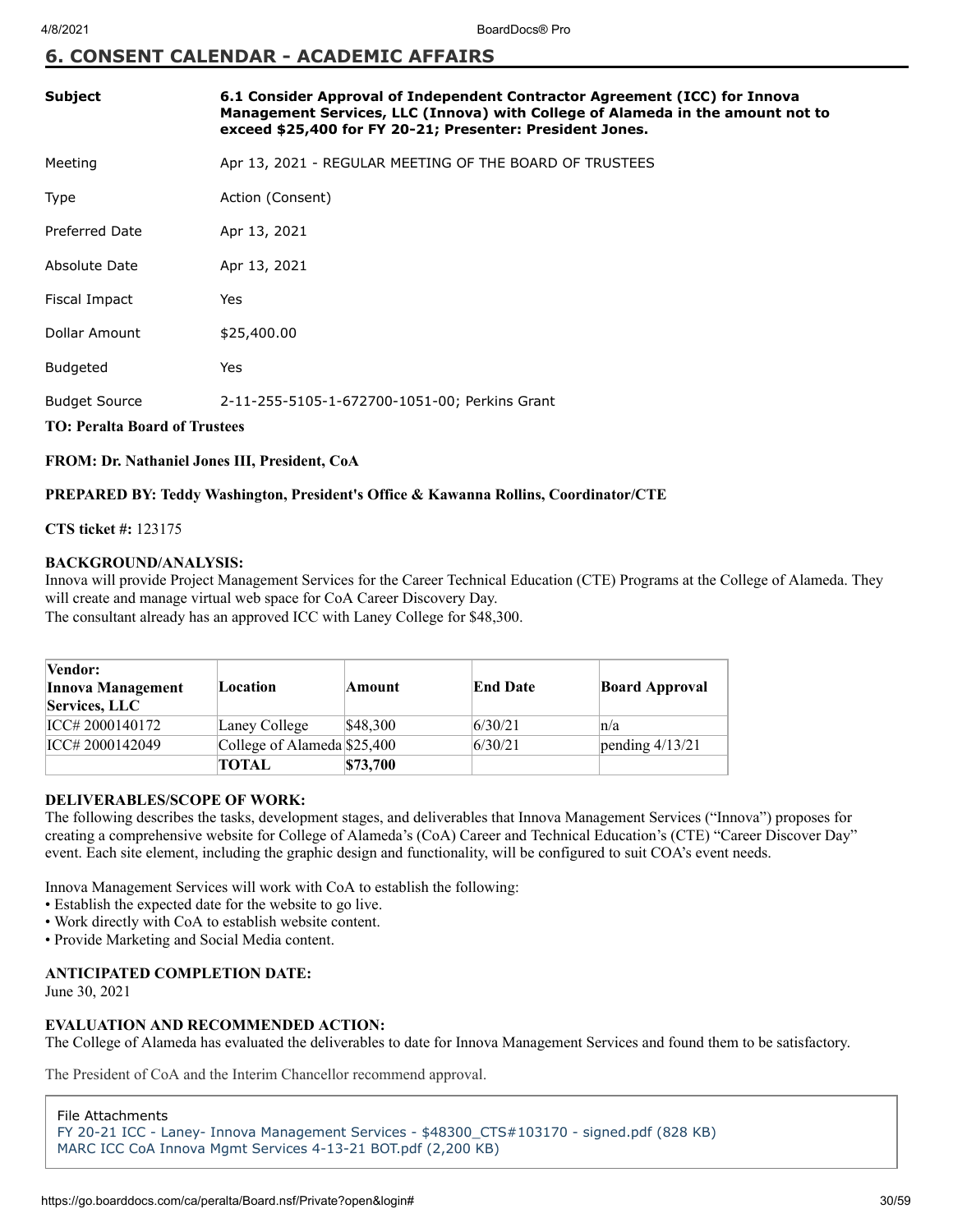## 6. CONSENT CALENDAR - ACADEMIC AFFAIRS

| | |
|---|---|
| **Subject** | **6.1 Consider Approval of Independent Contractor Agreement (ICC) for Innova Management Services, LLC (Innova) with College of Alameda in the amount not to exceed $25,400 for FY 20-21; Presenter: President Jones.** |
| Meeting | Apr 13, 2021 - REGULAR MEETING OF THE BOARD OF TRUSTEES |
| Type | Action (Consent) |
| Preferred Date | Apr 13, 2021 |
| Absolute Date | Apr 13, 2021 |
| Fiscal Impact | Yes |
| Dollar Amount | $25,400.00 |
| Budgeted | Yes |
| Budget Source | 2-11-255-5105-1-672700-1051-00; Perkins Grant |

**TO: Peralta Board of Trustees**

**FROM: Dr. Nathaniel Jones III, President, CoA**

**PREPARED BY: Teddy Washington, President's Office & Kawanna Rollins, Coordinator/CTE**

**CTS ticket #:** 123175

**BACKGROUND/ANALYSIS:**
Innova will provide Project Management Services for the Career Technical Education (CTE) Programs at the College of Alameda. They will create and manage virtual web space for CoA Career Discovery Day.
The consultant already has an approved ICC with Laney College for $48,300.

| Vendor: Innova Management Services, LLC | Location | Amount | End Date | Board Approval |
|---|---|---|---|---|
| ICC# 2000140172 | Laney College | $48,300 | 6/30/21 | n/a |
| ICC# 2000142049 | College of Alameda | $25,400 | 6/30/21 | pending 4/13/21 |
| | **TOTAL** | **$73,700** | | |

**DELIVERABLES/SCOPE OF WORK:**
The following describes the tasks, development stages, and deliverables that Innova Management Services ("Innova") proposes for creating a comprehensive website for College of Alameda's (CoA) Career and Technical Education's (CTE) "Career Discover Day" event. Each site element, including the graphic design and functionality, will be configured to suit COA's event needs.

Innova Management Services will work with CoA to establish the following:
- Establish the expected date for the website to go live.
- Work directly with CoA to establish website content.
- Provide Marketing and Social Media content.

**ANTICIPATED COMPLETION DATE:**
June 30, 2021

**EVALUATION AND RECOMMENDED ACTION:**
The College of Alameda has evaluated the deliverables to date for Innova Management Services and found them to be satisfactory.

The President of CoA and the Interim Chancellor recommend approval.

File Attachments
FY 20-21 ICC - Laney- Innova Management Services - $48300_CTS#103170 - signed.pdf (828 KB)
MARC ICC CoA Innova Mgmt Services 4-13-21 BOT.pdf (2,200 KB)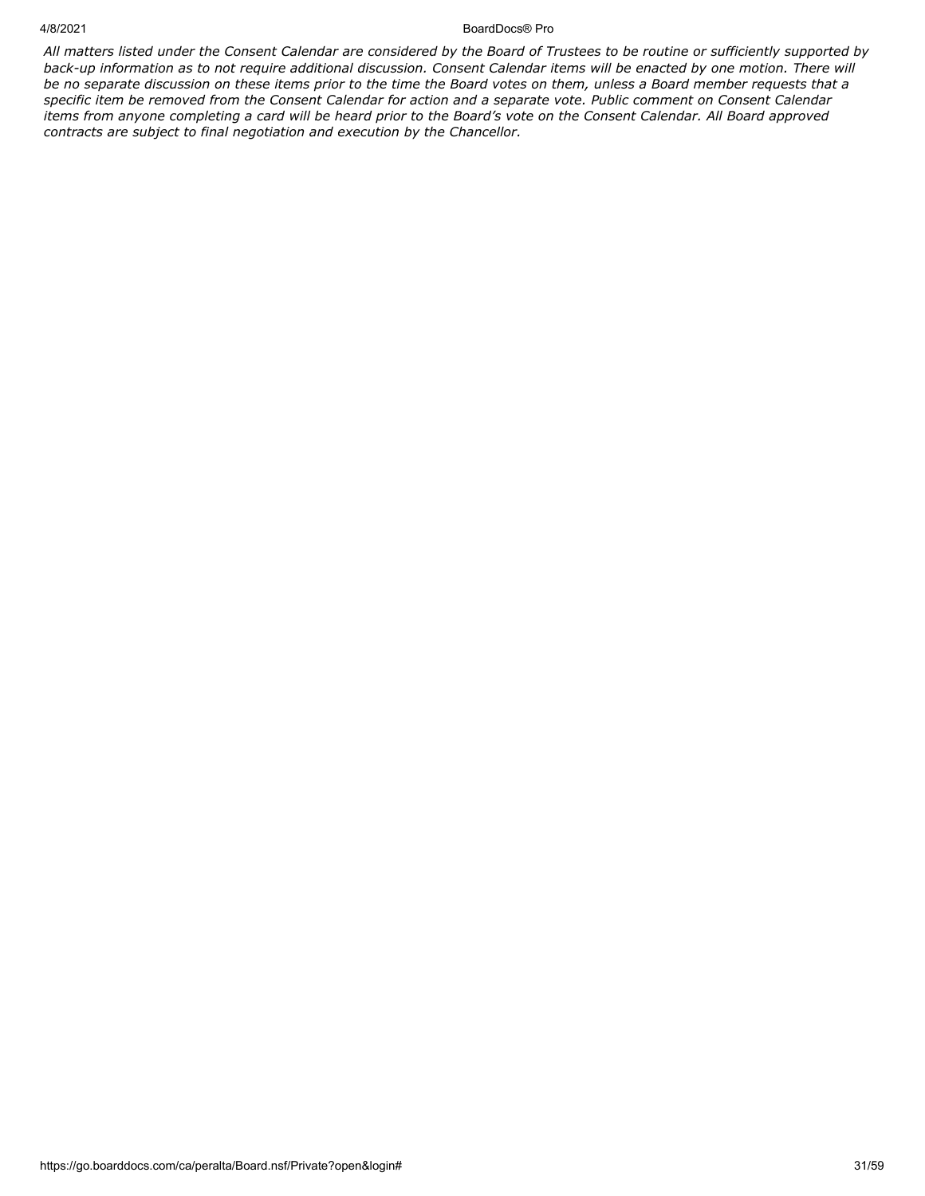*All matters listed under the Consent Calendar are considered by the Board of Trustees to be routine or sufficiently supported by back-up information as to not require additional discussion. Consent Calendar items will be enacted by one motion. There will be no separate discussion on these items prior to the time the Board votes on them, unless a Board member requests that a specific item be removed from the Consent Calendar for action and a separate vote. Public comment on Consent Calendar items from anyone completing a card will be heard prior to the Board's vote on the Consent Calendar. All Board approved contracts are subject to final negotiation and execution by the Chancellor.*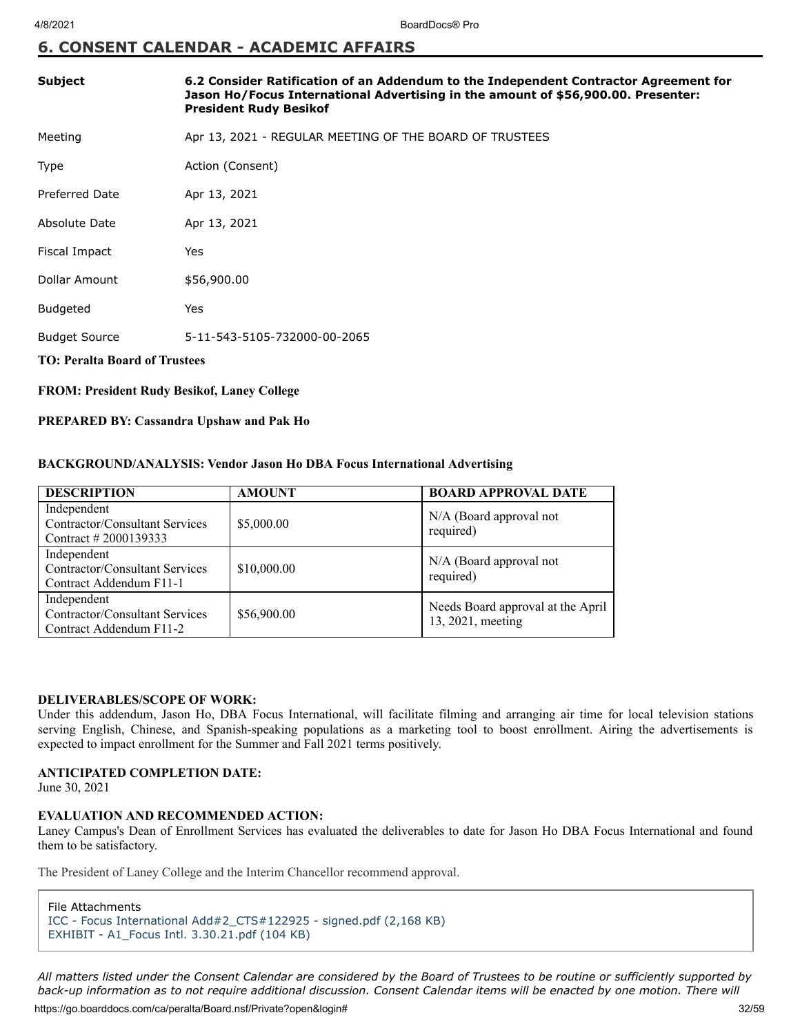## 6. CONSENT CALENDAR - ACADEMIC AFFAIRS

| | |
|---|---|
| **Subject** | **6.2 Consider Ratification of an Addendum to the Independent Contractor Agreement for Jason Ho/Focus International Advertising in the amount of $56,900.00. Presenter: President Rudy Besikof** |
| Meeting | Apr 13, 2021 - REGULAR MEETING OF THE BOARD OF TRUSTEES |
| Type | Action (Consent) |
| Preferred Date | Apr 13, 2021 |
| Absolute Date | Apr 13, 2021 |
| Fiscal Impact | Yes |
| Dollar Amount | $56,900.00 |
| Budgeted | Yes |
| Budget Source | 5-11-543-5105-732000-00-2065 |

**TO: Peralta Board of Trustees**

**FROM: President Rudy Besikof, Laney College**

**PREPARED BY: Cassandra Upshaw and Pak Ho**

**BACKGROUND/ANALYSIS: Vendor Jason Ho DBA Focus International Advertising**

| DESCRIPTION | AMOUNT | BOARD APPROVAL DATE |
|---|---|---|
| Independent Contractor/Consultant Services Contract # 2000139333 | $5,000.00 | N/A (Board approval not required) |
| Independent Contractor/Consultant Services Contract Addendum F11-1 | $10,000.00 | N/A (Board approval not required) |
| Independent Contractor/Consultant Services Contract Addendum F11-2 | $56,900.00 | Needs Board approval at the April 13, 2021, meeting |

**DELIVERABLES/SCOPE OF WORK:**
Under this addendum, Jason Ho, DBA Focus International, will facilitate filming and arranging air time for local television stations serving English, Chinese, and Spanish-speaking populations as a marketing tool to boost enrollment. Airing the advertisements is expected to impact enrollment for the Summer and Fall 2021 terms positively.

**ANTICIPATED COMPLETION DATE:**
June 30, 2021

**EVALUATION AND RECOMMENDED ACTION:**
Laney Campus's Dean of Enrollment Services has evaluated the deliverables to date for Jason Ho DBA Focus International and found them to be satisfactory.

The President of Laney College and the Interim Chancellor recommend approval.

File Attachments
ICC - Focus International Add#2_CTS#122925 - signed.pdf (2,168 KB)
EXHIBIT - A1_Focus Intl. 3.30.21.pdf (104 KB)

*All matters listed under the Consent Calendar are considered by the Board of Trustees to be routine or sufficiently supported by back-up information as to not require additional discussion. Consent Calendar items will be enacted by one motion. There will*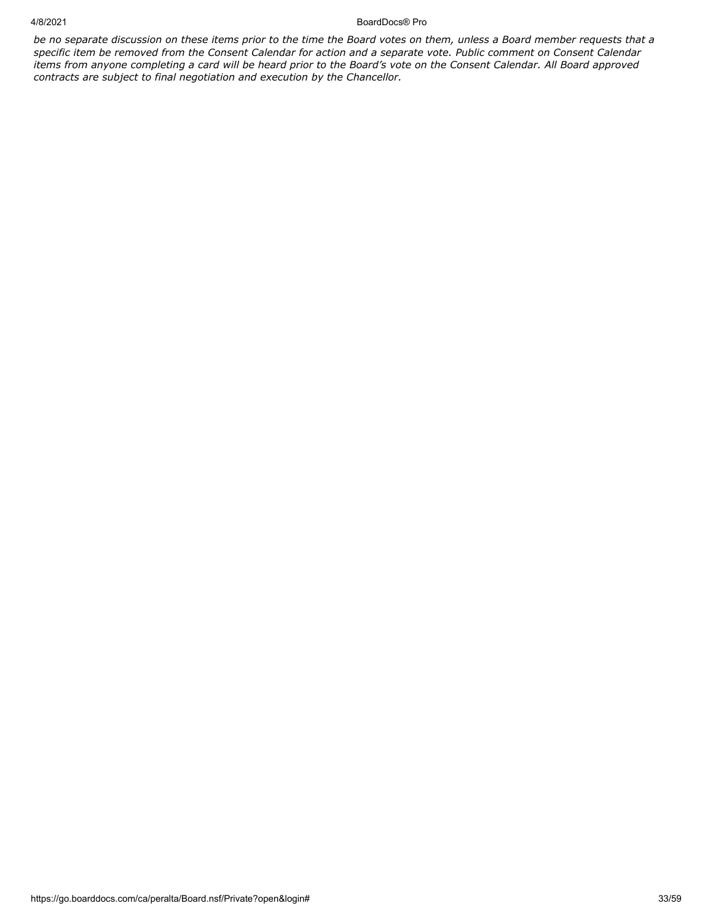*be no separate discussion on these items prior to the time the Board votes on them, unless a Board member requests that a specific item be removed from the Consent Calendar for action and a separate vote. Public comment on Consent Calendar items from anyone completing a card will be heard prior to the Board's vote on the Consent Calendar. All Board approved contracts are subject to final negotiation and execution by the Chancellor.*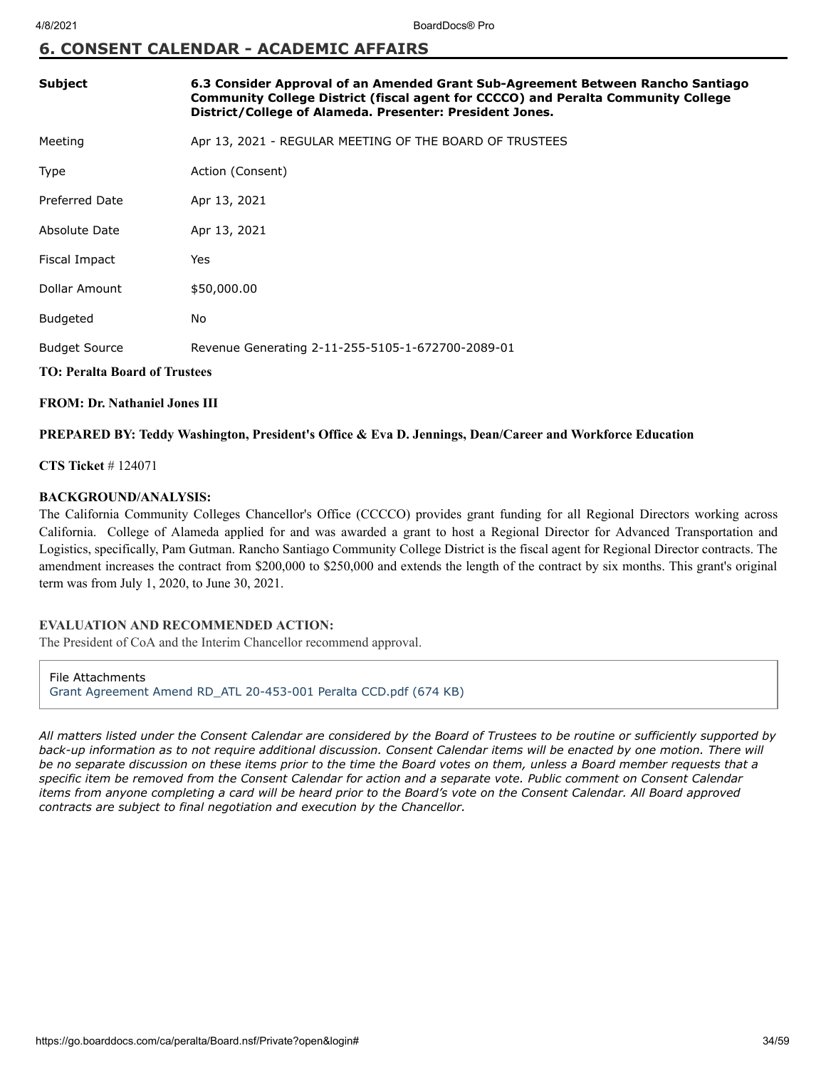## 6. CONSENT CALENDAR - ACADEMIC AFFAIRS

| | |
|---|---|
| **Subject** | **6.3 Consider Approval of an Amended Grant Sub-Agreement Between Rancho Santiago Community College District (fiscal agent for CCCCO) and Peralta Community College District/College of Alameda. Presenter: President Jones.** |
| Meeting | Apr 13, 2021 - REGULAR MEETING OF THE BOARD OF TRUSTEES |
| Type | Action (Consent) |
| Preferred Date | Apr 13, 2021 |
| Absolute Date | Apr 13, 2021 |
| Fiscal Impact | Yes |
| Dollar Amount | $50,000.00 |
| Budgeted | No |
| Budget Source | Revenue Generating 2-11-255-5105-1-672700-2089-01 |

**TO: Peralta Board of Trustees**

**FROM: Dr. Nathaniel Jones III**

**PREPARED BY: Teddy Washington, President's Office & Eva D. Jennings, Dean/Career and Workforce Education**

**CTS Ticket** # 124071

**BACKGROUND/ANALYSIS:**

The California Community Colleges Chancellor's Office (CCCCO) provides grant funding for all Regional Directors working across California. College of Alameda applied for and was awarded a grant to host a Regional Director for Advanced Transportation and Logistics, specifically, Pam Gutman. Rancho Santiago Community College District is the fiscal agent for Regional Director contracts. The amendment increases the contract from $200,000 to $250,000 and extends the length of the contract by six months. This grant's original term was from July 1, 2020, to June 30, 2021.

**EVALUATION AND RECOMMENDED ACTION:**

The President of CoA and the Interim Chancellor recommend approval.

File Attachments
Grant Agreement Amend RD_ATL 20-453-001 Peralta CCD.pdf (674 KB)

*All matters listed under the Consent Calendar are considered by the Board of Trustees to be routine or sufficiently supported by back-up information as to not require additional discussion. Consent Calendar items will be enacted by one motion. There will be no separate discussion on these items prior to the time the Board votes on them, unless a Board member requests that a specific item be removed from the Consent Calendar for action and a separate vote. Public comment on Consent Calendar items from anyone completing a card will be heard prior to the Board's vote on the Consent Calendar. All Board approved contracts are subject to final negotiation and execution by the Chancellor.*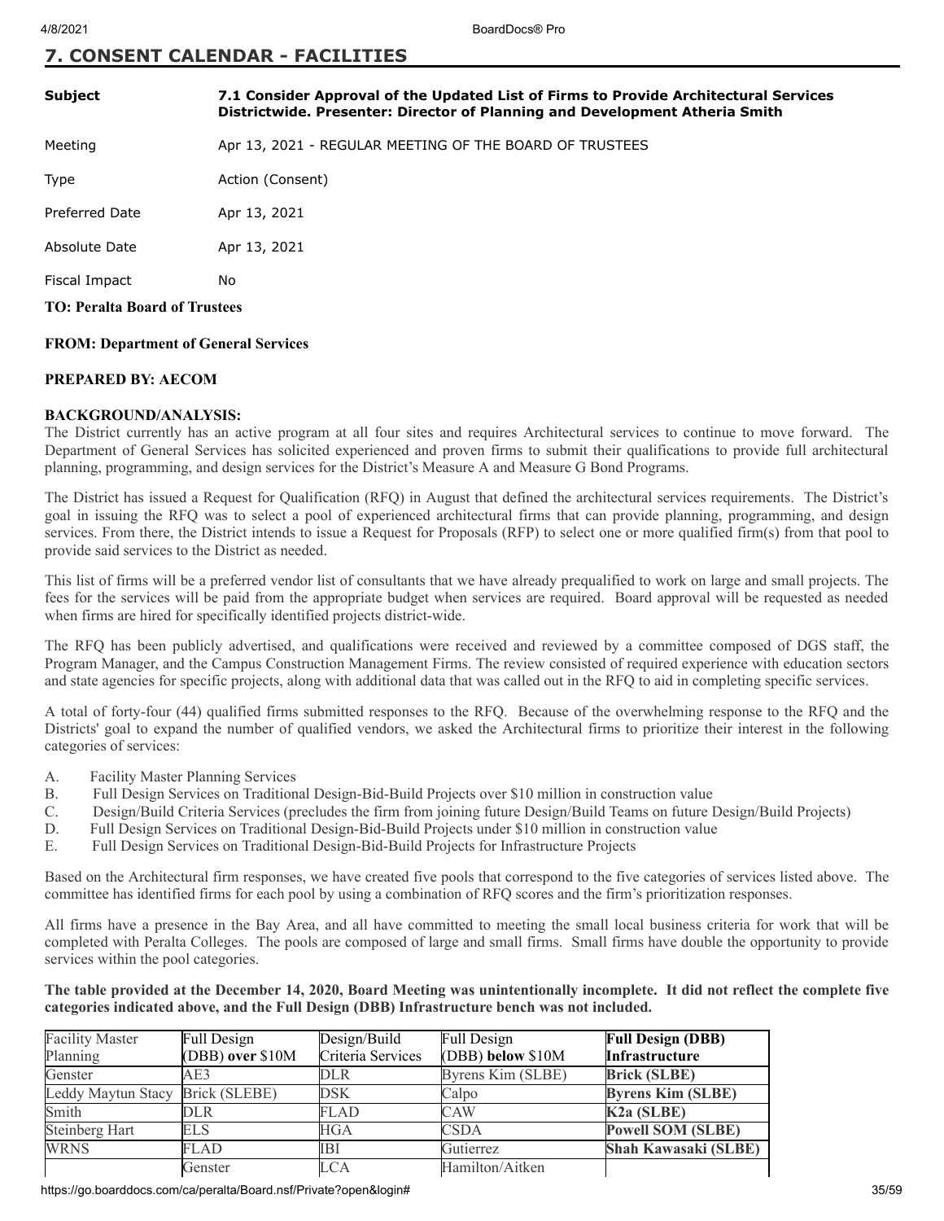## 7. CONSENT CALENDAR - FACILITIES

| | |
|---|---|
| Subject | **7.1 Consider Approval of the Updated List of Firms to Provide Architectural Services Districtwide. Presenter: Director of Planning and Development Atheria Smith** |
| Meeting | Apr 13, 2021 - REGULAR MEETING OF THE BOARD OF TRUSTEES |
| Type | Action (Consent) |
| Preferred Date | Apr 13, 2021 |
| Absolute Date | Apr 13, 2021 |
| Fiscal Impact | No |

**TO: Peralta Board of Trustees**

**FROM: Department of General Services**

**PREPARED BY: AECOM**

**BACKGROUND/ANALYSIS:**

The District currently has an active program at all four sites and requires Architectural services to continue to move forward. The Department of General Services has solicited experienced and proven firms to submit their qualifications to provide full architectural planning, programming, and design services for the District's Measure A and Measure G Bond Programs.

The District has issued a Request for Qualification (RFQ) in August that defined the architectural services requirements. The District's goal in issuing the RFQ was to select a pool of experienced architectural firms that can provide planning, programming, and design services. From there, the District intends to issue a Request for Proposals (RFP) to select one or more qualified firm(s) from that pool to provide said services to the District as needed.

This list of firms will be a preferred vendor list of consultants that we have already prequalified to work on large and small projects. The fees for the services will be paid from the appropriate budget when services are required. Board approval will be requested as needed when firms are hired for specifically identified projects district-wide.

The RFQ has been publicly advertised, and qualifications were received and reviewed by a committee composed of DGS staff, the Program Manager, and the Campus Construction Management Firms. The review consisted of required experience with education sectors and state agencies for specific projects, along with additional data that was called out in the RFQ to aid in completing specific services.

A total of forty-four (44) qualified firms submitted responses to the RFQ. Because of the overwhelming response to the RFQ and the Districts' goal to expand the number of qualified vendors, we asked the Architectural firms to prioritize their interest in the following categories of services:

A. Facility Master Planning Services
B. Full Design Services on Traditional Design-Bid-Build Projects over $10 million in construction value
C. Design/Build Criteria Services (precludes the firm from joining future Design/Build Teams on future Design/Build Projects)
D. Full Design Services on Traditional Design-Bid-Build Projects under $10 million in construction value
E. Full Design Services on Traditional Design-Bid-Build Projects for Infrastructure Projects

Based on the Architectural firm responses, we have created five pools that correspond to the five categories of services listed above. The committee has identified firms for each pool by using a combination of RFQ scores and the firm's prioritization responses.

All firms have a presence in the Bay Area, and all have committed to meeting the small local business criteria for work that will be completed with Peralta Colleges. The pools are composed of large and small firms. Small firms have double the opportunity to provide services within the pool categories.

**The table provided at the December 14, 2020, Board Meeting was unintentionally incomplete. It did not reflect the complete five categories indicated above, and the Full Design (DBB) Infrastructure bench was not included.**

| Facility Master Planning | Full Design (DBB) **over** $10M | Design/Build Criteria Services | Full Design (DBB) **below** $10M | **Full Design (DBB) Infrastructure** |
|---|---|---|---|---|
| Genster | AE3 | DLR | Byrens Kim (SLBE) | **Brick (SLBE)** |
| Leddy Maytun Stacy | Brick (SLEBE) | DSK | Calpo | **Byrens Kim (SLBE)** |
| Smith | DLR | FLAD | CAW | **K2a (SLBE)** |
| Steinberg Hart | ELS | HGA | CSDA | **Powell SOM (SLBE)** |
| WRNS | FLAD | IBI | Gutierrez | **Shah Kawasaki (SLBE)** |
| | Genster | LCA | Hamilton/Aitken | |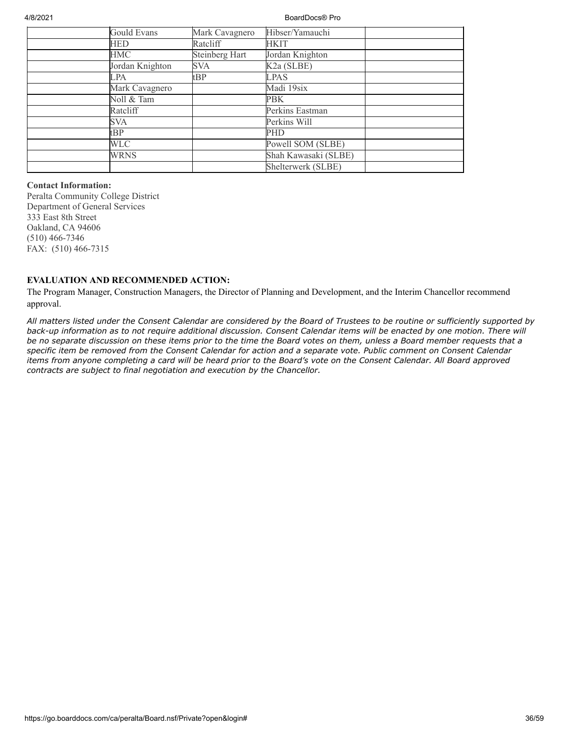| | | | | |
|---|---|---|---|---|
| | Gould Evans | Mark Cavagnero | Hibser/Yamauchi | |
| | HED | Ratcliff | HKIT | |
| | HMC | Steinberg Hart | Jordan Knighton | |
| | Jordan Knighton | SVA | K2a (SLBE) | |
| | LPA | tBP | LPAS | |
| | Mark Cavagnero | | Madi 19six | |
| | Noll & Tam | | PBK | |
| | Ratcliff | | Perkins Eastman | |
| | SVA | | Perkins Will | |
| | tBP | | PHD | |
| | WLC | | Powell SOM (SLBE) | |
| | WRNS | | Shah Kawasaki (SLBE) | |
| | | | Shelterwerk (SLBE) | |

**Contact Information:**
Peralta Community College District
Department of General Services
333 East 8th Street
Oakland, CA 94606
(510) 466-7346
FAX: (510) 466-7315

**EVALUATION AND RECOMMENDED ACTION:**

The Program Manager, Construction Managers, the Director of Planning and Development, and the Interim Chancellor recommend approval.

*All matters listed under the Consent Calendar are considered by the Board of Trustees to be routine or sufficiently supported by back-up information as to not require additional discussion. Consent Calendar items will be enacted by one motion. There will be no separate discussion on these items prior to the time the Board votes on them, unless a Board member requests that a specific item be removed from the Consent Calendar for action and a separate vote. Public comment on Consent Calendar items from anyone completing a card will be heard prior to the Board's vote on the Consent Calendar. All Board approved contracts are subject to final negotiation and execution by the Chancellor.*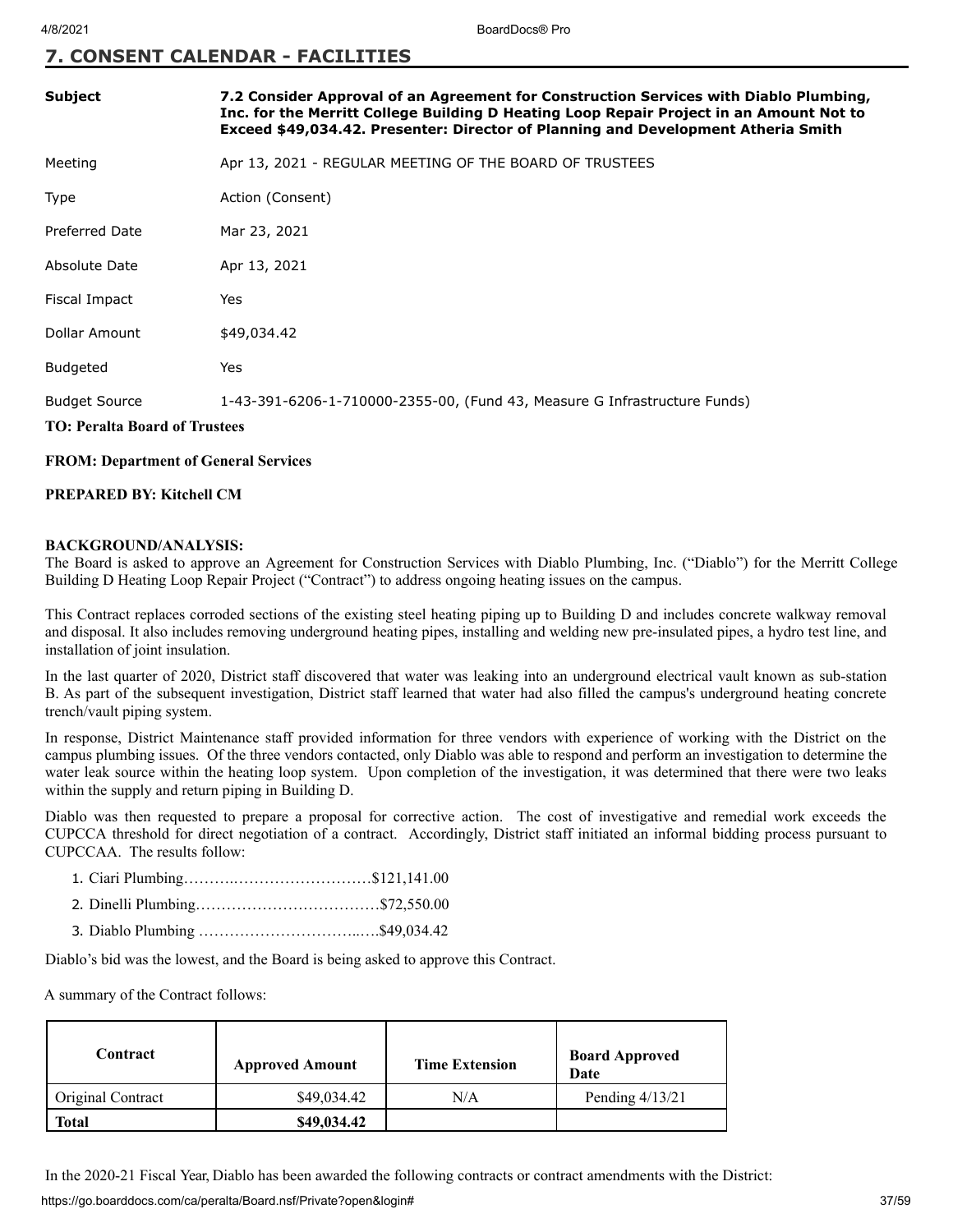## 7. CONSENT CALENDAR - FACILITIES

| | |
|---|---|
| **Subject** | **7.2 Consider Approval of an Agreement for Construction Services with Diablo Plumbing, Inc. for the Merritt College Building D Heating Loop Repair Project in an Amount Not to Exceed $49,034.42. Presenter: Director of Planning and Development Atheria Smith** |
| Meeting | Apr 13, 2021 - REGULAR MEETING OF THE BOARD OF TRUSTEES |
| Type | Action (Consent) |
| Preferred Date | Mar 23, 2021 |
| Absolute Date | Apr 13, 2021 |
| Fiscal Impact | Yes |
| Dollar Amount | $49,034.42 |
| Budgeted | Yes |
| Budget Source | 1-43-391-6206-1-710000-2355-00, (Fund 43, Measure G Infrastructure Funds) |

**TO: Peralta Board of Trustees**

**FROM: Department of General Services**

**PREPARED BY: Kitchell CM**

**BACKGROUND/ANALYSIS:**

The Board is asked to approve an Agreement for Construction Services with Diablo Plumbing, Inc. ("Diablo") for the Merritt College Building D Heating Loop Repair Project ("Contract") to address ongoing heating issues on the campus.

This Contract replaces corroded sections of the existing steel heating piping up to Building D and includes concrete walkway removal and disposal. It also includes removing underground heating pipes, installing and welding new pre-insulated pipes, a hydro test line, and installation of joint insulation.

In the last quarter of 2020, District staff discovered that water was leaking into an underground electrical vault known as sub-station B. As part of the subsequent investigation, District staff learned that water had also filled the campus's underground heating concrete trench/vault piping system.

In response, District Maintenance staff provided information for three vendors with experience of working with the District on the campus plumbing issues. Of the three vendors contacted, only Diablo was able to respond and perform an investigation to determine the water leak source within the heating loop system. Upon completion of the investigation, it was determined that there were two leaks within the supply and return piping in Building D.

Diablo was then requested to prepare a proposal for corrective action. The cost of investigative and remedial work exceeds the CUPCCA threshold for direct negotiation of a contract. Accordingly, District staff initiated an informal bidding process pursuant to CUPCCAA. The results follow:

1. Ciari Plumbing……….………………………$121,141.00
2. Dinelli Plumbing………………………………$72,550.00
3. Diablo Plumbing …………………………..….$49,034.42

Diablo's bid was the lowest, and the Board is being asked to approve this Contract.

A summary of the Contract follows:

| **Contract** | **Approved Amount** | **Time Extension** | **Board Approved Date** |
|---|---|---|---|
| Original Contract | $49,034.42 | N/A | Pending 4/13/21 |
| **Total** | **$49,034.42** | | |

In the 2020-21 Fiscal Year, Diablo has been awarded the following contracts or contract amendments with the District: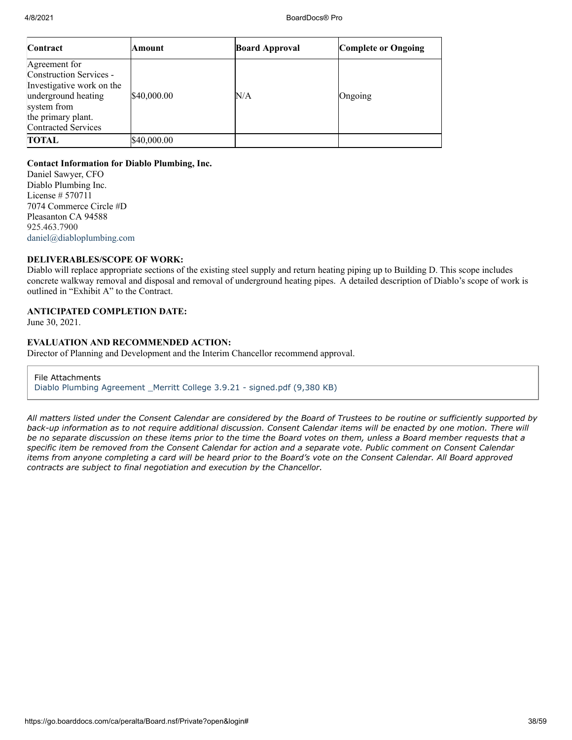| Contract | Amount | Board Approval | Complete or Ongoing |
|---|---|---|---|
| Agreement for Construction Services - Investigative work on the underground heating system from the primary plant. Contracted Services | $40,000.00 | N/A | Ongoing |
| **TOTAL** | $40,000.00 | | |

**Contact Information for Diablo Plumbing, Inc.**
Daniel Sawyer, CFO
Diablo Plumbing Inc.
License # 570711
7074 Commerce Circle #D
Pleasanton CA 94588
925.463.7900
daniel@diabloplumbing.com

**DELIVERABLES/SCOPE OF WORK:**
Diablo will replace appropriate sections of the existing steel supply and return heating piping up to Building D. This scope includes concrete walkway removal and disposal and removal of underground heating pipes. A detailed description of Diablo's scope of work is outlined in "Exhibit A" to the Contract.

**ANTICIPATED COMPLETION DATE:**
June 30, 2021.

**EVALUATION AND RECOMMENDED ACTION:**
Director of Planning and Development and the Interim Chancellor recommend approval.

File Attachments
Diablo Plumbing Agreement _Merritt College 3.9.21 - signed.pdf (9,380 KB)

*All matters listed under the Consent Calendar are considered by the Board of Trustees to be routine or sufficiently supported by back-up information as to not require additional discussion. Consent Calendar items will be enacted by one motion. There will be no separate discussion on these items prior to the time the Board votes on them, unless a Board member requests that a specific item be removed from the Consent Calendar for action and a separate vote. Public comment on Consent Calendar items from anyone completing a card will be heard prior to the Board's vote on the Consent Calendar. All Board approved contracts are subject to final negotiation and execution by the Chancellor.*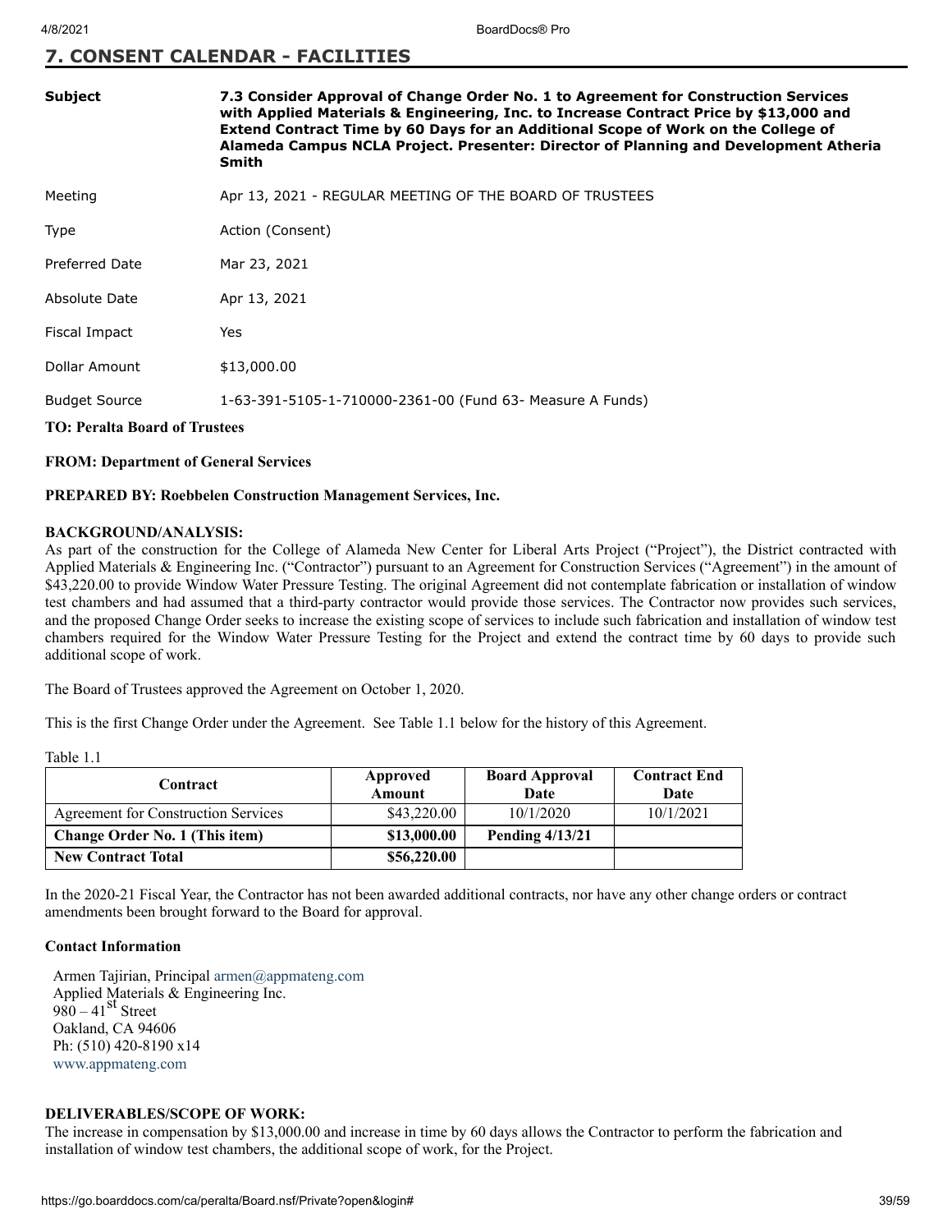## 7. CONSENT CALENDAR - FACILITIES

| | |
|---|---|
| **Subject** | **7.3 Consider Approval of Change Order No. 1 to Agreement for Construction Services with Applied Materials & Engineering, Inc. to Increase Contract Price by $13,000 and Extend Contract Time by 60 Days for an Additional Scope of Work on the College of Alameda Campus NCLA Project. Presenter: Director of Planning and Development Atheria Smith** |
| Meeting | Apr 13, 2021 - REGULAR MEETING OF THE BOARD OF TRUSTEES |
| Type | Action (Consent) |
| Preferred Date | Mar 23, 2021 |
| Absolute Date | Apr 13, 2021 |
| Fiscal Impact | Yes |
| Dollar Amount | $13,000.00 |
| Budget Source | 1-63-391-5105-1-710000-2361-00 (Fund 63- Measure A Funds) |

**TO: Peralta Board of Trustees**

**FROM: Department of General Services**

**PREPARED BY: Roebbelen Construction Management Services, Inc.**

**BACKGROUND/ANALYSIS:**
As part of the construction for the College of Alameda New Center for Liberal Arts Project ("Project"), the District contracted with Applied Materials & Engineering Inc. ("Contractor") pursuant to an Agreement for Construction Services ("Agreement") in the amount of $43,220.00 to provide Window Water Pressure Testing. The original Agreement did not contemplate fabrication or installation of window test chambers and had assumed that a third-party contractor would provide those services. The Contractor now provides such services, and the proposed Change Order seeks to increase the existing scope of services to include such fabrication and installation of window test chambers required for the Window Water Pressure Testing for the Project and extend the contract time by 60 days to provide such additional scope of work.

The Board of Trustees approved the Agreement on October 1, 2020.

This is the first Change Order under the Agreement. See Table 1.1 below for the history of this Agreement.

Table 1.1

| Contract | Approved Amount | Board Approval Date | Contract End Date |
|---|---|---|---|
| Agreement for Construction Services | $43,220.00 | 10/1/2020 | 10/1/2021 |
| **Change Order No. 1 (This item)** | **$13,000.00** | **Pending 4/13/21** | |
| **New Contract Total** | **$56,220.00** | | |

In the 2020-21 Fiscal Year, the Contractor has not been awarded additional contracts, nor have any other change orders or contract amendments been brought forward to the Board for approval.

**Contact Information**

Armen Tajirian, Principal armen@appmateng.com
Applied Materials & Engineering Inc.
980 – 41st Street
Oakland, CA 94606
Ph: (510) 420-8190 x14
www.appmateng.com

**DELIVERABLES/SCOPE OF WORK:**
The increase in compensation by $13,000.00 and increase in time by 60 days allows the Contractor to perform the fabrication and installation of window test chambers, the additional scope of work, for the Project.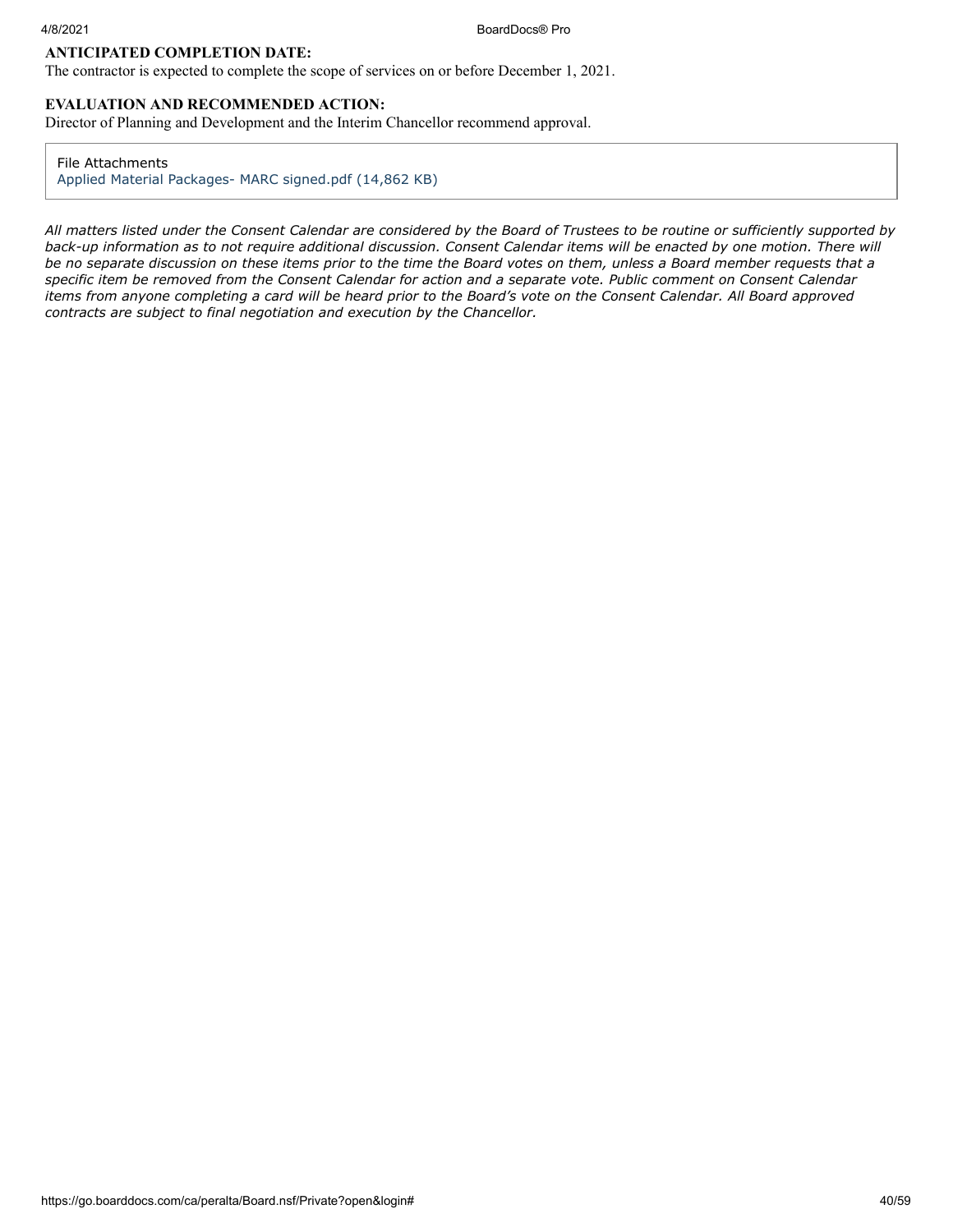**ANTICIPATED COMPLETION DATE:**

The contractor is expected to complete the scope of services on or before December 1, 2021.

**EVALUATION AND RECOMMENDED ACTION:**

Director of Planning and Development and the Interim Chancellor recommend approval.

File Attachments

Applied Material Packages- MARC signed.pdf (14,862 KB)

*All matters listed under the Consent Calendar are considered by the Board of Trustees to be routine or sufficiently supported by back-up information as to not require additional discussion. Consent Calendar items will be enacted by one motion. There will be no separate discussion on these items prior to the time the Board votes on them, unless a Board member requests that a specific item be removed from the Consent Calendar for action and a separate vote. Public comment on Consent Calendar items from anyone completing a card will be heard prior to the Board's vote on the Consent Calendar. All Board approved contracts are subject to final negotiation and execution by the Chancellor.*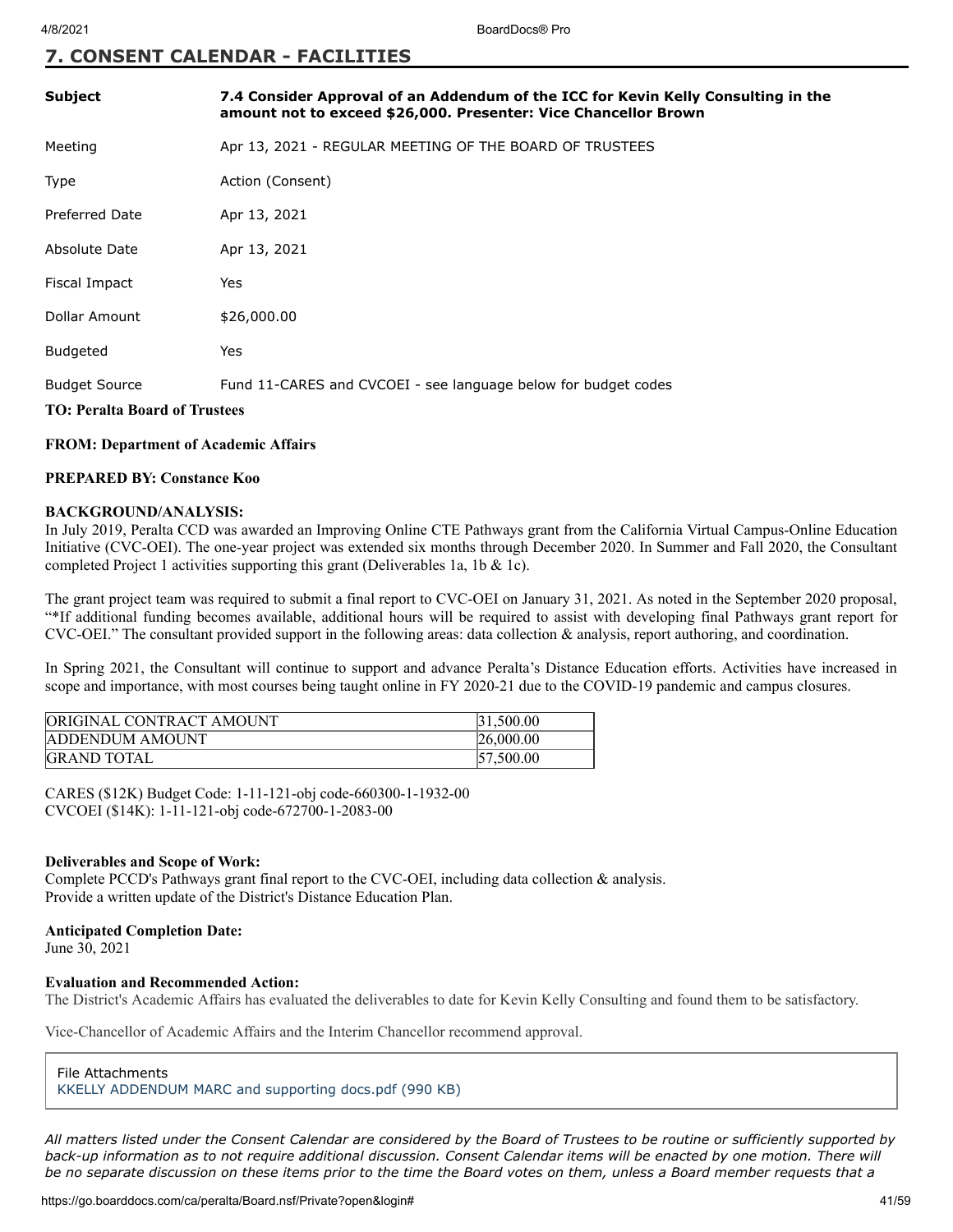## 7. CONSENT CALENDAR - FACILITIES

| | |
|---|---|
| **Subject** | **7.4 Consider Approval of an Addendum of the ICC for Kevin Kelly Consulting in the amount not to exceed $26,000. Presenter: Vice Chancellor Brown** |
| Meeting | Apr 13, 2021 - REGULAR MEETING OF THE BOARD OF TRUSTEES |
| Type | Action (Consent) |
| Preferred Date | Apr 13, 2021 |
| Absolute Date | Apr 13, 2021 |
| Fiscal Impact | Yes |
| Dollar Amount | $26,000.00 |
| Budgeted | Yes |
| Budget Source | Fund 11-CARES and CVCOEI - see language below for budget codes |

**TO: Peralta Board of Trustees**

**FROM: Department of Academic Affairs**

**PREPARED BY: Constance Koo**

**BACKGROUND/ANALYSIS:**

In July 2019, Peralta CCD was awarded an Improving Online CTE Pathways grant from the California Virtual Campus-Online Education Initiative (CVC-OEI). The one-year project was extended six months through December 2020. In Summer and Fall 2020, the Consultant completed Project 1 activities supporting this grant (Deliverables 1a, 1b & 1c).

The grant project team was required to submit a final report to CVC-OEI on January 31, 2021. As noted in the September 2020 proposal, "*If additional funding becomes available, additional hours will be required to assist with developing final Pathways grant report for CVC-OEI." The consultant provided support in the following areas: data collection & analysis, report authoring, and coordination.

In Spring 2021, the Consultant will continue to support and advance Peralta's Distance Education efforts. Activities have increased in scope and importance, with most courses being taught online in FY 2020-21 due to the COVID-19 pandemic and campus closures.

| | |
|---|---|
| ORIGINAL CONTRACT AMOUNT | 31,500.00 |
| ADDENDUM AMOUNT | 26,000.00 |
| GRAND TOTAL | 57,500.00 |

CARES ($12K) Budget Code: 1-11-121-obj code-660300-1-1932-00
CVCOEI ($14K): 1-11-121-obj code-672700-1-2083-00

**Deliverables and Scope of Work:**

Complete PCCD's Pathways grant final report to the CVC-OEI, including data collection & analysis.
Provide a written update of the District's Distance Education Plan.

**Anticipated Completion Date:**

June 30, 2021

**Evaluation and Recommended Action:**

The District's Academic Affairs has evaluated the deliverables to date for Kevin Kelly Consulting and found them to be satisfactory.

Vice-Chancellor of Academic Affairs and the Interim Chancellor recommend approval.

File Attachments
KKELLY ADDENDUM MARC and supporting docs.pdf (990 KB)

*All matters listed under the Consent Calendar are considered by the Board of Trustees to be routine or sufficiently supported by back-up information as to not require additional discussion. Consent Calendar items will be enacted by one motion. There will be no separate discussion on these items prior to the time the Board votes on them, unless a Board member requests that a*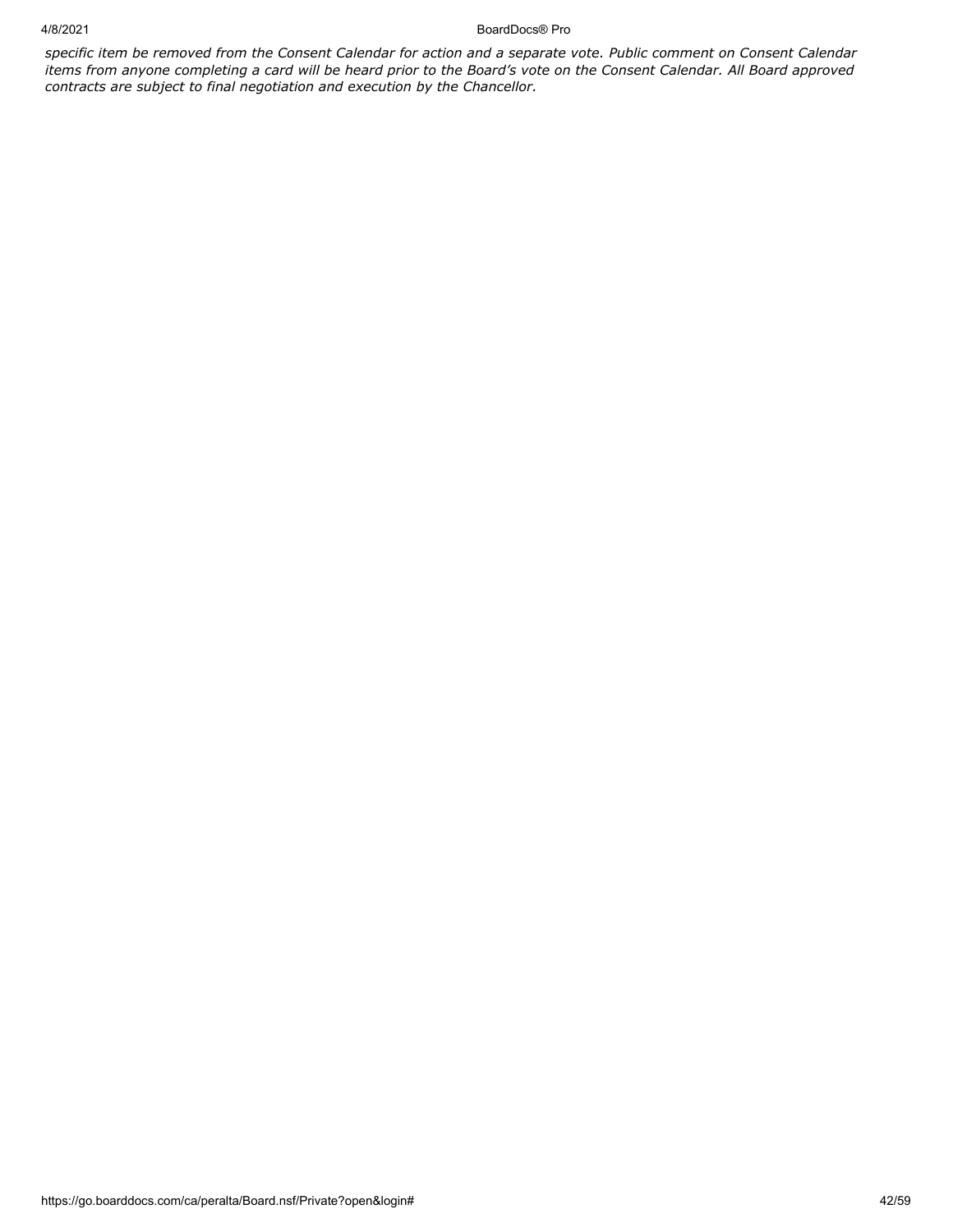*specific item be removed from the Consent Calendar for action and a separate vote. Public comment on Consent Calendar items from anyone completing a card will be heard prior to the Board's vote on the Consent Calendar. All Board approved contracts are subject to final negotiation and execution by the Chancellor.*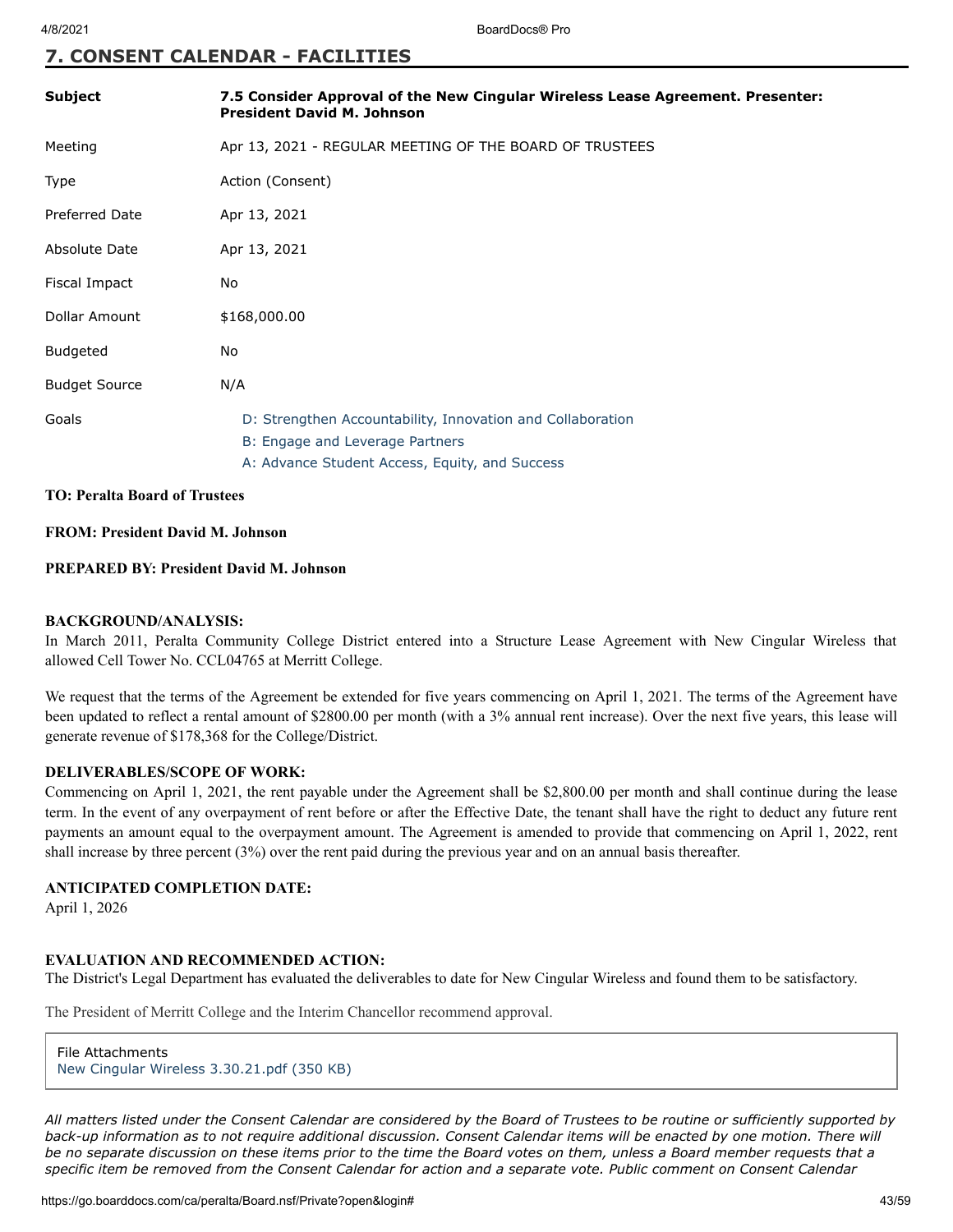## 7. CONSENT CALENDAR - FACILITIES

| | |
|---|---|
| **Subject** | **7.5 Consider Approval of the New Cingular Wireless Lease Agreement. Presenter: President David M. Johnson** |
| Meeting | Apr 13, 2021 - REGULAR MEETING OF THE BOARD OF TRUSTEES |
| Type | Action (Consent) |
| Preferred Date | Apr 13, 2021 |
| Absolute Date | Apr 13, 2021 |
| Fiscal Impact | No |
| Dollar Amount | $168,000.00 |
| Budgeted | No |
| Budget Source | N/A |
| Goals | D: Strengthen Accountability, Innovation and Collaboration<br>B: Engage and Leverage Partners<br>A: Advance Student Access, Equity, and Success |

**TO: Peralta Board of Trustees**

**FROM: President David M. Johnson**

**PREPARED BY: President David M. Johnson**

**BACKGROUND/ANALYSIS:**

In March 2011, Peralta Community College District entered into a Structure Lease Agreement with New Cingular Wireless that allowed Cell Tower No. CCL04765 at Merritt College.

We request that the terms of the Agreement be extended for five years commencing on April 1, 2021. The terms of the Agreement have been updated to reflect a rental amount of $2800.00 per month (with a 3% annual rent increase). Over the next five years, this lease will generate revenue of $178,368 for the College/District.

**DELIVERABLES/SCOPE OF WORK:**

Commencing on April 1, 2021, the rent payable under the Agreement shall be $2,800.00 per month and shall continue during the lease term. In the event of any overpayment of rent before or after the Effective Date, the tenant shall have the right to deduct any future rent payments an amount equal to the overpayment amount. The Agreement is amended to provide that commencing on April 1, 2022, rent shall increase by three percent (3%) over the rent paid during the previous year and on an annual basis thereafter.

**ANTICIPATED COMPLETION DATE:**

April 1, 2026

**EVALUATION AND RECOMMENDED ACTION:**

The District's Legal Department has evaluated the deliverables to date for New Cingular Wireless and found them to be satisfactory.

The President of Merritt College and the Interim Chancellor recommend approval.

File Attachments
New Cingular Wireless 3.30.21.pdf (350 KB)

*All matters listed under the Consent Calendar are considered by the Board of Trustees to be routine or sufficiently supported by back-up information as to not require additional discussion. Consent Calendar items will be enacted by one motion. There will be no separate discussion on these items prior to the time the Board votes on them, unless a Board member requests that a specific item be removed from the Consent Calendar for action and a separate vote. Public comment on Consent Calendar*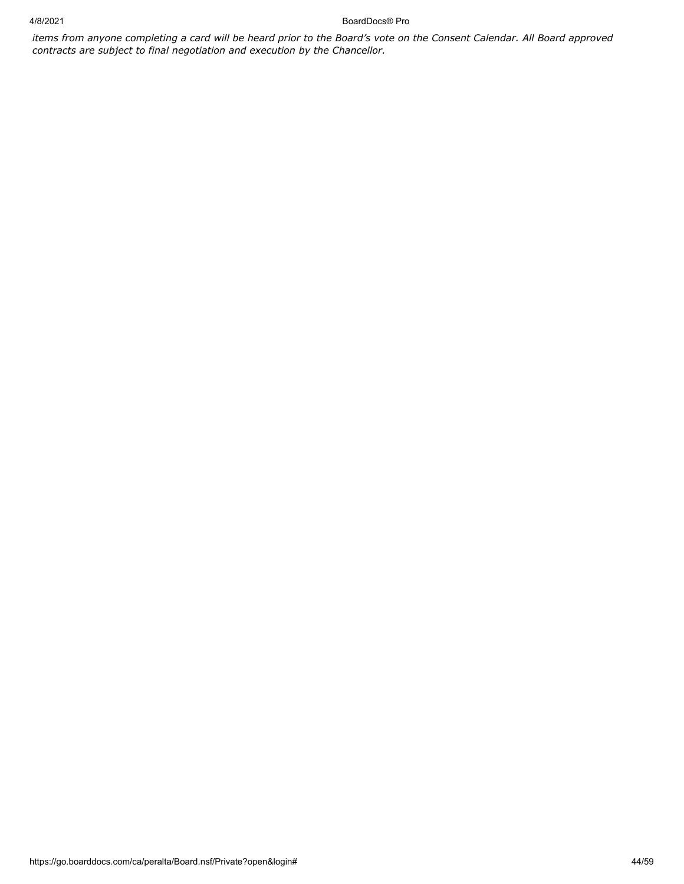*items from anyone completing a card will be heard prior to the Board's vote on the Consent Calendar. All Board approved contracts are subject to final negotiation and execution by the Chancellor.*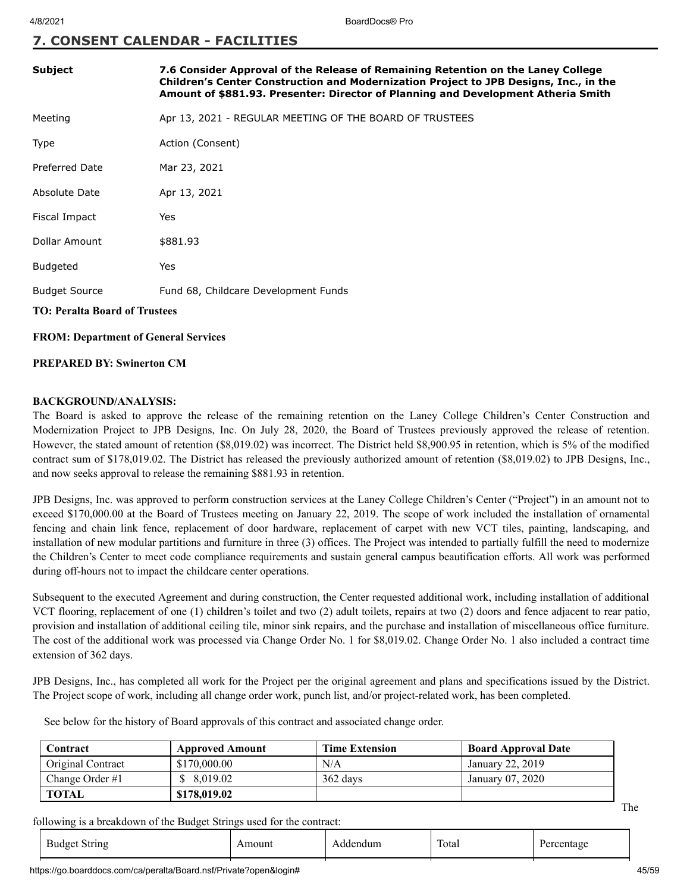## 7. CONSENT CALENDAR - FACILITIES

| | |
|---|---|
| Subject | **7.6 Consider Approval of the Release of Remaining Retention on the Laney College Children's Center Construction and Modernization Project to JPB Designs, Inc., in the Amount of $881.93. Presenter: Director of Planning and Development Atheria Smith** |
| Meeting | Apr 13, 2021 - REGULAR MEETING OF THE BOARD OF TRUSTEES |
| Type | Action (Consent) |
| Preferred Date | Mar 23, 2021 |
| Absolute Date | Apr 13, 2021 |
| Fiscal Impact | Yes |
| Dollar Amount | $881.93 |
| Budgeted | Yes |
| Budget Source | Fund 68, Childcare Development Funds |

**TO: Peralta Board of Trustees**

**FROM: Department of General Services**

**PREPARED BY: Swinerton CM**

**BACKGROUND/ANALYSIS:**

The Board is asked to approve the release of the remaining retention on the Laney College Children's Center Construction and Modernization Project to JPB Designs, Inc. On July 28, 2020, the Board of Trustees previously approved the release of retention. However, the stated amount of retention ($8,019.02) was incorrect. The District held $8,900.95 in retention, which is 5% of the modified contract sum of $178,019.02. The District has released the previously authorized amount of retention ($8,019.02) to JPB Designs, Inc., and now seeks approval to release the remaining $881.93 in retention.

JPB Designs, Inc. was approved to perform construction services at the Laney College Children's Center ("Project") in an amount not to exceed $170,000.00 at the Board of Trustees meeting on January 22, 2019. The scope of work included the installation of ornamental fencing and chain link fence, replacement of door hardware, replacement of carpet with new VCT tiles, painting, landscaping, and installation of new modular partitions and furniture in three (3) offices. The Project was intended to partially fulfill the need to modernize the Children's Center to meet code compliance requirements and sustain general campus beautification efforts. All work was performed during off-hours not to impact the childcare center operations.

Subsequent to the executed Agreement and during construction, the Center requested additional work, including installation of additional VCT flooring, replacement of one (1) children's toilet and two (2) adult toilets, repairs at two (2) doors and fence adjacent to rear patio, provision and installation of additional ceiling tile, minor sink repairs, and the purchase and installation of miscellaneous office furniture. The cost of the additional work was processed via Change Order No. 1 for $8,019.02. Change Order No. 1 also included a contract time extension of 362 days.

JPB Designs, Inc., has completed all work for the Project per the original agreement and plans and specifications issued by the District. The Project scope of work, including all change order work, punch list, and/or project-related work, has been completed.

See below for the history of Board approvals of this contract and associated change order.

| Contract | Approved Amount | Time Extension | Board Approval Date |
|---|---|---|---|
| Original Contract | $170,000.00 | N/A | January 22, 2019 |
| Change Order #1 | $ 8,019.02 | 362 days | January 07, 2020 |
| **TOTAL** | **$178,019.02** | | |

The following is a breakdown of the Budget Strings used for the contract:

| Budget String | Amount | Addendum | Total | Percentage |
|---|---|---|---|---|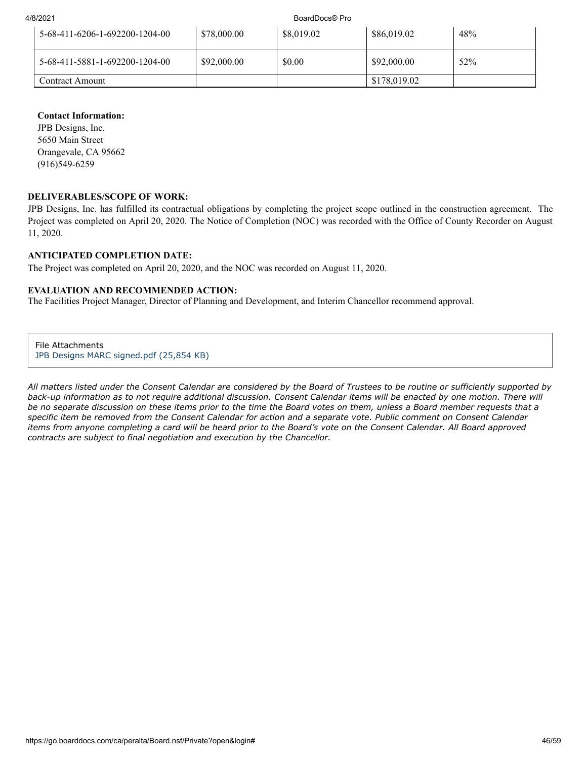| 5-68-411-6206-1-692200-1204-00 | $78,000.00 | $8,019.02 | $86,019.02 | 48% |
|---|---|---|---|---|
| 5-68-411-5881-1-692200-1204-00 | $92,000.00 | $0.00 | $92,000.00 | 52% |
| Contract Amount | | | $178,019.02 | |

**Contact Information:**
JPB Designs, Inc.
5650 Main Street
Orangevale, CA 95662
(916)549-6259

**DELIVERABLES/SCOPE OF WORK:**

JPB Designs, Inc. has fulfilled its contractual obligations by completing the project scope outlined in the construction agreement. The Project was completed on April 20, 2020. The Notice of Completion (NOC) was recorded with the Office of County Recorder on August 11, 2020.

**ANTICIPATED COMPLETION DATE:**

The Project was completed on April 20, 2020, and the NOC was recorded on August 11, 2020.

**EVALUATION AND RECOMMENDED ACTION:**

The Facilities Project Manager, Director of Planning and Development, and Interim Chancellor recommend approval.

File Attachments
JPB Designs MARC signed.pdf (25,854 KB)

*All matters listed under the Consent Calendar are considered by the Board of Trustees to be routine or sufficiently supported by back-up information as to not require additional discussion. Consent Calendar items will be enacted by one motion. There will be no separate discussion on these items prior to the time the Board votes on them, unless a Board member requests that a specific item be removed from the Consent Calendar for action and a separate vote. Public comment on Consent Calendar items from anyone completing a card will be heard prior to the Board's vote on the Consent Calendar. All Board approved contracts are subject to final negotiation and execution by the Chancellor.*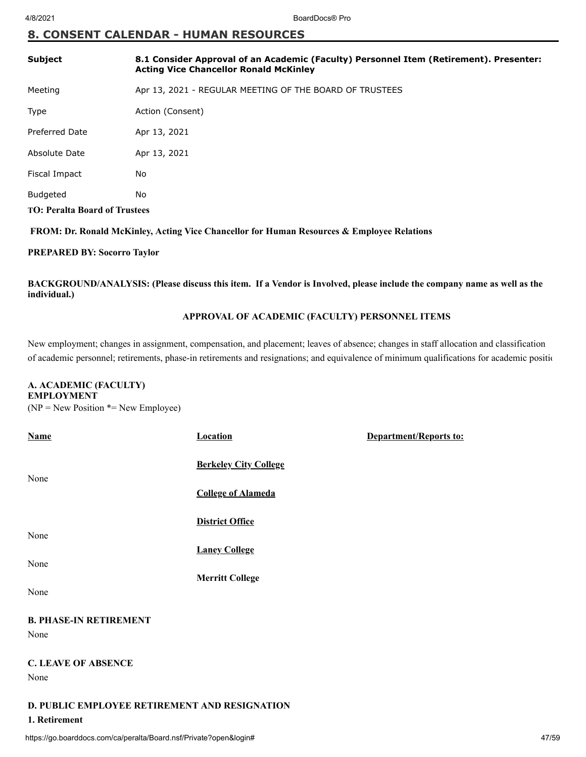## 8. CONSENT CALENDAR - HUMAN RESOURCES

| | |
|---|---|
| **Subject** | **8.1 Consider Approval of an Academic (Faculty) Personnel Item (Retirement). Presenter: Acting Vice Chancellor Ronald McKinley** |
| Meeting | Apr 13, 2021 - REGULAR MEETING OF THE BOARD OF TRUSTEES |
| Type | Action (Consent) |
| Preferred Date | Apr 13, 2021 |
| Absolute Date | Apr 13, 2021 |
| Fiscal Impact | No |
| Budgeted | No |

**TO: Peralta Board of Trustees**

**FROM: Dr. Ronald McKinley, Acting Vice Chancellor for Human Resources & Employee Relations**

**PREPARED BY: Socorro Taylor**

**BACKGROUND/ANALYSIS: (Please discuss this item. If a Vendor is Involved, please include the company name as well as the individual.)**

**APPROVAL OF ACADEMIC (FACULTY) PERSONNEL ITEMS**

New employment; changes in assignment, compensation, and placement; leaves of absence; changes in staff allocation and classification of academic personnel; retirements, phase-in retirements and resignations; and equivalence of minimum qualifications for academic positio

**A. ACADEMIC (FACULTY) EMPLOYMENT**
(NP = New Position *= New Employee)

| Name | Location | Department/Reports to: |
|---|---|---|
| | **Berkeley City College** | |
| None | | |
| | **College of Alameda** | |
| | **District Office** | |
| None | | |
| | **Laney College** | |
| None | | |
| | **Merritt College** | |
| None | | |

**B. PHASE-IN RETIREMENT**

None

**C. LEAVE OF ABSENCE**

None

**D. PUBLIC EMPLOYEE RETIREMENT AND RESIGNATION**

**1. Retirement**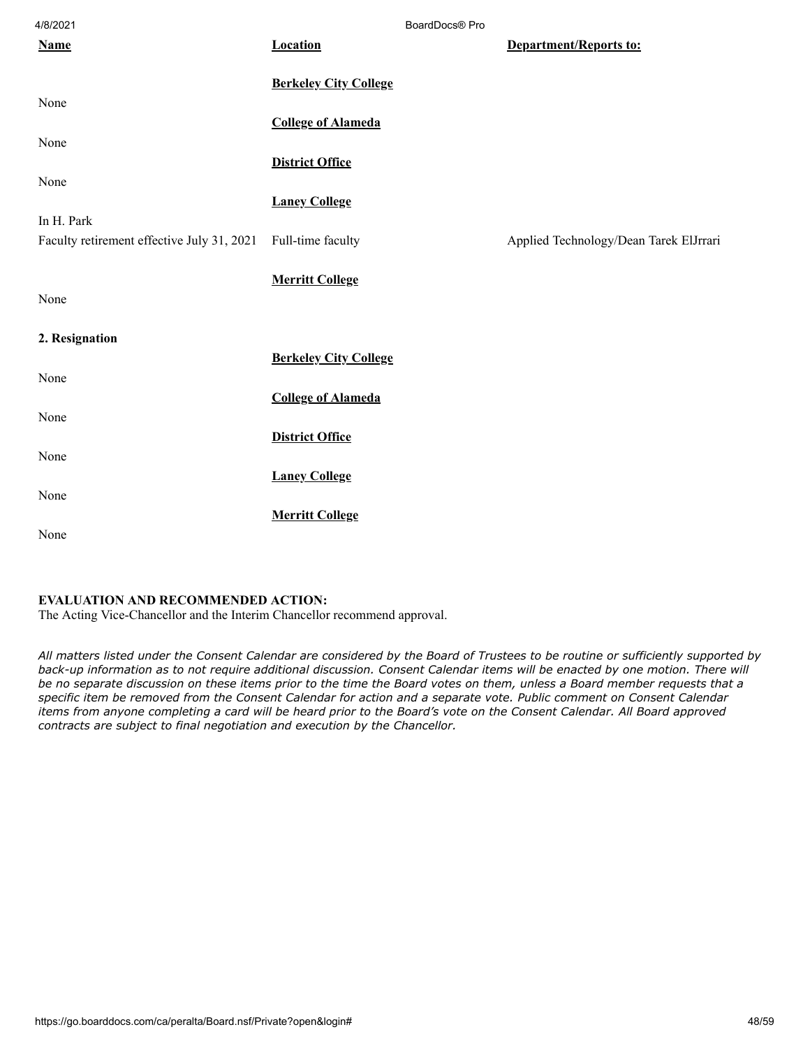| **Name** | **Location** | **Department/Reports to:** |
|---|---|---|
| | **Berkeley City College** | |
| None | | |
| | **College of Alameda** | |
| None | | |
| | **District Office** | |
| None | | |
| | **Laney College** | |
| In H. Park | | |
| Faculty retirement effective July 31, 2021 | Full-time faculty | Applied Technology/Dean Tarek ElJrrari |
| | **Merritt College** | |
| None | | |

**2. Resignation**

| | | |
|---|---|---|
| | **Berkeley City College** | |
| None | | |
| | **College of Alameda** | |
| None | | |
| | **District Office** | |
| None | | |
| | **Laney College** | |
| None | | |
| | **Merritt College** | |
| None | | |

**EVALUATION AND RECOMMENDED ACTION:**
The Acting Vice-Chancellor and the Interim Chancellor recommend approval.

*All matters listed under the Consent Calendar are considered by the Board of Trustees to be routine or sufficiently supported by back-up information as to not require additional discussion. Consent Calendar items will be enacted by one motion. There will be no separate discussion on these items prior to the time the Board votes on them, unless a Board member requests that a specific item be removed from the Consent Calendar for action and a separate vote. Public comment on Consent Calendar items from anyone completing a card will be heard prior to the Board's vote on the Consent Calendar. All Board approved contracts are subject to final negotiation and execution by the Chancellor.*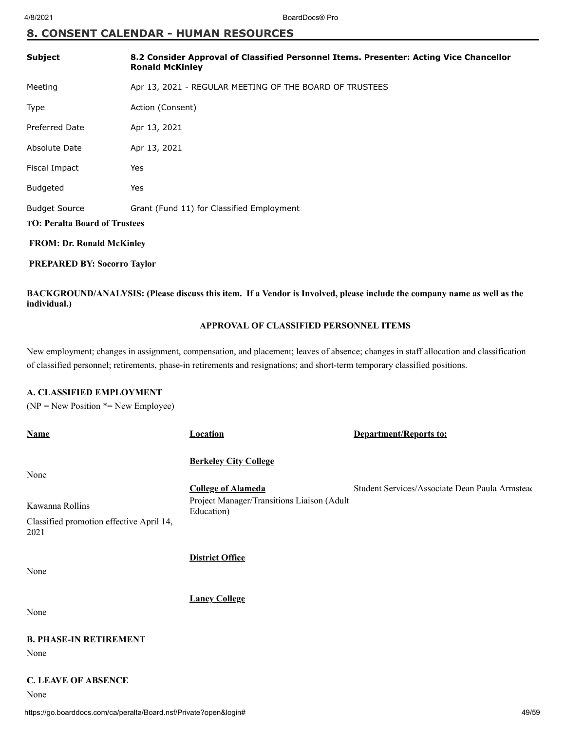## 8. CONSENT CALENDAR - HUMAN RESOURCES

| | |
|---|---|
| **Subject** | **8.2 Consider Approval of Classified Personnel Items. Presenter: Acting Vice Chancellor Ronald McKinley** |
| Meeting | Apr 13, 2021 - REGULAR MEETING OF THE BOARD OF TRUSTEES |
| Type | Action (Consent) |
| Preferred Date | Apr 13, 2021 |
| Absolute Date | Apr 13, 2021 |
| Fiscal Impact | Yes |
| Budgeted | Yes |
| Budget Source | Grant (Fund 11) for Classified Employment |

**TO: Peralta Board of Trustees**

**FROM: Dr. Ronald McKinley**

**PREPARED BY: Socorro Taylor**

**BACKGROUND/ANALYSIS: (Please discuss this item. If a Vendor is Involved, please include the company name as well as the individual.)**

**APPROVAL OF CLASSIFIED PERSONNEL ITEMS**

New employment; changes in assignment, compensation, and placement; leaves of absence; changes in staff allocation and classification of classified personnel; retirements, phase-in retirements and resignations; and short-term temporary classified positions.

**A. CLASSIFIED EMPLOYMENT**

(NP = New Position *= New Employee)

| Name | Location | Department/Reports to: |
|---|---|---|
| | **Berkeley City College** | |
| None | | |
| | **College of Alameda** | Student Services/Associate Dean Paula Armsteac |
| Kawanna Rollins<br>Classified promotion effective April 14, 2021 | Project Manager/Transitions Liaison (Adult Education) | |
| | **District Office** | |
| None | | |
| | **Laney College** | |
| None | | |

**B. PHASE-IN RETIREMENT**

None

**C. LEAVE OF ABSENCE**

None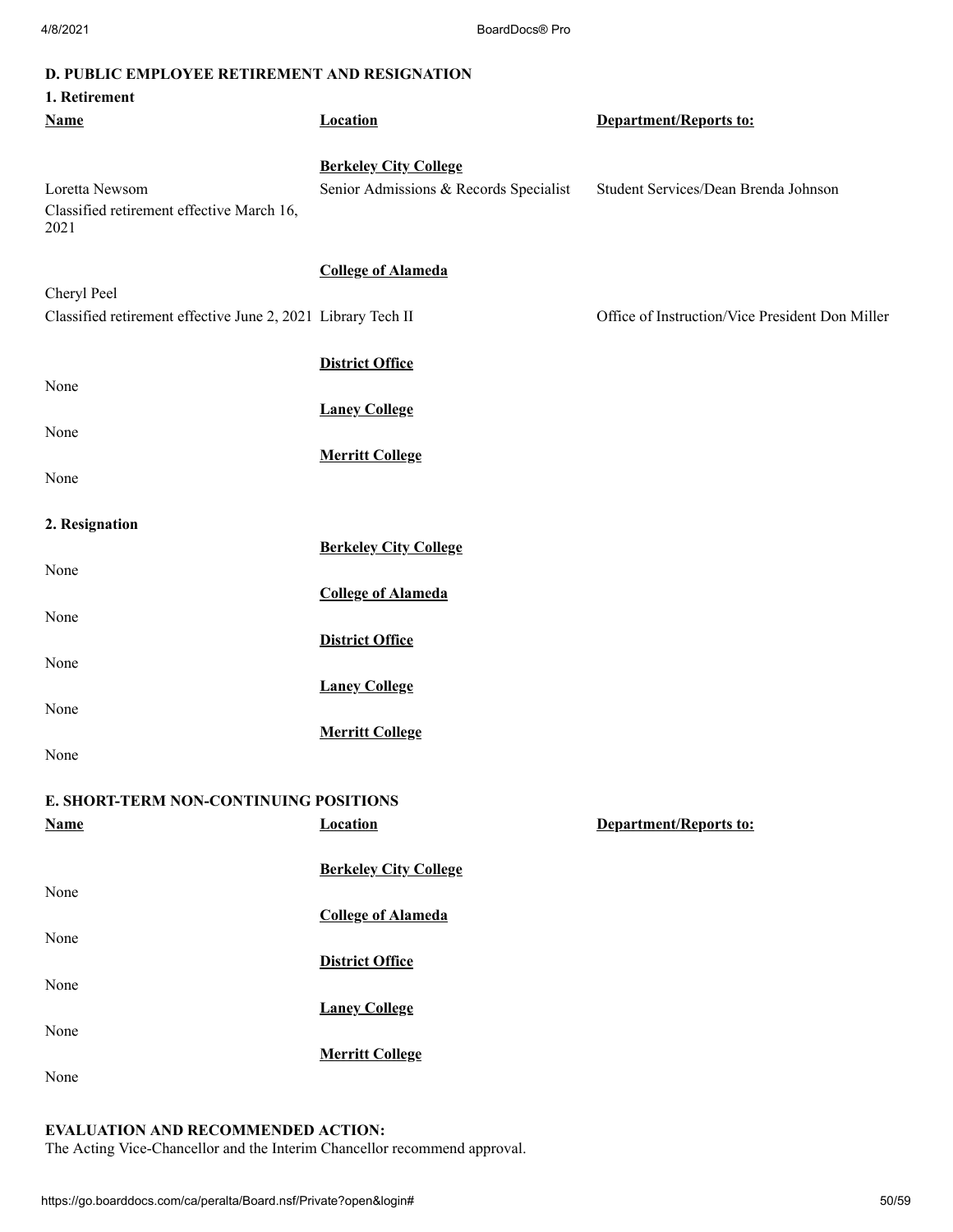**D. PUBLIC EMPLOYEE RETIREMENT AND RESIGNATION**

**1. Retirement**

| Name | Location | Department/Reports to: |
| --- | --- | --- |
| | **Berkeley City College** | |
| Loretta Newsom<br>Classified retirement effective March 16, 2021 | Senior Admissions & Records Specialist | Student Services/Dean Brenda Johnson |
| | **College of Alameda** | |
| Cheryl Peel<br>Classified retirement effective June 2, 2021 | Library Tech II | Office of Instruction/Vice President Don Miller |
| | **District Office** | |
| None | | |
| | **Laney College** | |
| None | | |
| | **Merritt College** | |
| None | | |

**2. Resignation**

| | Location | |
| --- | --- | --- |
| | **Berkeley City College** | |
| None | | |
| | **College of Alameda** | |
| None | | |
| | **District Office** | |
| None | | |
| | **Laney College** | |
| None | | |
| | **Merritt College** | |
| None | | |

**E. SHORT-TERM NON-CONTINUING POSITIONS**

| Name | Location | Department/Reports to: |
| --- | --- | --- |
| | **Berkeley City College** | |
| None | | |
| | **College of Alameda** | |
| None | | |
| | **District Office** | |
| None | | |
| | **Laney College** | |
| None | | |
| | **Merritt College** | |
| None | | |

**EVALUATION AND RECOMMENDED ACTION:**
The Acting Vice-Chancellor and the Interim Chancellor recommend approval.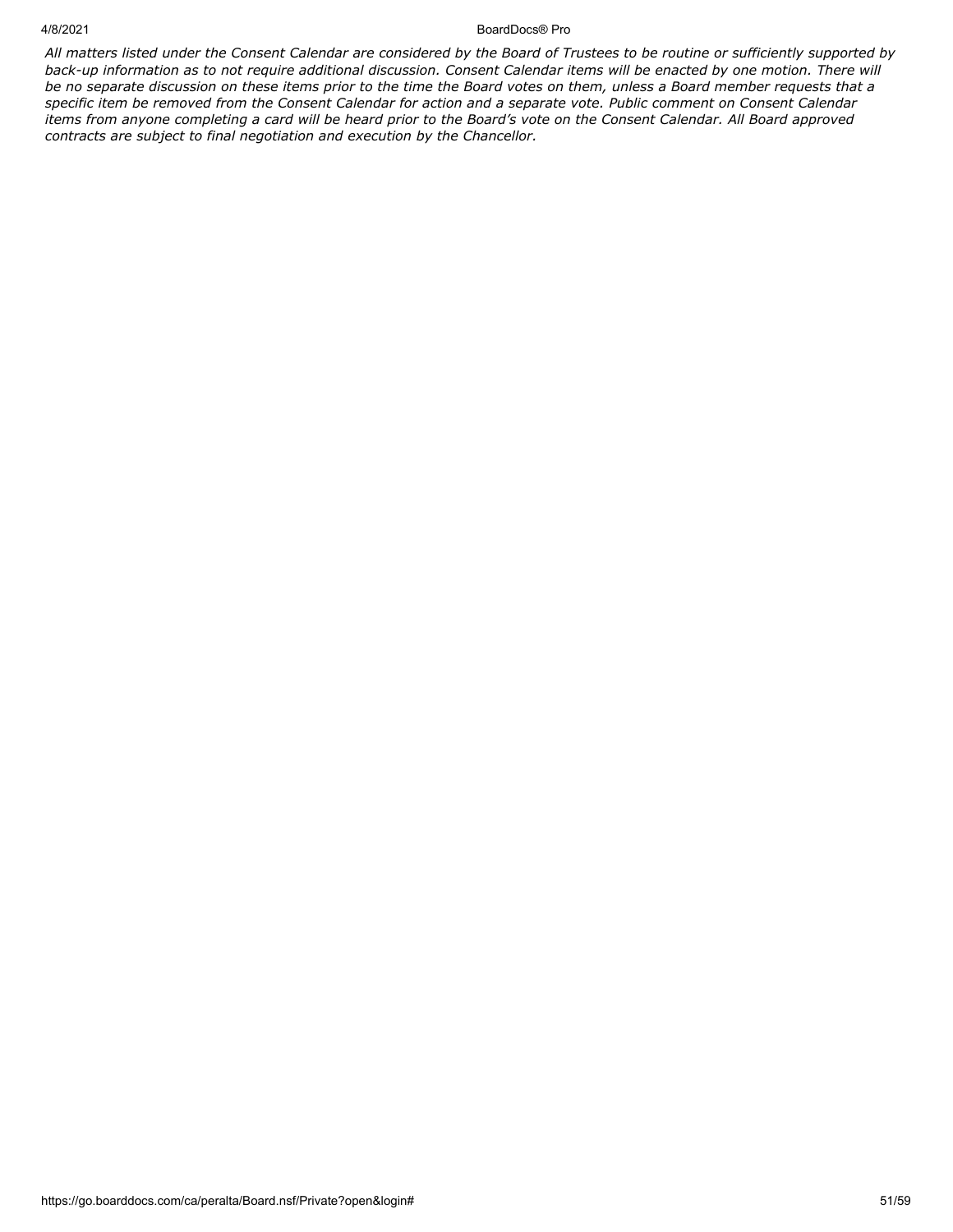*All matters listed under the Consent Calendar are considered by the Board of Trustees to be routine or sufficiently supported by back-up information as to not require additional discussion. Consent Calendar items will be enacted by one motion. There will be no separate discussion on these items prior to the time the Board votes on them, unless a Board member requests that a specific item be removed from the Consent Calendar for action and a separate vote. Public comment on Consent Calendar items from anyone completing a card will be heard prior to the Board's vote on the Consent Calendar. All Board approved contracts are subject to final negotiation and execution by the Chancellor.*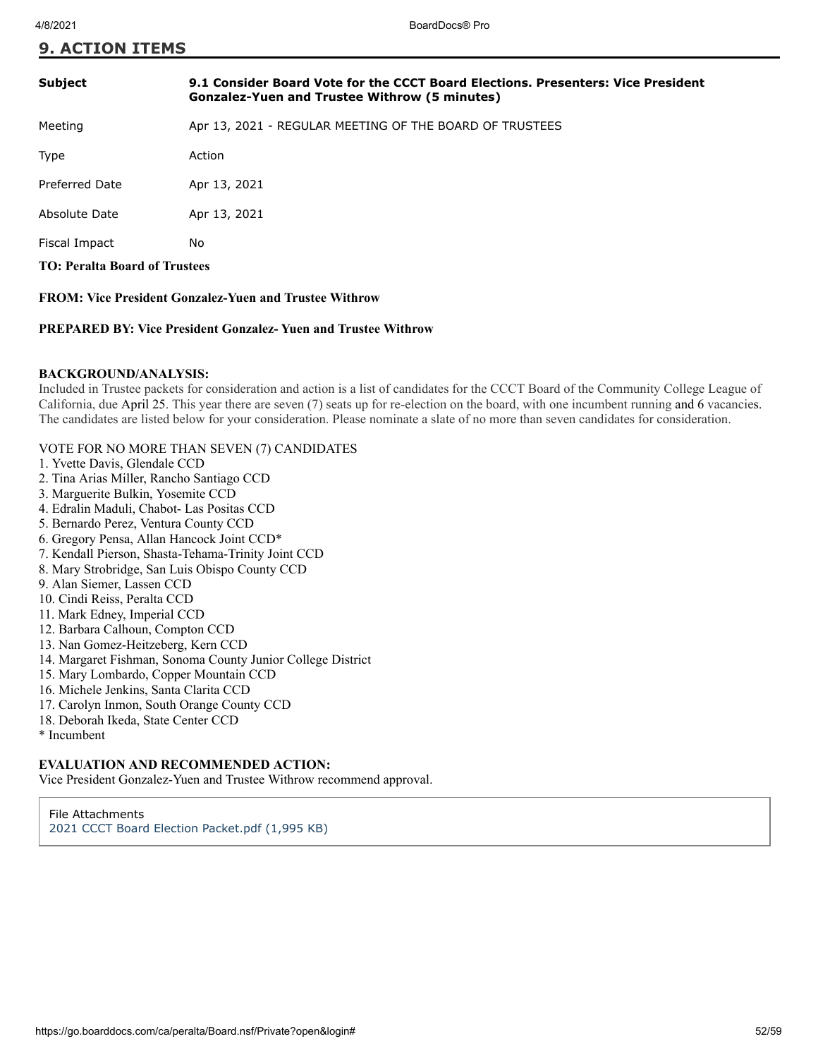## 9. ACTION ITEMS

| | |
|---|---|
| **Subject** | **9.1 Consider Board Vote for the CCCT Board Elections. Presenters: Vice President Gonzalez-Yuen and Trustee Withrow (5 minutes)** |
| Meeting | Apr 13, 2021 - REGULAR MEETING OF THE BOARD OF TRUSTEES |
| Type | Action |
| Preferred Date | Apr 13, 2021 |
| Absolute Date | Apr 13, 2021 |
| Fiscal Impact | No |

**TO: Peralta Board of Trustees**

**FROM: Vice President Gonzalez-Yuen and Trustee Withrow**

**PREPARED BY: Vice President Gonzalez- Yuen and Trustee Withrow**

**BACKGROUND/ANALYSIS:**

Included in Trustee packets for consideration and action is a list of candidates for the CCCT Board of the Community College League of California, due April 25. This year there are seven (7) seats up for re-election on the board, with one incumbent running and 6 vacancies. The candidates are listed below for your consideration. Please nominate a slate of no more than seven candidates for consideration.

VOTE FOR NO MORE THAN SEVEN (7) CANDIDATES

1. Yvette Davis, Glendale CCD
2. Tina Arias Miller, Rancho Santiago CCD
3. Marguerite Bulkin, Yosemite CCD
4. Edralin Maduli, Chabot- Las Positas CCD
5. Bernardo Perez, Ventura County CCD
6. Gregory Pensa, Allan Hancock Joint CCD*
7. Kendall Pierson, Shasta-Tehama-Trinity Joint CCD
8. Mary Strobridge, San Luis Obispo County CCD
9. Alan Siemer, Lassen CCD
10. Cindi Reiss, Peralta CCD
11. Mark Edney, Imperial CCD
12. Barbara Calhoun, Compton CCD
13. Nan Gomez-Heitzeberg, Kern CCD
14. Margaret Fishman, Sonoma County Junior College District
15. Mary Lombardo, Copper Mountain CCD
16. Michele Jenkins, Santa Clarita CCD
17. Carolyn Inmon, South Orange County CCD
18. Deborah Ikeda, State Center CCD

\* Incumbent

**EVALUATION AND RECOMMENDED ACTION:**

Vice President Gonzalez-Yuen and Trustee Withrow recommend approval.

File Attachments

2021 CCCT Board Election Packet.pdf (1,995 KB)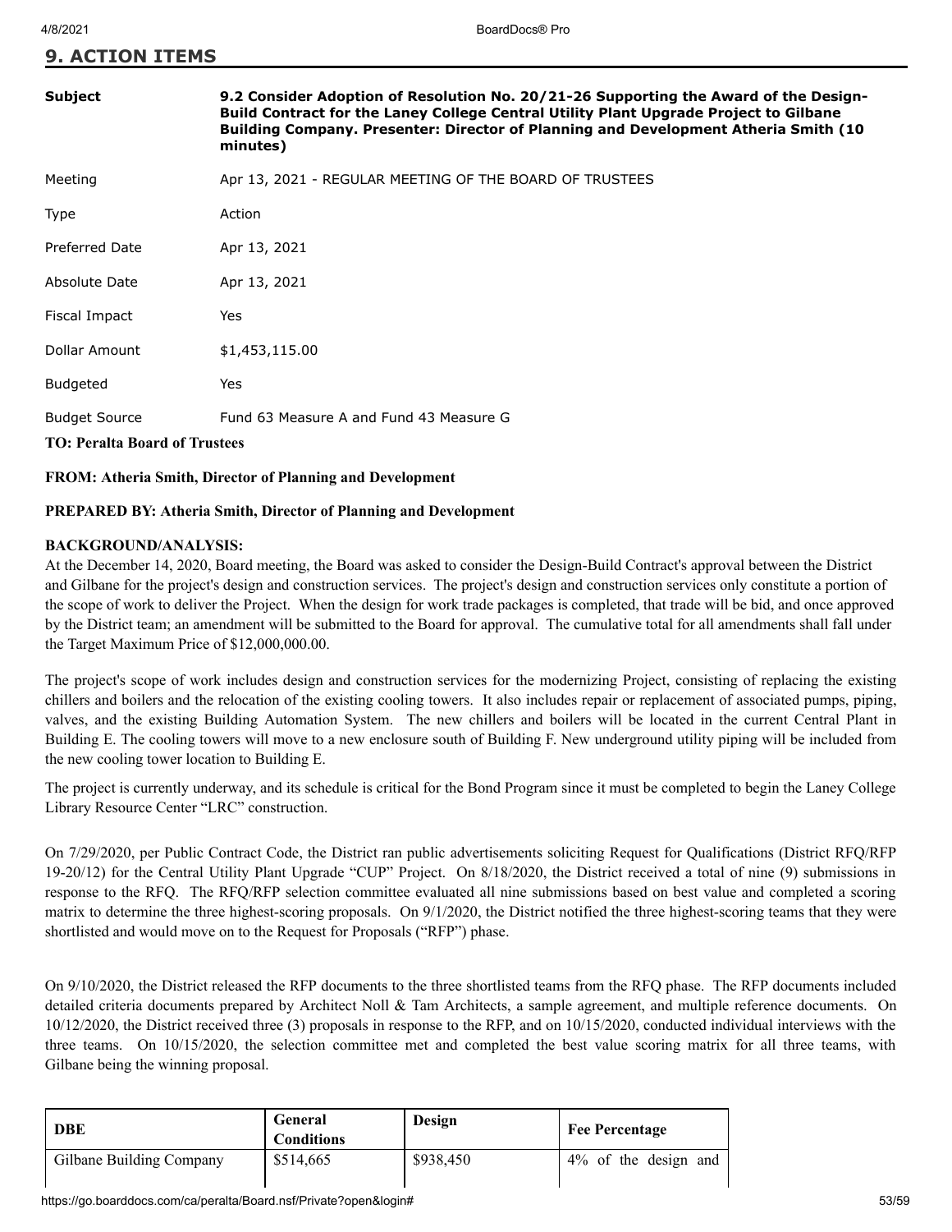## 9. ACTION ITEMS

| | |
|---|---|
| **Subject** | **9.2 Consider Adoption of Resolution No. 20/21-26 Supporting the Award of the Design-Build Contract for the Laney College Central Utility Plant Upgrade Project to Gilbane Building Company. Presenter: Director of Planning and Development Atheria Smith (10 minutes)** |
| Meeting | Apr 13, 2021 - REGULAR MEETING OF THE BOARD OF TRUSTEES |
| Type | Action |
| Preferred Date | Apr 13, 2021 |
| Absolute Date | Apr 13, 2021 |
| Fiscal Impact | Yes |
| Dollar Amount | $1,453,115.00 |
| Budgeted | Yes |
| Budget Source | Fund 63 Measure A and Fund 43 Measure G |

**TO: Peralta Board of Trustees**

**FROM: Atheria Smith, Director of Planning and Development**

**PREPARED BY: Atheria Smith, Director of Planning and Development**

**BACKGROUND/ANALYSIS:**

At the December 14, 2020, Board meeting, the Board was asked to consider the Design-Build Contract's approval between the District and Gilbane for the project's design and construction services. The project's design and construction services only constitute a portion of the scope of work to deliver the Project. When the design for work trade packages is completed, that trade will be bid, and once approved by the District team; an amendment will be submitted to the Board for approval. The cumulative total for all amendments shall fall under the Target Maximum Price of $12,000,000.00.

The project's scope of work includes design and construction services for the modernizing Project, consisting of replacing the existing chillers and boilers and the relocation of the existing cooling towers. It also includes repair or replacement of associated pumps, piping, valves, and the existing Building Automation System. The new chillers and boilers will be located in the current Central Plant in Building E. The cooling towers will move to a new enclosure south of Building F. New underground utility piping will be included from the new cooling tower location to Building E.

The project is currently underway, and its schedule is critical for the Bond Program since it must be completed to begin the Laney College Library Resource Center "LRC" construction.

On 7/29/2020, per Public Contract Code, the District ran public advertisements soliciting Request for Qualifications (District RFQ/RFP 19-20/12) for the Central Utility Plant Upgrade "CUP" Project. On 8/18/2020, the District received a total of nine (9) submissions in response to the RFQ. The RFQ/RFP selection committee evaluated all nine submissions based on best value and completed a scoring matrix to determine the three highest-scoring proposals. On 9/1/2020, the District notified the three highest-scoring teams that they were shortlisted and would move on to the Request for Proposals ("RFP") phase.

On 9/10/2020, the District released the RFP documents to the three shortlisted teams from the RFQ phase. The RFP documents included detailed criteria documents prepared by Architect Noll & Tam Architects, a sample agreement, and multiple reference documents. On 10/12/2020, the District received three (3) proposals in response to the RFP, and on 10/15/2020, conducted individual interviews with the three teams. On 10/15/2020, the selection committee met and completed the best value scoring matrix for all three teams, with Gilbane being the winning proposal.

| DBE | General Conditions | Design | Fee Percentage |
|---|---|---|---|
| Gilbane Building Company | $514,665 | $938,450 | 4% of the design and |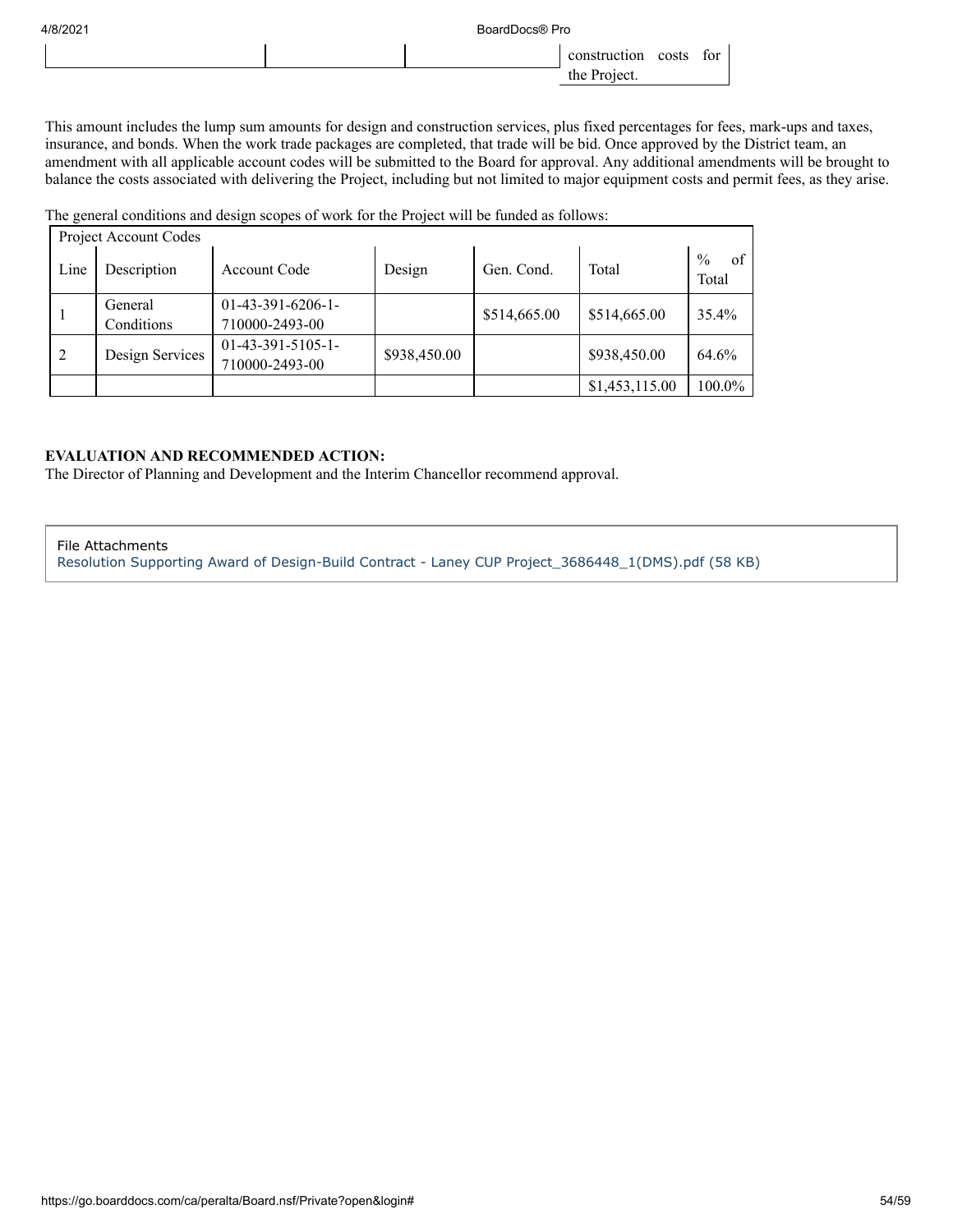| | | | construction costs for the Project. |
|---|---|---|---|

This amount includes the lump sum amounts for design and construction services, plus fixed percentages for fees, mark-ups and taxes, insurance, and bonds. When the work trade packages are completed, that trade will be bid. Once approved by the District team, an amendment with all applicable account codes will be submitted to the Board for approval. Any additional amendments will be brought to balance the costs associated with delivering the Project, including but not limited to major equipment costs and permit fees, as they arise.

The general conditions and design scopes of work for the Project will be funded as follows:

| Project Account Codes | | | | | | |
|---|---|---|---|---|---|---|
| Line | Description | Account Code | Design | Gen. Cond. | Total | % of Total |
| 1 | General Conditions | 01-43-391-6206-1-710000-2493-00 | | $514,665.00 | $514,665.00 | 35.4% |
| 2 | Design Services | 01-43-391-5105-1-710000-2493-00 | $938,450.00 | | $938,450.00 | 64.6% |
| | | | | | $1,453,115.00 | 100.0% |

**EVALUATION AND RECOMMENDED ACTION:**
The Director of Planning and Development and the Interim Chancellor recommend approval.

File Attachments
Resolution Supporting Award of Design-Build Contract - Laney CUP Project_3686448_1(DMS).pdf (58 KB)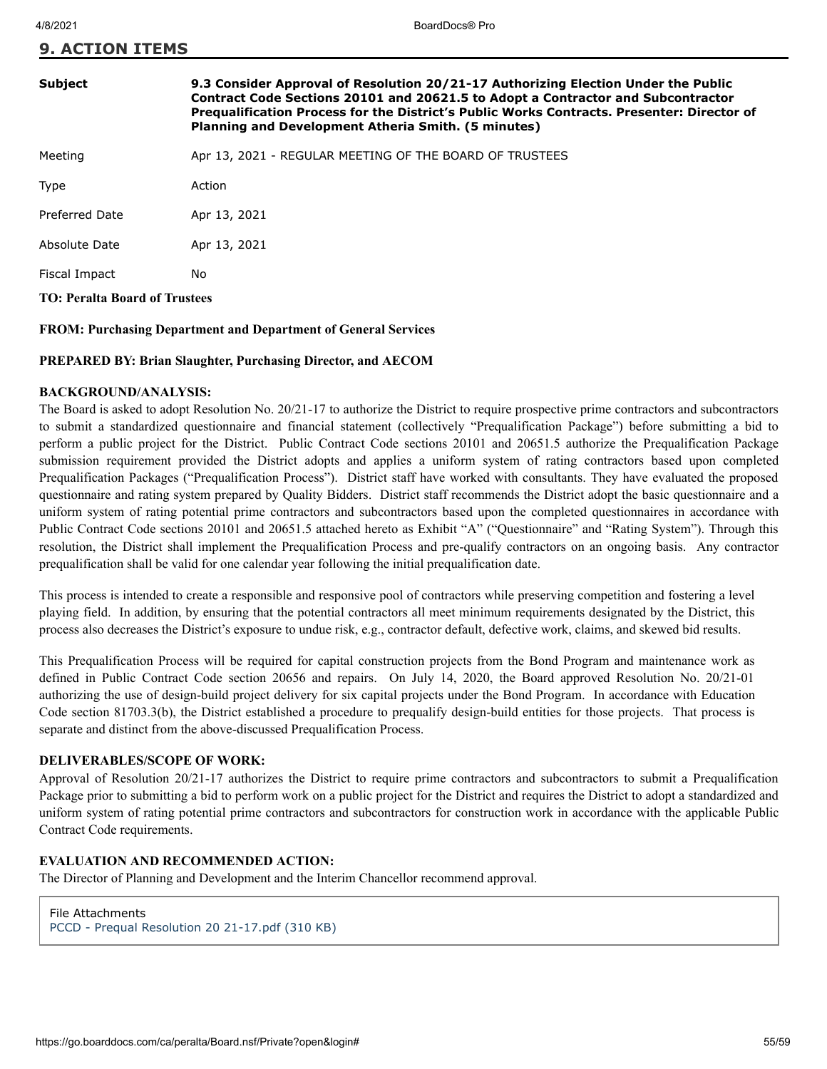## 9. ACTION ITEMS

| | |
|---|---|
| **Subject** | **9.3 Consider Approval of Resolution 20/21-17 Authorizing Election Under the Public Contract Code Sections 20101 and 20621.5 to Adopt a Contractor and Subcontractor Prequalification Process for the District's Public Works Contracts. Presenter: Director of Planning and Development Atheria Smith. (5 minutes)** |
| Meeting | Apr 13, 2021 - REGULAR MEETING OF THE BOARD OF TRUSTEES |
| Type | Action |
| Preferred Date | Apr 13, 2021 |
| Absolute Date | Apr 13, 2021 |
| Fiscal Impact | No |

**TO: Peralta Board of Trustees**

**FROM: Purchasing Department and Department of General Services**

**PREPARED BY: Brian Slaughter, Purchasing Director, and AECOM**

**BACKGROUND/ANALYSIS:**

The Board is asked to adopt Resolution No. 20/21-17 to authorize the District to require prospective prime contractors and subcontractors to submit a standardized questionnaire and financial statement (collectively "Prequalification Package") before submitting a bid to perform a public project for the District. Public Contract Code sections 20101 and 20651.5 authorize the Prequalification Package submission requirement provided the District adopts and applies a uniform system of rating contractors based upon completed Prequalification Packages ("Prequalification Process"). District staff have worked with consultants. They have evaluated the proposed questionnaire and rating system prepared by Quality Bidders. District staff recommends the District adopt the basic questionnaire and a uniform system of rating potential prime contractors and subcontractors based upon the completed questionnaires in accordance with Public Contract Code sections 20101 and 20651.5 attached hereto as Exhibit "A" ("Questionnaire" and "Rating System"). Through this resolution, the District shall implement the Prequalification Process and pre-qualify contractors on an ongoing basis. Any contractor prequalification shall be valid for one calendar year following the initial prequalification date.

This process is intended to create a responsible and responsive pool of contractors while preserving competition and fostering a level playing field. In addition, by ensuring that the potential contractors all meet minimum requirements designated by the District, this process also decreases the District's exposure to undue risk, e.g., contractor default, defective work, claims, and skewed bid results.

This Prequalification Process will be required for capital construction projects from the Bond Program and maintenance work as defined in Public Contract Code section 20656 and repairs. On July 14, 2020, the Board approved Resolution No. 20/21-01 authorizing the use of design-build project delivery for six capital projects under the Bond Program. In accordance with Education Code section 81703.3(b), the District established a procedure to prequalify design-build entities for those projects. That process is separate and distinct from the above-discussed Prequalification Process.

**DELIVERABLES/SCOPE OF WORK:**

Approval of Resolution 20/21-17 authorizes the District to require prime contractors and subcontractors to submit a Prequalification Package prior to submitting a bid to perform work on a public project for the District and requires the District to adopt a standardized and uniform system of rating potential prime contractors and subcontractors for construction work in accordance with the applicable Public Contract Code requirements.

**EVALUATION AND RECOMMENDED ACTION:**

The Director of Planning and Development and the Interim Chancellor recommend approval.

File Attachments
PCCD - Prequal Resolution 20 21-17.pdf (310 KB)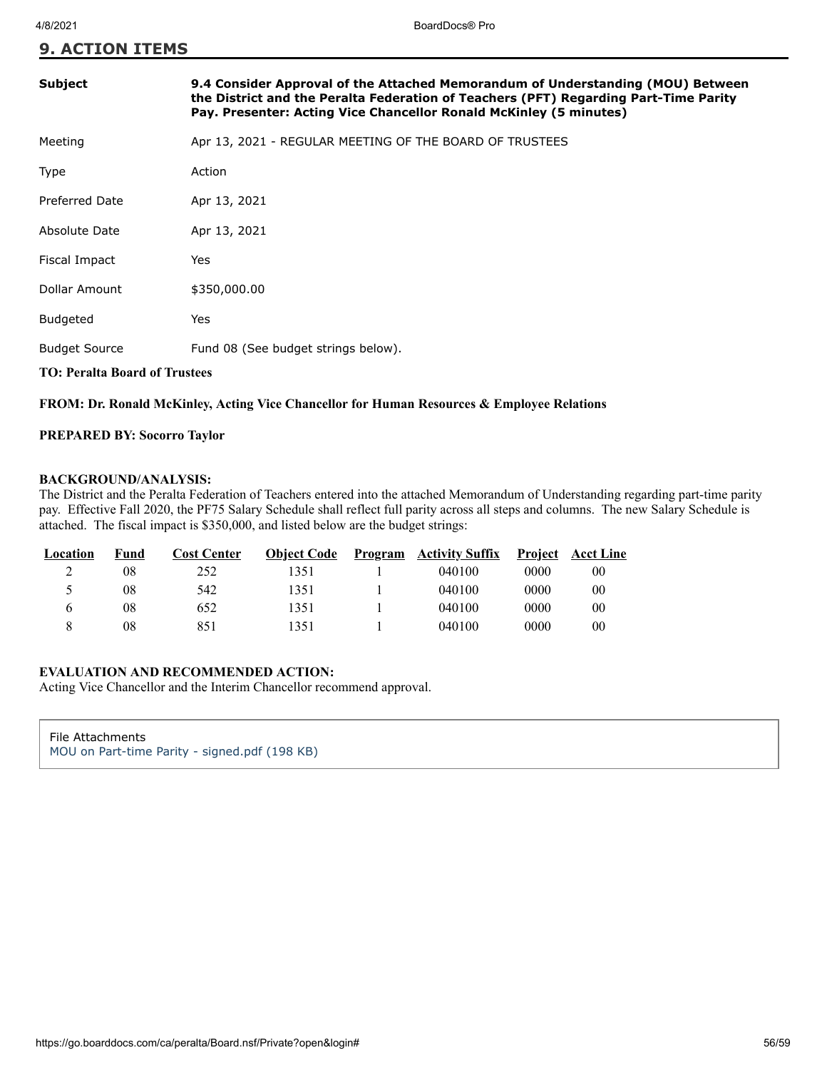## 9. ACTION ITEMS

| | |
|---|---|
| **Subject** | **9.4 Consider Approval of the Attached Memorandum of Understanding (MOU) Between the District and the Peralta Federation of Teachers (PFT) Regarding Part-Time Parity Pay. Presenter: Acting Vice Chancellor Ronald McKinley (5 minutes)** |
| Meeting | Apr 13, 2021 - REGULAR MEETING OF THE BOARD OF TRUSTEES |
| Type | Action |
| Preferred Date | Apr 13, 2021 |
| Absolute Date | Apr 13, 2021 |
| Fiscal Impact | Yes |
| Dollar Amount | $350,000.00 |
| Budgeted | Yes |
| Budget Source | Fund 08 (See budget strings below). |

**TO: Peralta Board of Trustees**

**FROM: Dr. Ronald McKinley, Acting Vice Chancellor for Human Resources & Employee Relations**

**PREPARED BY: Socorro Taylor**

**BACKGROUND/ANALYSIS:**
The District and the Peralta Federation of Teachers entered into the attached Memorandum of Understanding regarding part-time parity pay. Effective Fall 2020, the PF75 Salary Schedule shall reflect full parity across all steps and columns. The new Salary Schedule is attached. The fiscal impact is $350,000, and listed below are the budget strings:

| Location | Fund | Cost Center | Object Code | Program | Activity Suffix | Project | Acct Line |
|---|---|---|---|---|---|---|---|
| 2 | 08 | 252 | 1351 | 1 | 040100 | 0000 | 00 |
| 5 | 08 | 542 | 1351 | 1 | 040100 | 0000 | 00 |
| 6 | 08 | 652 | 1351 | 1 | 040100 | 0000 | 00 |
| 8 | 08 | 851 | 1351 | 1 | 040100 | 0000 | 00 |

**EVALUATION AND RECOMMENDED ACTION:**
Acting Vice Chancellor and the Interim Chancellor recommend approval.

File Attachments
MOU on Part-time Parity - signed.pdf (198 KB)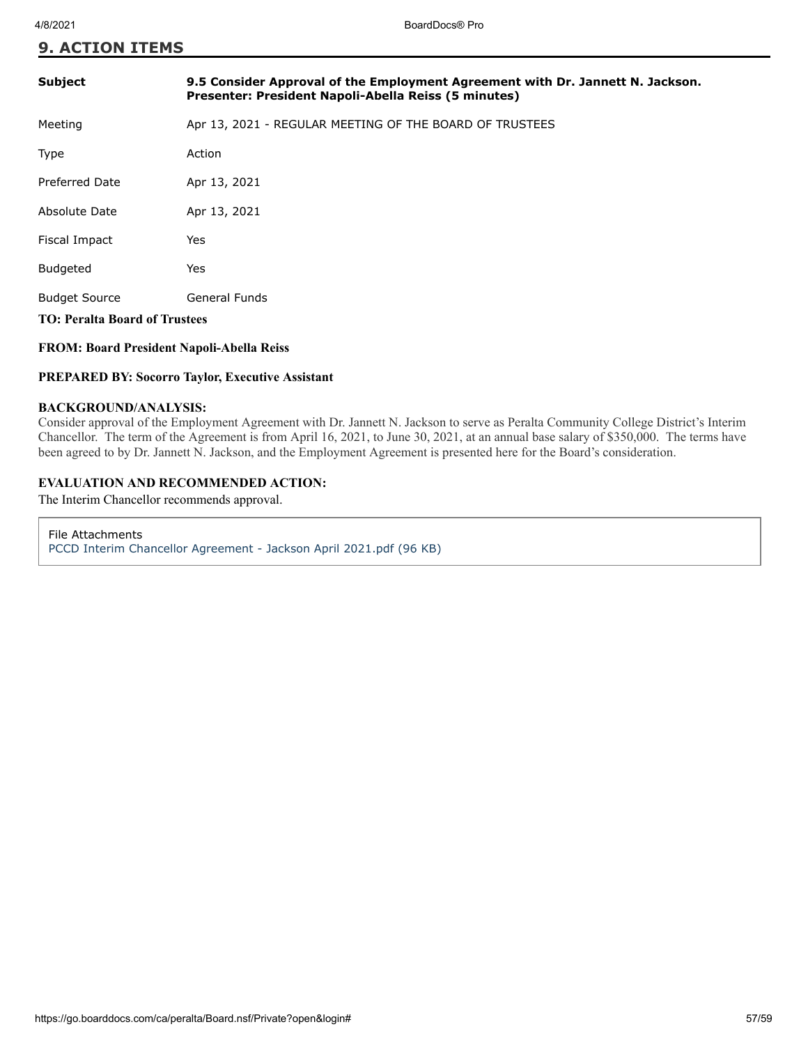## 9. ACTION ITEMS

| | |
|---|---|
| **Subject** | **9.5 Consider Approval of the Employment Agreement with Dr. Jannett N. Jackson. Presenter: President Napoli-Abella Reiss (5 minutes)** |
| Meeting | Apr 13, 2021 - REGULAR MEETING OF THE BOARD OF TRUSTEES |
| Type | Action |
| Preferred Date | Apr 13, 2021 |
| Absolute Date | Apr 13, 2021 |
| Fiscal Impact | Yes |
| Budgeted | Yes |
| Budget Source | General Funds |

**TO: Peralta Board of Trustees**

**FROM: Board President Napoli-Abella Reiss**

**PREPARED BY: Socorro Taylor, Executive Assistant**

**BACKGROUND/ANALYSIS:**

Consider approval of the Employment Agreement with Dr. Jannett N. Jackson to serve as Peralta Community College District's Interim Chancellor. The term of the Agreement is from April 16, 2021, to June 30, 2021, at an annual base salary of $350,000. The terms have been agreed to by Dr. Jannett N. Jackson, and the Employment Agreement is presented here for the Board's consideration.

**EVALUATION AND RECOMMENDED ACTION:**

The Interim Chancellor recommends approval.

File Attachments
PCCD Interim Chancellor Agreement - Jackson April 2021.pdf (96 KB)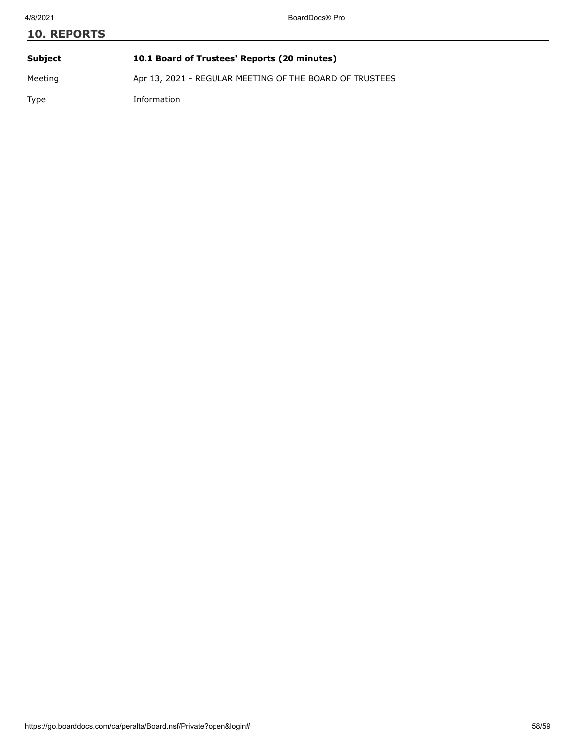## 10. REPORTS

| | |
|---|---|
| **Subject** | **10.1 Board of Trustees' Reports (20 minutes)** |
| Meeting | Apr 13, 2021 - REGULAR MEETING OF THE BOARD OF TRUSTEES |
| Type | Information |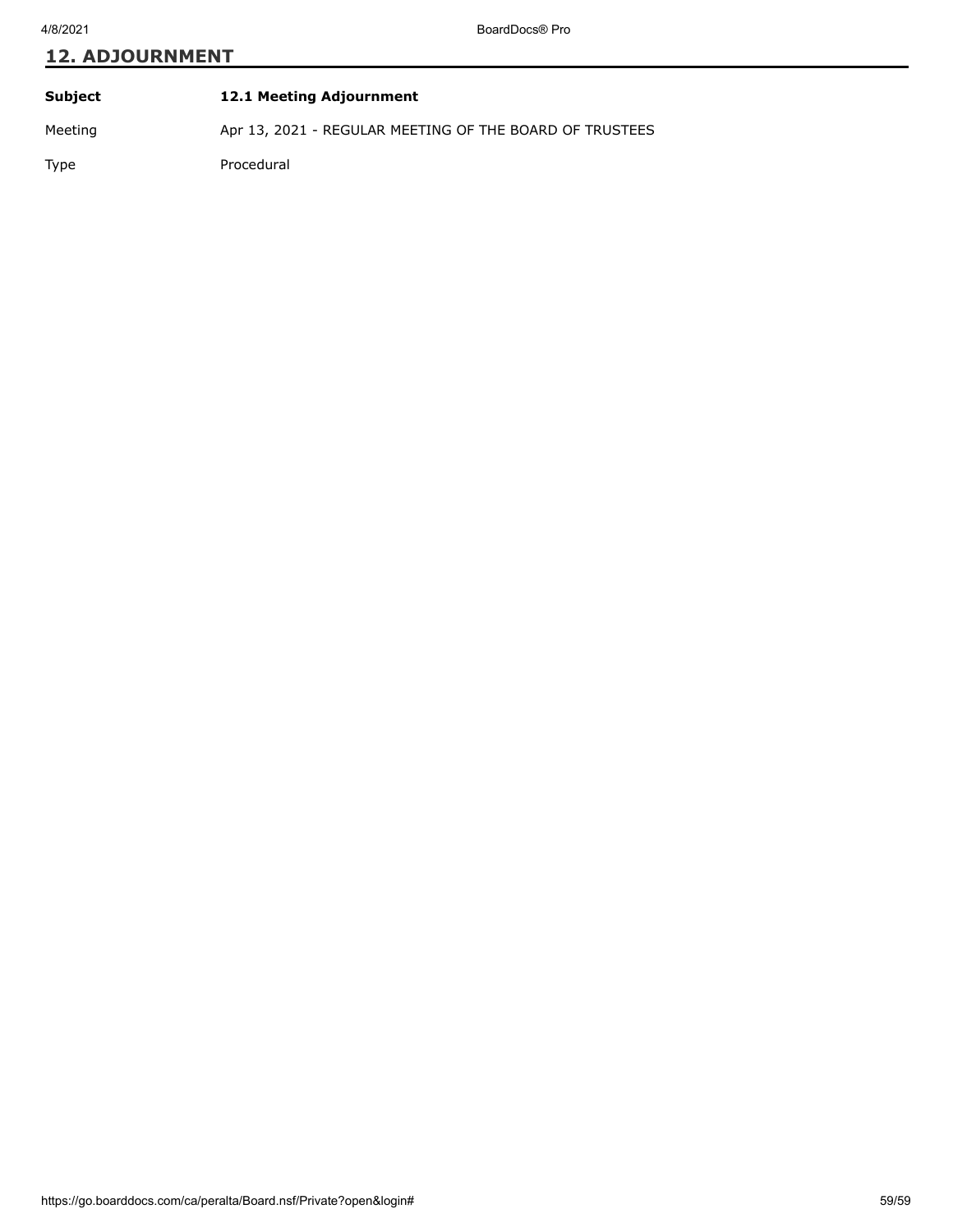## 12. ADJOURNMENT

| | |
|---|---|
| **Subject** | **12.1 Meeting Adjournment** |
| Meeting | Apr 13, 2021 - REGULAR MEETING OF THE BOARD OF TRUSTEES |
| Type | Procedural |